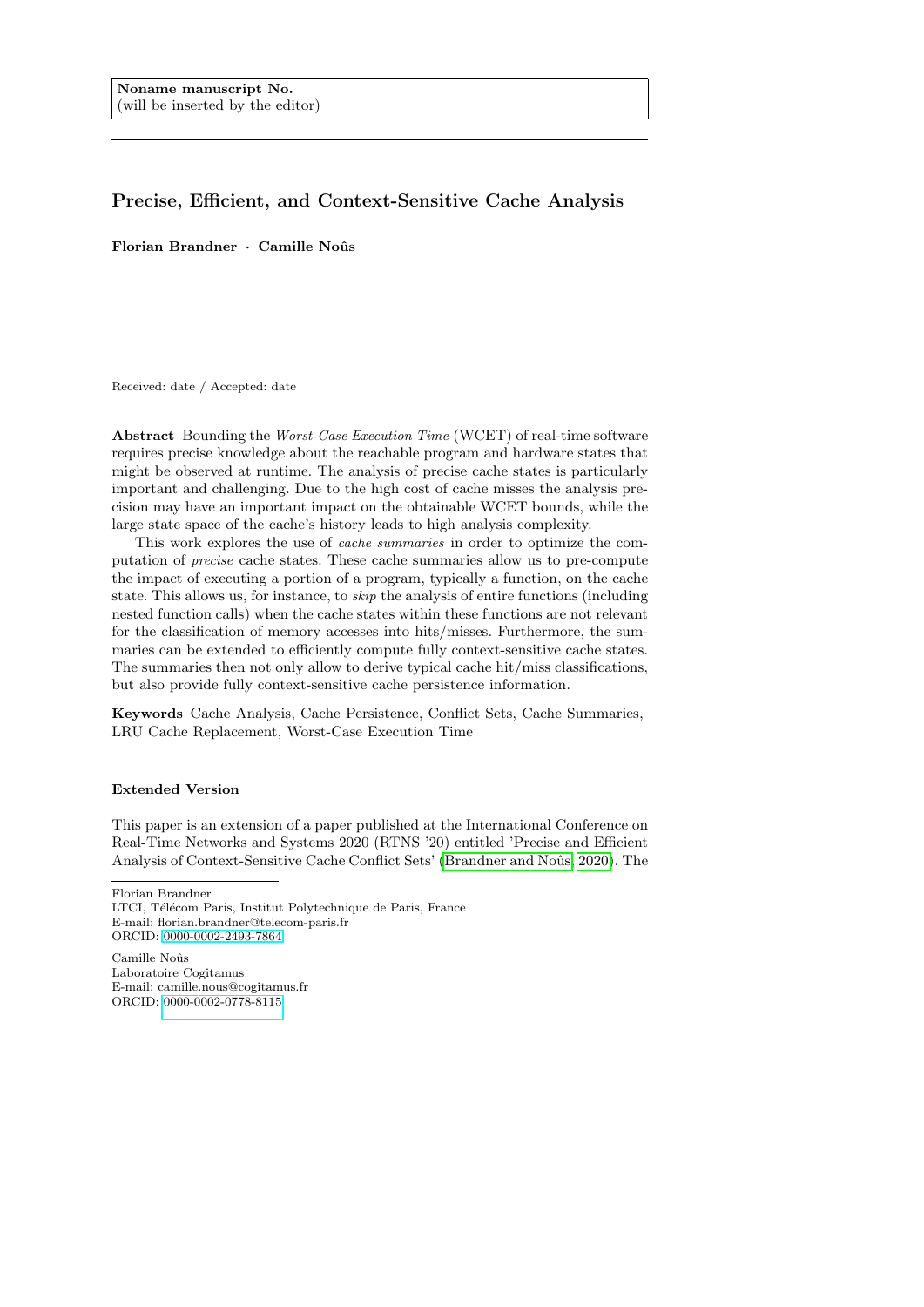**Noname manuscript No.**
(will be inserted by the editor)

# Precise, Efficient, and Context-Sensitive Cache Analysis

**Florian Brandner · Camille Noûs**

Received: date / Accepted: date

**Abstract** Bounding the *Worst-Case Execution Time* (WCET) of real-time software requires precise knowledge about the reachable program and hardware states that might be observed at runtime. The analysis of precise cache states is particularly important and challenging. Due to the high cost of cache misses the analysis precision may have an important impact on the obtainable WCET bounds, while the large state space of the cache's history leads to high analysis complexity.

This work explores the use of *cache summaries* in order to optimize the computation of *precise* cache states. These cache summaries allow us to pre-compute the impact of executing a portion of a program, typically a function, on the cache state. This allows us, for instance, to *skip* the analysis of entire functions (including nested function calls) when the cache states within these functions are not relevant for the classification of memory accesses into hits/misses. Furthermore, the summaries can be extended to efficiently compute fully context-sensitive cache states. The summaries then not only allow to derive typical cache hit/miss classifications, but also provide fully context-sensitive cache persistence information.

**Keywords** Cache Analysis, Cache Persistence, Conflict Sets, Cache Summaries, LRU Cache Replacement, Worst-Case Execution Time

### Extended Version

This paper is an extension of a paper published at the International Conference on Real-Time Networks and Systems 2020 (RTNS '20) entitled 'Precise and Efficient Analysis of Context-Sensitive Cache Conflict Sets' (Brandner and Noûs, 2020). The

---

Florian Brandner
LTCI, Télécom Paris, Institut Polytechnique de Paris, France
E-mail: florian.brandner@telecom-paris.fr
ORCID: 0000-0002-2493-7864

Camille Noûs
Laboratoire Cogitamus
E-mail: camille.nous@cogitamus.fr
ORCID: 0000-0002-0778-8115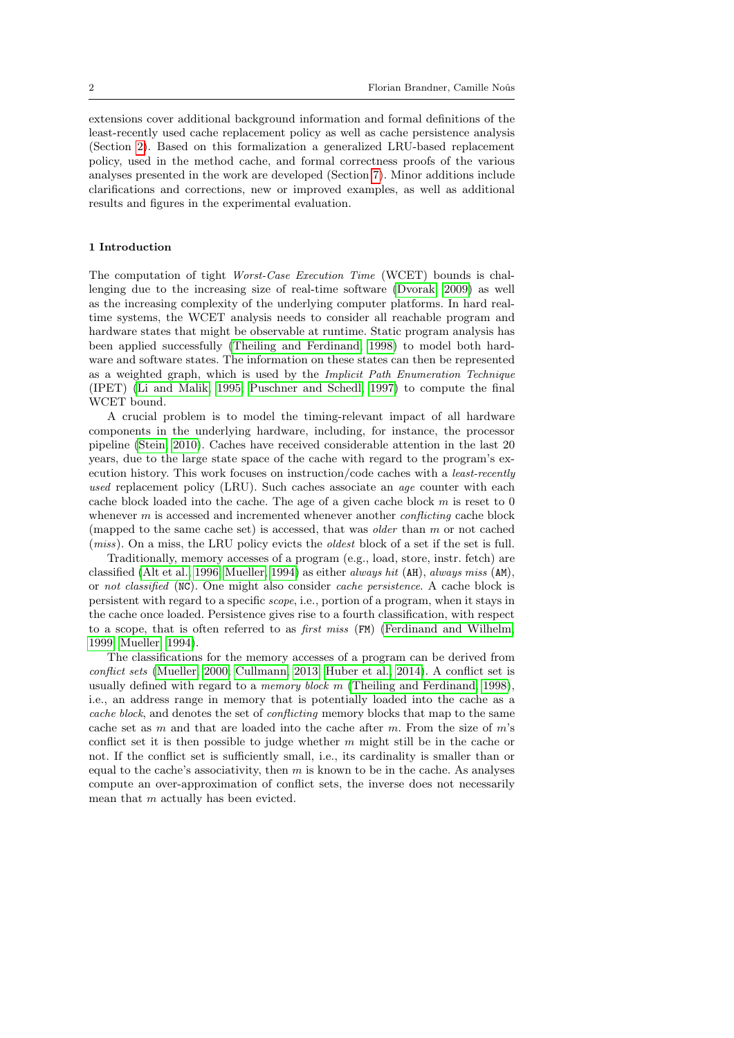extensions cover additional background information and formal definitions of the least-recently used cache replacement policy as well as cache persistence analysis (Section 2). Based on this formalization a generalized LRU-based replacement policy, used in the method cache, and formal correctness proofs of the various analyses presented in the work are developed (Section 7). Minor additions include clarifications and corrections, new or improved examples, as well as additional results and figures in the experimental evaluation.

## 1 Introduction

The computation of tight *Worst-Case Execution Time* (WCET) bounds is challenging due to the increasing size of real-time software (Dvorak, 2009) as well as the increasing complexity of the underlying computer platforms. In hard real-time systems, the WCET analysis needs to consider all reachable program and hardware states that might be observable at runtime. Static program analysis has been applied successfully (Theiling and Ferdinand, 1998) to model both hardware and software states. The information on these states can then be represented as a weighted graph, which is used by the *Implicit Path Enumeration Technique* (IPET) (Li and Malik, 1995; Puschner and Schedl, 1997) to compute the final WCET bound.

A crucial problem is to model the timing-relevant impact of all hardware components in the underlying hardware, including, for instance, the processor pipeline (Stein, 2010). Caches have received considerable attention in the last 20 years, due to the large state space of the cache with regard to the program's execution history. This work focuses on instruction/code caches with a *least-recently used* replacement policy (LRU). Such caches associate an *age* counter with each cache block loaded into the cache. The age of a given cache block $m$ is reset to 0 whenever $m$ is accessed and incremented whenever another *conflicting* cache block (mapped to the same cache set) is accessed, that was *older* than $m$ or not cached (*miss*). On a miss, the LRU policy evicts the *oldest* block of a set if the set is full.

Traditionally, memory accesses of a program (e.g., load, store, instr. fetch) are classified (Alt et al., 1996; Mueller, 1994) as either *always hit* (AH), *always miss* (AM), or *not classified* (NC). One might also consider *cache persistence*. A cache block is persistent with regard to a specific *scope*, i.e., portion of a program, when it stays in the cache once loaded. Persistence gives rise to a fourth classification, with respect to a scope, that is often referred to as *first miss* (FM) (Ferdinand and Wilhelm, 1999; Mueller, 1994).

The classifications for the memory accesses of a program can be derived from *conflict sets* (Mueller, 2000; Cullmann, 2013; Huber et al., 2014). A conflict set is usually defined with regard to a *memory block* $m$ (Theiling and Ferdinand, 1998), i.e., an address range in memory that is potentially loaded into the cache as a *cache block*, and denotes the set of *conflicting* memory blocks that map to the same cache set as $m$ and that are loaded into the cache after $m$. From the size of $m$'s conflict set it is then possible to judge whether $m$ might still be in the cache or not. If the conflict set is sufficiently small, i.e., its cardinality is smaller than or equal to the cache's associativity, then $m$ is known to be in the cache. As analyses compute an over-approximation of conflict sets, the inverse does not necessarily mean that $m$ actually has been evicted.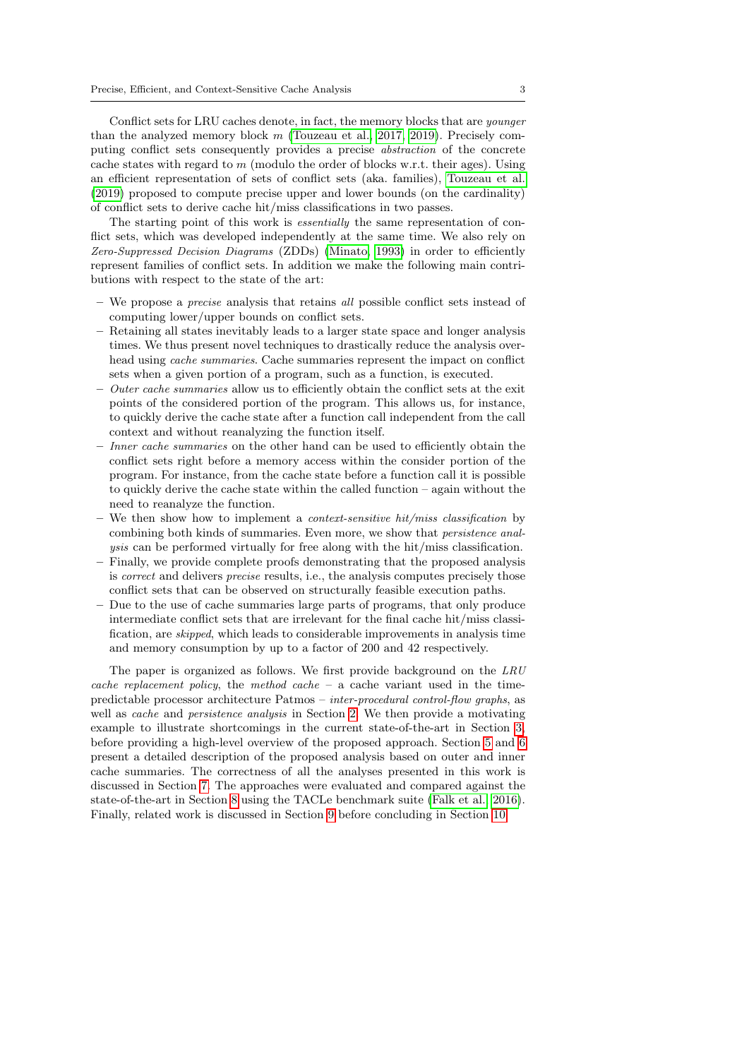Conflict sets for LRU caches denote, in fact, the memory blocks that are *younger* than the analyzed memory block $m$ (Touzeau et al., 2017, 2019). Precisely computing conflict sets consequently provides a precise *abstraction* of the concrete cache states with regard to $m$ (modulo the order of blocks w.r.t. their ages). Using an efficient representation of sets of conflict sets (aka. families), Touzeau et al. (2019) proposed to compute precise upper and lower bounds (on the cardinality) of conflict sets to derive cache hit/miss classifications in two passes.

The starting point of this work is *essentially* the same representation of conflict sets, which was developed independently at the same time. We also rely on *Zero-Suppressed Decision Diagrams* (ZDDs) (Minato, 1993) in order to efficiently represent families of conflict sets. In addition we make the following main contributions with respect to the state of the art:

– We propose a *precise* analysis that retains *all* possible conflict sets instead of computing lower/upper bounds on conflict sets.
– Retaining all states inevitably leads to a larger state space and longer analysis times. We thus present novel techniques to drastically reduce the analysis overhead using *cache summaries*. Cache summaries represent the impact on conflict sets when a given portion of a program, such as a function, is executed.
– *Outer cache summaries* allow us to efficiently obtain the conflict sets at the exit points of the considered portion of the program. This allows us, for instance, to quickly derive the cache state after a function call independent from the call context and without reanalyzing the function itself.
– *Inner cache summaries* on the other hand can be used to efficiently obtain the conflict sets right before a memory access within the consider portion of the program. For instance, from the cache state before a function call it is possible to quickly derive the cache state within the called function – again without the need to reanalyze the function.
– We then show how to implement a *context-sensitive hit/miss classification* by combining both kinds of summaries. Even more, we show that *persistence analysis* can be performed virtually for free along with the hit/miss classification.
– Finally, we provide complete proofs demonstrating that the proposed analysis is *correct* and delivers *precise* results, i.e., the analysis computes precisely those conflict sets that can be observed on structurally feasible execution paths.
– Due to the use of cache summaries large parts of programs, that only produce intermediate conflict sets that are irrelevant for the final cache hit/miss classification, are *skipped*, which leads to considerable improvements in analysis time and memory consumption by up to a factor of 200 and 42 respectively.

The paper is organized as follows. We first provide background on the *LRU cache replacement policy*, the *method cache* – a cache variant used in the time-predictable processor architecture Patmos – *inter-procedural control-flow graphs*, as well as *cache* and *persistence analysis* in Section 2. We then provide a motivating example to illustrate shortcomings in the current state-of-the-art in Section 3, before providing a high-level overview of the proposed approach. Section 5 and 6 present a detailed description of the proposed analysis based on outer and inner cache summaries. The correctness of all the analyses presented in this work is discussed in Section 7. The approaches were evaluated and compared against the state-of-the-art in Section 8 using the TACLe benchmark suite (Falk et al., 2016). Finally, related work is discussed in Section 9 before concluding in Section 10.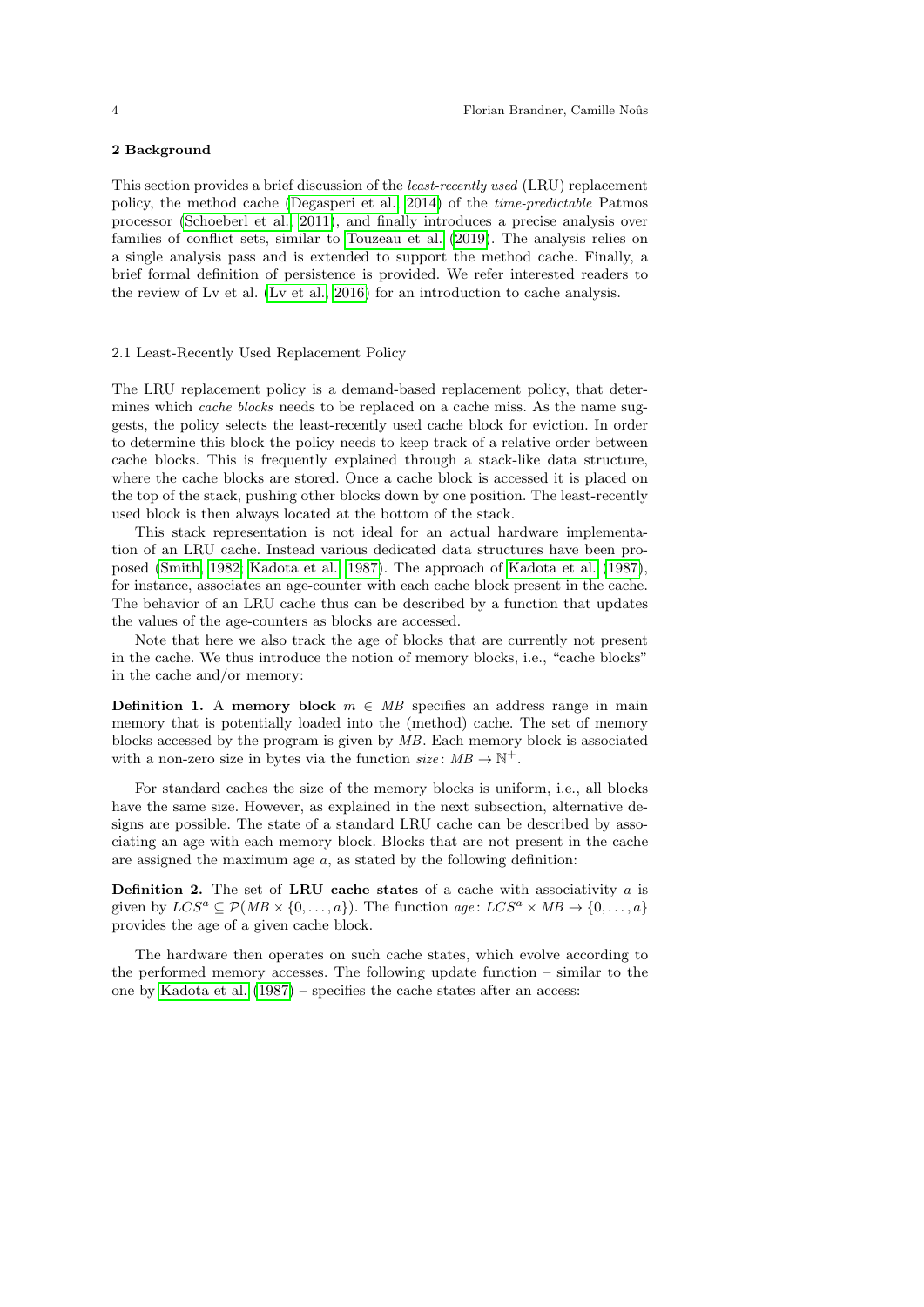## 2 Background

This section provides a brief discussion of the *least-recently used* (LRU) replacement policy, the method cache (Degasperi et al., 2014) of the *time-predictable* Patmos processor (Schoeberl et al., 2011), and finally introduces a precise analysis over families of conflict sets, similar to Touzeau et al. (2019). The analysis relies on a single analysis pass and is extended to support the method cache. Finally, a brief formal definition of persistence is provided. We refer interested readers to the review of Lv et al. (Lv et al., 2016) for an introduction to cache analysis.

### 2.1 Least-Recently Used Replacement Policy

The LRU replacement policy is a demand-based replacement policy, that determines which *cache blocks* needs to be replaced on a cache miss. As the name suggests, the policy selects the least-recently used cache block for eviction. In order to determine this block the policy needs to keep track of a relative order between cache blocks. This is frequently explained through a stack-like data structure, where the cache blocks are stored. Once a cache block is accessed it is placed on the top of the stack, pushing other blocks down by one position. The least-recently used block is then always located at the bottom of the stack.

This stack representation is not ideal for an actual hardware implementation of an LRU cache. Instead various dedicated data structures have been proposed (Smith, 1982; Kadota et al., 1987). The approach of Kadota et al. (1987), for instance, associates an age-counter with each cache block present in the cache. The behavior of an LRU cache thus can be described by a function that updates the values of the age-counters as blocks are accessed.

Note that here we also track the age of blocks that are currently not present in the cache. We thus introduce the notion of memory blocks, i.e., "cache blocks" in the cache and/or memory:

**Definition 1.** A **memory block** $m \in MB$ specifies an address range in main memory that is potentially loaded into the (method) cache. The set of memory blocks accessed by the program is given by $MB$. Each memory block is associated with a non-zero size in bytes via the function $size\colon MB \to \mathbb{N}^+$.

For standard caches the size of the memory blocks is uniform, i.e., all blocks have the same size. However, as explained in the next subsection, alternative designs are possible. The state of a standard LRU cache can be described by associating an age with each memory block. Blocks that are not present in the cache are assigned the maximum age $a$, as stated by the following definition:

**Definition 2.** The set of **LRU cache states** of a cache with associativity $a$ is given by $LCS^a \subseteq \mathcal{P}(MB \times \{0, \ldots, a\})$. The function $age\colon LCS^a \times MB \to \{0, \ldots, a\}$ provides the age of a given cache block.

The hardware then operates on such cache states, which evolve according to the performed memory accesses. The following update function – similar to the one by Kadota et al. (1987) – specifies the cache states after an access: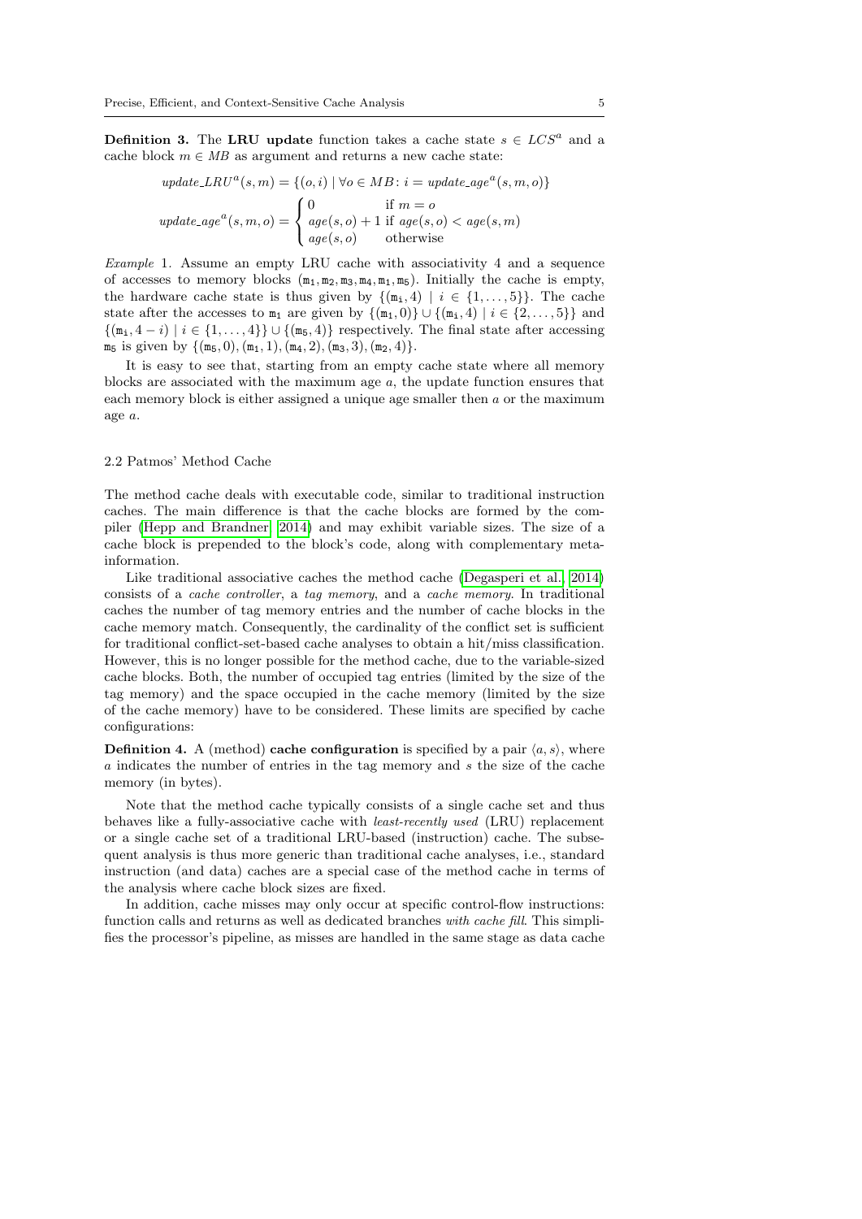**Definition 3.** The **LRU update** function takes a cache state $s \in LCS^a$ and a cache block $m \in MB$ as argument and returns a new cache state:

$$update\_LRU^a(s, m) = \{(o, i) \mid \forall o \in MB\colon i = update\_age^a(s, m, o)\}$$

$$update\_age^a(s, m, o) = \begin{cases} 0 & \text{if } m = o \\ age(s, o) + 1 & \text{if } age(s, o) < age(s, m) \\ age(s, o) & \text{otherwise} \end{cases}$$

*Example* 1. Assume an empty LRU cache with associativity 4 and a sequence of accesses to memory blocks $(\mathtt{m_1}, \mathtt{m_2}, \mathtt{m_3}, \mathtt{m_4}, \mathtt{m_1}, \mathtt{m_5})$. Initially the cache is empty, the hardware cache state is thus given by $\{(\mathtt{m_i}, 4) \mid i \in \{1, \ldots, 5\}\}$. The cache state after the accesses to $\mathtt{m_1}$ are given by $\{(\mathtt{m_1}, 0)\} \cup \{(\mathtt{m_i}, 4) \mid i \in \{2, \ldots, 5\}\}$ and $\{(\mathtt{m_i}, 4 - i) \mid i \in \{1, \ldots, 4\}\} \cup \{(\mathtt{m_5}, 4)\}$ respectively. The final state after accessing $\mathtt{m_5}$ is given by $\{(\mathtt{m_5}, 0), (\mathtt{m_1}, 1), (\mathtt{m_4}, 2), (\mathtt{m_3}, 3), (\mathtt{m_2}, 4)\}$.

It is easy to see that, starting from an empty cache state where all memory blocks are associated with the maximum age $a$, the update function ensures that each memory block is either assigned a unique age smaller then $a$ or the maximum age $a$.

### 2.2 Patmos' Method Cache

The method cache deals with executable code, similar to traditional instruction caches. The main difference is that the cache blocks are formed by the compiler (Hepp and Brandner 2014) and may exhibit variable sizes. The size of a cache block is prepended to the block's code, along with complementary meta-information.

Like traditional associative caches the method cache (Degasperi et al. 2014) consists of a *cache controller*, a *tag memory*, and a *cache memory*. In traditional caches the number of tag memory entries and the number of cache blocks in the cache memory match. Consequently, the cardinality of the conflict set is sufficient for traditional conflict-set-based cache analyses to obtain a hit/miss classification. However, this is no longer possible for the method cache, due to the variable-sized cache blocks. Both, the number of occupied tag entries (limited by the size of the tag memory) and the space occupied in the cache memory (limited by the size of the cache memory) have to be considered. These limits are specified by cache configurations:

**Definition 4.** A (method) **cache configuration** is specified by a pair $\langle a, s \rangle$, where $a$ indicates the number of entries in the tag memory and $s$ the size of the cache memory (in bytes).

Note that the method cache typically consists of a single cache set and thus behaves like a fully-associative cache with *least-recently used* (LRU) replacement or a single cache set of a traditional LRU-based (instruction) cache. The subsequent analysis is thus more generic than traditional cache analyses, i.e., standard instruction (and data) caches are a special case of the method cache in terms of the analysis where cache block sizes are fixed.

In addition, cache misses may only occur at specific control-flow instructions: function calls and returns as well as dedicated branches *with cache fill*. This simplifies the processor's pipeline, as misses are handled in the same stage as data cache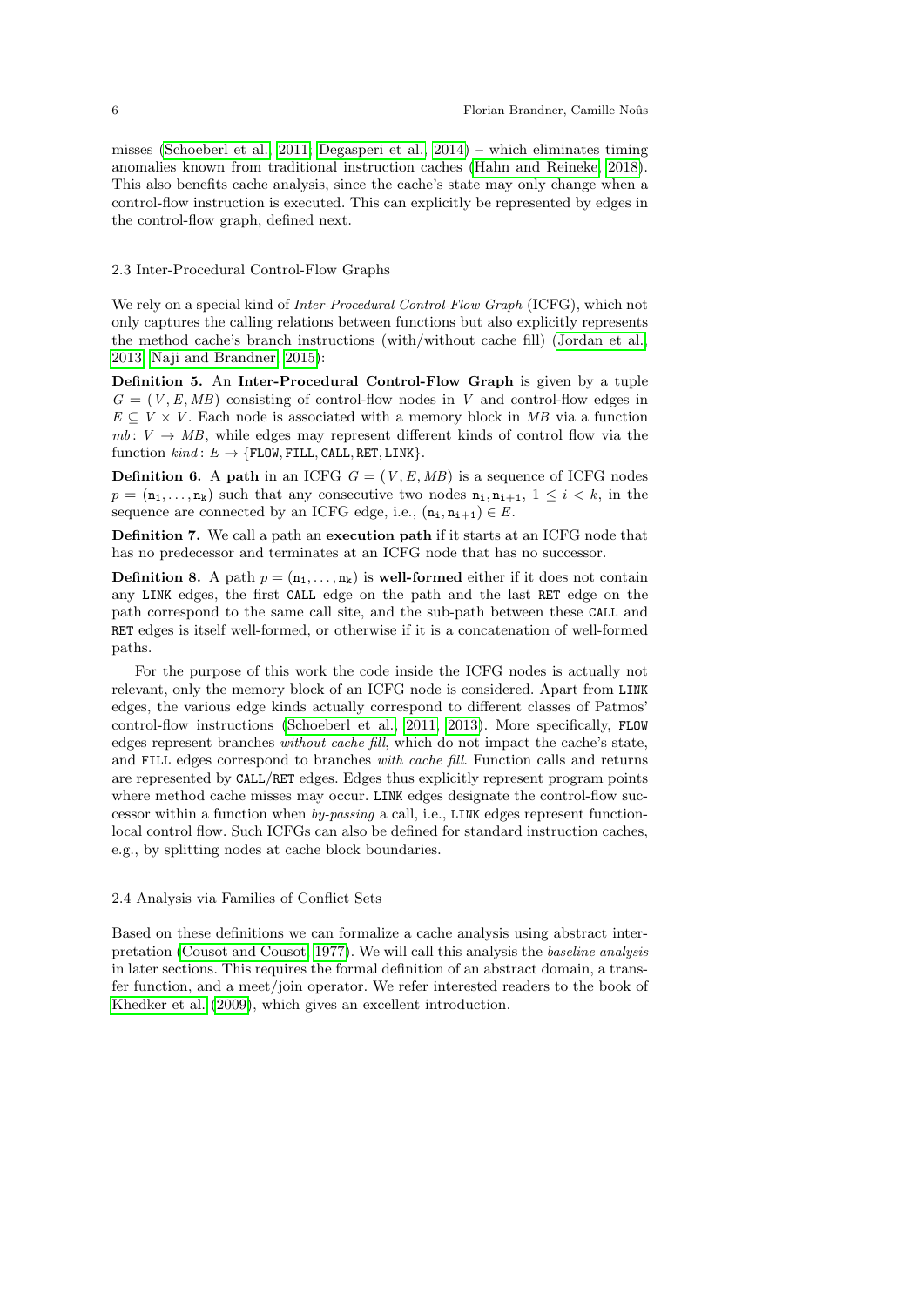misses (Schoeberl et al., 2011; Degasperi et al., 2014) – which eliminates timing anomalies known from traditional instruction caches (Hahn and Reineke, 2018). This also benefits cache analysis, since the cache's state may only change when a control-flow instruction is executed. This can explicitly be represented by edges in the control-flow graph, defined next.

### 2.3 Inter-Procedural Control-Flow Graphs

We rely on a special kind of *Inter-Procedural Control-Flow Graph* (ICFG), which not only captures the calling relations between functions but also explicitly represents the method cache's branch instructions (with/without cache fill) (Jordan et al., 2013; Naji and Brandner, 2015):

**Definition 5.** An **Inter-Procedural Control-Flow Graph** is given by a tuple $G = (V, E, MB)$ consisting of control-flow nodes in $V$ and control-flow edges in $E \subseteq V \times V$. Each node is associated with a memory block in $MB$ via a function $mb\colon V \to MB$, while edges may represent different kinds of control flow via the function $kind\colon E \to \{\texttt{FLOW}, \texttt{FILL}, \texttt{CALL}, \texttt{RET}, \texttt{LINK}\}$.

**Definition 6.** A **path** in an ICFG $G = (V, E, MB)$ is a sequence of ICFG nodes $p = (\mathtt{n_1}, \ldots, \mathtt{n_k})$ such that any consecutive two nodes $\mathtt{n_i}, \mathtt{n_{i+1}}$, $1 \leq i < k$, in the sequence are connected by an ICFG edge, i.e., $(\mathtt{n_i}, \mathtt{n_{i+1}}) \in E$.

**Definition 7.** We call a path an **execution path** if it starts at an ICFG node that has no predecessor and terminates at an ICFG node that has no successor.

**Definition 8.** A path $p = (\mathtt{n_1}, \ldots, \mathtt{n_k})$ is **well-formed** either if it does not contain any LINK edges, the first CALL edge on the path and the last RET edge on the path correspond to the same call site, and the sub-path between these CALL and RET edges is itself well-formed, or otherwise if it is a concatenation of well-formed paths.

For the purpose of this work the code inside the ICFG nodes is actually not relevant, only the memory block of an ICFG node is considered. Apart from LINK edges, the various edge kinds actually correspond to different classes of Patmos' control-flow instructions (Schoeberl et al., 2011, 2013). More specifically, FLOW edges represent branches *without cache fill*, which do not impact the cache's state, and FILL edges correspond to branches *with cache fill*. Function calls and returns are represented by CALL/RET edges. Edges thus explicitly represent program points where method cache misses may occur. LINK edges designate the control-flow successor within a function when *by-passing* a call, i.e., LINK edges represent function-local control flow. Such ICFGs can also be defined for standard instruction caches, e.g., by splitting nodes at cache block boundaries.

### 2.4 Analysis via Families of Conflict Sets

Based on these definitions we can formalize a cache analysis using abstract interpretation (Cousot and Cousot, 1977). We will call this analysis the *baseline analysis* in later sections. This requires the formal definition of an abstract domain, a transfer function, and a meet/join operator. We refer interested readers to the book of Khedker et al. (2009), which gives an excellent introduction.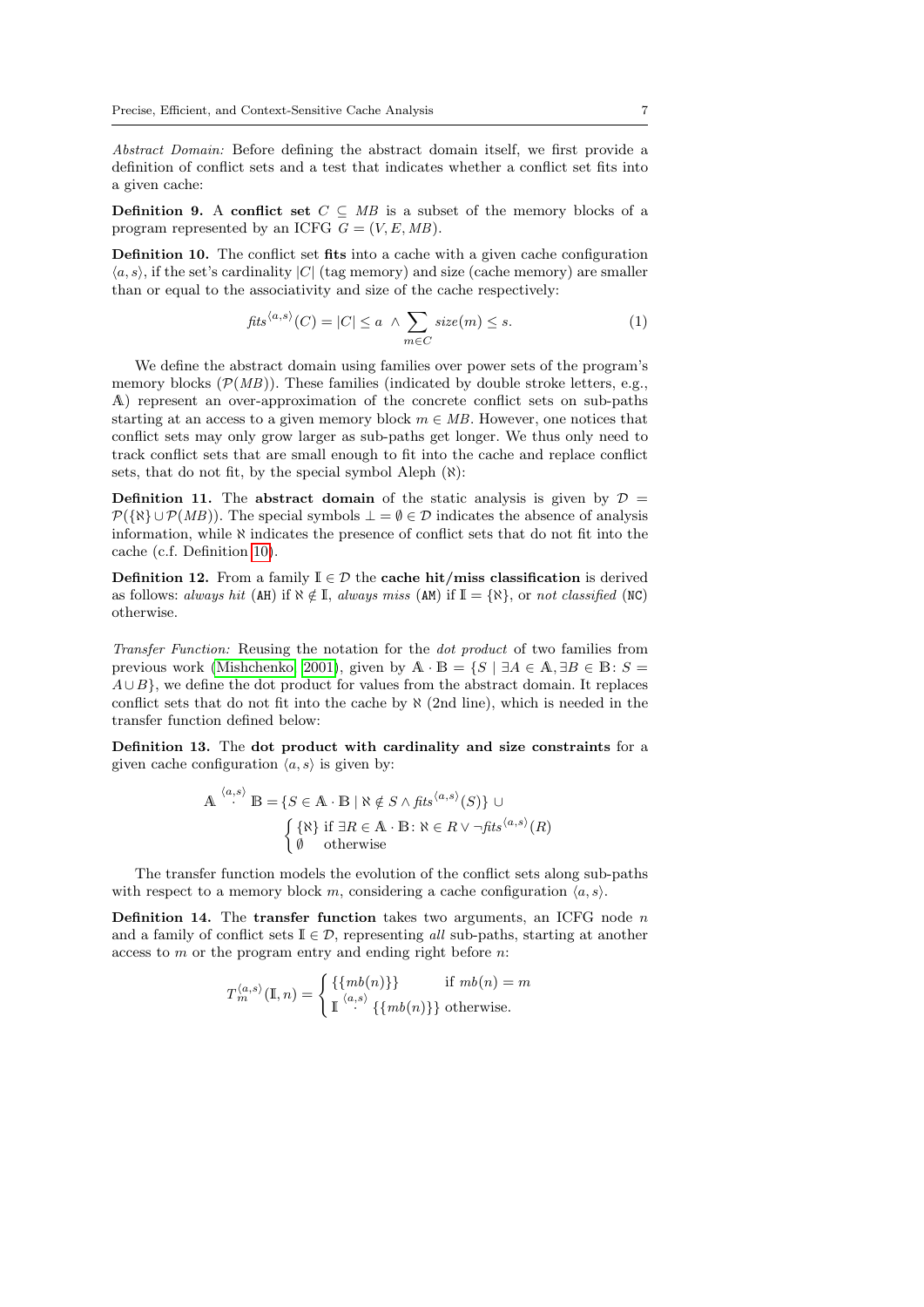*Abstract Domain:* Before defining the abstract domain itself, we first provide a definition of conflict sets and a test that indicates whether a conflict set fits into a given cache:

**Definition 9.** A **conflict set** $C \subseteq MB$ is a subset of the memory blocks of a program represented by an ICFG $G = (V, E, MB)$.

**Definition 10.** The conflict set **fits** into a cache with a given cache configuration $\langle a, s \rangle$, if the set's cardinality $|C|$ (tag memory) and size (cache memory) are smaller than or equal to the associativity and size of the cache respectively:

$$fits^{\langle a,s \rangle}(C) = |C| \leq a \;\wedge \sum_{m \in C} size(m) \leq s. \tag{1}$$

We define the abstract domain using families over power sets of the program's memory blocks ($\mathcal{P}(MB)$). These families (indicated by double stroke letters, e.g., $\mathbb{A}$) represent an over-approximation of the concrete conflict sets on sub-paths starting at an access to a given memory block $m \in MB$. However, one notices that conflict sets may only grow larger as sub-paths get longer. We thus only need to track conflict sets that are small enough to fit into the cache and replace conflict sets, that do not fit, by the special symbol Aleph ($\aleph$):

**Definition 11.** The **abstract domain** of the static analysis is given by $\mathcal{D} = \mathcal{P}(\{\aleph\} \cup \mathcal{P}(MB))$. The special symbols $\bot = \emptyset \in \mathcal{D}$ indicates the absence of analysis information, while $\aleph$ indicates the presence of conflict sets that do not fit into the cache (c.f. Definition 10).

**Definition 12.** From a family $\mathbb{I} \in \mathcal{D}$ the **cache hit/miss classification** is derived as follows: *always hit* (AH) if $\aleph \notin \mathbb{I}$, *always miss* (AM) if $\mathbb{I} = \{\aleph\}$, or *not classified* (NC) otherwise.

*Transfer Function:* Reusing the notation for the *dot product* of two families from previous work (Mishchenko 2001), given by $\mathbb{A} \cdot \mathbb{B} = \{S \mid \exists A \in \mathbb{A}, \exists B \in \mathbb{B} \colon S = A \cup B\}$, we define the dot product for values from the abstract domain. It replaces conflict sets that do not fit into the cache by $\aleph$ (2nd line), which is needed in the transfer function defined below:

**Definition 13.** The **dot product with cardinality and size constraints** for a given cache configuration $\langle a, s \rangle$ is given by:

$$\mathbb{A} \overset{\langle a,s \rangle}{\cdot} \mathbb{B} = \{S \in \mathbb{A} \cdot \mathbb{B} \mid \aleph \notin S \wedge fits^{\langle a,s \rangle}(S)\} \cup \begin{cases} \{\aleph\} & \text{if } \exists R \in \mathbb{A} \cdot \mathbb{B} \colon \aleph \in R \vee \neg fits^{\langle a,s \rangle}(R) \\ \emptyset & \text{otherwise} \end{cases}$$

The transfer function models the evolution of the conflict sets along sub-paths with respect to a memory block $m$, considering a cache configuration $\langle a, s \rangle$.

**Definition 14.** The **transfer function** takes two arguments, an ICFG node $n$ and a family of conflict sets $\mathbb{I} \in \mathcal{D}$, representing *all* sub-paths, starting at another access to $m$ or the program entry and ending right before $n$:

$$T_m^{\langle a,s \rangle}(\mathbb{I}, n) = \begin{cases} \{\{mb(n)\}\} & \text{if } mb(n) = m \\ \mathbb{I} \overset{\langle a,s \rangle}{\cdot} \{\{mb(n)\}\} & \text{otherwise.} \end{cases}$$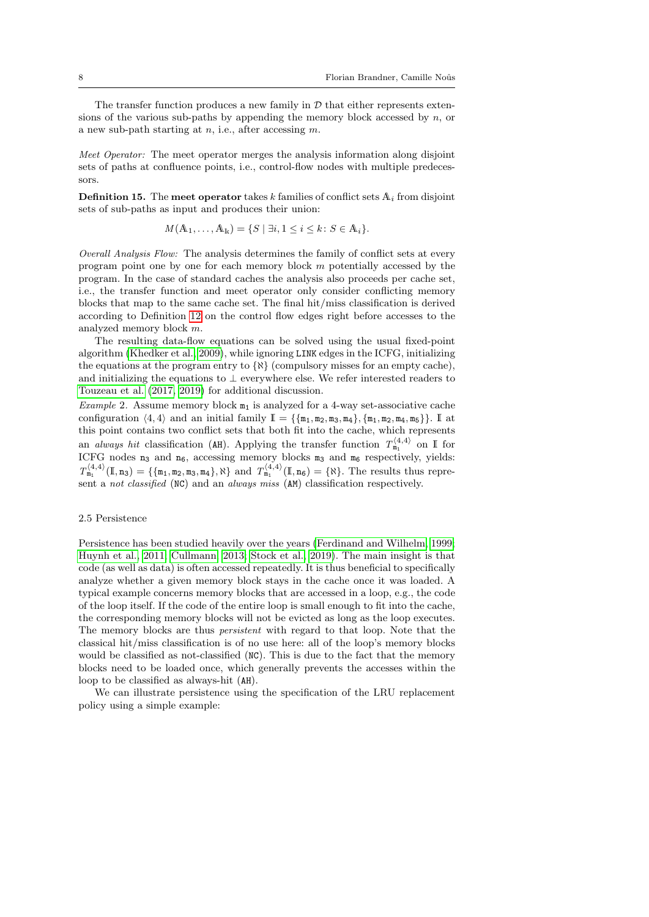The transfer function produces a new family in $\mathcal{D}$ that either represents extensions of the various sub-paths by appending the memory block accessed by $n$, or a new sub-path starting at $n$, i.e., after accessing $m$.

*Meet Operator:* The meet operator merges the analysis information along disjoint sets of paths at confluence points, i.e., control-flow nodes with multiple predecessors.

**Definition 15.** The **meet operator** takes $k$ families of conflict sets $\mathbb{A}_i$ from disjoint sets of sub-paths as input and produces their union:

$$M(\mathbb{A}_1, \ldots, \mathbb{A}_k) = \{S \mid \exists i, 1 \leq i \leq k \colon S \in \mathbb{A}_i\}.$$

*Overall Analysis Flow:* The analysis determines the family of conflict sets at every program point one by one for each memory block $m$ potentially accessed by the program. In the case of standard caches the analysis also proceeds per cache set, i.e., the transfer function and meet operator only consider conflicting memory blocks that map to the same cache set. The final hit/miss classification is derived according to Definition 12 on the control flow edges right before accesses to the analyzed memory block $m$.

The resulting data-flow equations can be solved using the usual fixed-point algorithm (Khedker et al., 2009), while ignoring `LINK` edges in the ICFG, initializing the equations at the program entry to $\{\aleph\}$ (compulsory misses for an empty cache), and initializing the equations to $\bot$ everywhere else. We refer interested readers to Touzeau et al. (2017, 2019) for additional discussion.

*Example* 2. Assume memory block $\mathtt{m_1}$ is analyzed for a 4-way set-associative cache configuration $\langle 4, 4\rangle$ and an initial family $\mathbb{I} = \{\{\mathtt{m_1}, \mathtt{m_2}, \mathtt{m_3}, \mathtt{m_4}\}, \{\mathtt{m_1}, \mathtt{m_2}, \mathtt{m_4}, \mathtt{m_5}\}\}$. $\mathbb{I}$ at this point contains two conflict sets that both fit into the cache, which represents an *always hit* classification (`AH`). Applying the transfer function $T^{\langle 4,4\rangle}_{\mathtt{m_1}}$ on $\mathbb{I}$ for ICFG nodes $\mathtt{n_3}$ and $\mathtt{n_6}$, accessing memory blocks $\mathtt{m_3}$ and $\mathtt{m_6}$ respectively, yields: $T^{\langle 4,4\rangle}_{\mathtt{m_1}}(\mathbb{I}, \mathtt{n_3}) = \{\{\mathtt{m_1}, \mathtt{m_2}, \mathtt{m_3}, \mathtt{m_4}\}, \aleph\}$ and $T^{\langle 4,4\rangle}_{\mathtt{m_1}}(\mathbb{I}, \mathtt{n_6}) = \{\aleph\}$. The results thus represent a *not classified* (`NC`) and an *always miss* (`AM`) classification respectively.

### 2.5 Persistence

Persistence has been studied heavily over the years (Ferdinand and Wilhelm, 1999; Huynh et al., 2011; Cullmann, 2013; Stock et al., 2019). The main insight is that code (as well as data) is often accessed repeatedly. It is thus beneficial to specifically analyze whether a given memory block stays in the cache once it was loaded. A typical example concerns memory blocks that are accessed in a loop, e.g., the code of the loop itself. If the code of the entire loop is small enough to fit into the cache, the corresponding memory blocks will not be evicted as long as the loop executes. The memory blocks are thus *persistent* with regard to that loop. Note that the classical hit/miss classification is of no use here: all of the loop's memory blocks would be classified as not-classified (`NC`). This is due to the fact that the memory blocks need to be loaded once, which generally prevents the accesses within the loop to be classified as always-hit (`AH`).

We can illustrate persistence using the specification of the LRU replacement policy using a simple example: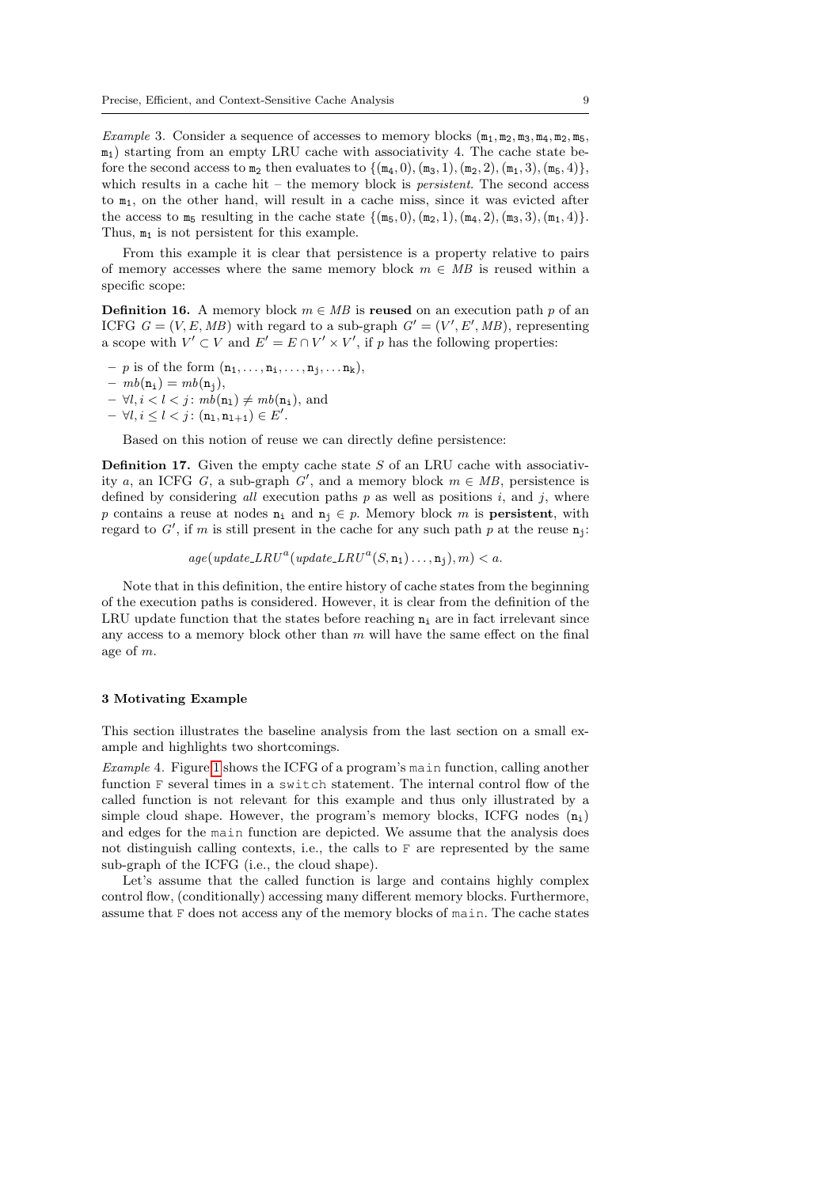*Example 3.* Consider a sequence of accesses to memory blocks $(\mathtt{m_1}, \mathtt{m_2}, \mathtt{m_3}, \mathtt{m_4}, \mathtt{m_2}, \mathtt{m_5}, \mathtt{m_1})$ starting from an empty LRU cache with associativity 4. The cache state before the second access to $\mathtt{m_2}$ then evaluates to $\{(\mathtt{m_4}, 0), (\mathtt{m_3}, 1), (\mathtt{m_2}, 2), (\mathtt{m_1}, 3), (\mathtt{m_5}, 4)\}$, which results in a cache hit – the memory block is *persistent.* The second access to $\mathtt{m_1}$, on the other hand, will result in a cache miss, since it was evicted after the access to $\mathtt{m_5}$ resulting in the cache state $\{(\mathtt{m_5}, 0), (\mathtt{m_2}, 1), (\mathtt{m_4}, 2), (\mathtt{m_3}, 3), (\mathtt{m_1}, 4)\}$. Thus, $\mathtt{m_1}$ is not persistent for this example.

From this example it is clear that persistence is a property relative to pairs of memory accesses where the same memory block $m \in MB$ is reused within a specific scope:

**Definition 16.** A memory block $m \in MB$ is **reused** on an execution path $p$ of an ICFG $G = (V, E, MB)$ with regard to a sub-graph $G' = (V', E', MB)$, representing a scope with $V' \subset V$ and $E' = E \cap V' \times V'$, if $p$ has the following properties:

- $p$ is of the form $(\mathtt{n_1}, \ldots, \mathtt{n_i}, \ldots, \mathtt{n_j}, \ldots \mathtt{n_k})$,
- $mb(\mathtt{n_i}) = mb(\mathtt{n_j})$,
- $\forall l, i < l < j \colon mb(\mathtt{n_l}) \neq mb(\mathtt{n_i})$, and
- $\forall l, i \leq l < j \colon (\mathtt{n_l}, \mathtt{n_{l+1}}) \in E'$.

Based on this notion of reuse we can directly define persistence:

**Definition 17.** Given the empty cache state $S$ of an LRU cache with associativity $a$, an ICFG $G$, a sub-graph $G'$, and a memory block $m \in MB$, persistence is defined by considering *all* execution paths $p$ as well as positions $i$, and $j$, where $p$ contains a reuse at nodes $\mathtt{n_i}$ and $\mathtt{n_j} \in p$. Memory block $m$ is **persistent**, with regard to $G'$, if $m$ is still present in the cache for any such path $p$ at the reuse $\mathtt{n_j}$:

$$age(update\_LRU^a(update\_LRU^a(S, \mathtt{n_1}) \ldots, \mathtt{n_j}), m) < a.$$

Note that in this definition, the entire history of cache states from the beginning of the execution paths is considered. However, it is clear from the definition of the LRU update function that the states before reaching $\mathtt{n_i}$ are in fact irrelevant since any access to a memory block other than $m$ will have the same effect on the final age of $m$.

## 3 Motivating Example

This section illustrates the baseline analysis from the last section on a small example and highlights two shortcomings.

*Example 4.* Figure 1 shows the ICFG of a program's `main` function, calling another function `F` several times in a `switch` statement. The internal control flow of the called function is not relevant for this example and thus only illustrated by a simple cloud shape. However, the program's memory blocks, ICFG nodes $(\mathtt{n_i})$ and edges for the `main` function are depicted. We assume that the analysis does not distinguish calling contexts, i.e., the calls to `F` are represented by the same sub-graph of the ICFG (i.e., the cloud shape).

Let's assume that the called function is large and contains highly complex control flow, (conditionally) accessing many different memory blocks. Furthermore, assume that `F` does not access any of the memory blocks of `main`. The cache states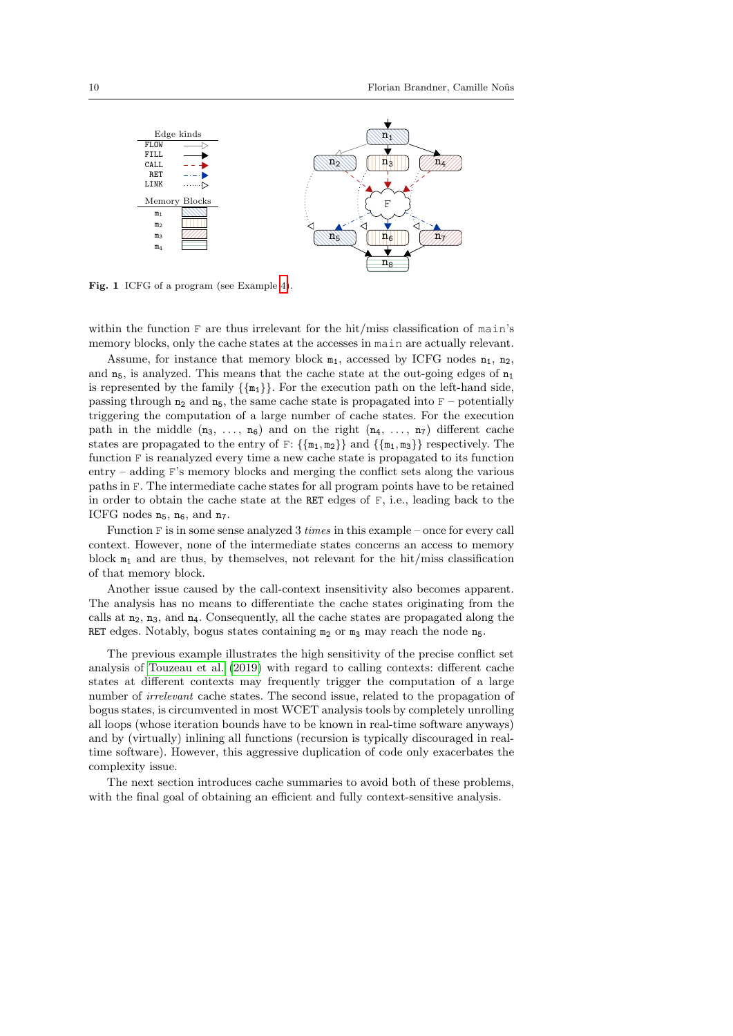**Fig. 1** ICFG of a program (see Example 4).

within the function F are thus irrelevant for the hit/miss classification of main's memory blocks, only the cache states at the accesses in main are actually relevant.

Assume, for instance that memory block $m_1$, accessed by ICFG nodes $n_1$, $n_2$, and $n_5$, is analyzed. This means that the cache state at the out-going edges of $n_1$ is represented by the family $\{\{m_1\}\}$. For the execution path on the left-hand side, passing through $n_2$ and $n_5$, the same cache state is propagated into F – potentially triggering the computation of a large number of cache states. For the execution path in the middle ($n_3$, …, $n_6$) and on the right ($n_4$, …, $n_7$) different cache states are propagated to the entry of F: $\{\{m_1, m_2\}\}$ and $\{\{m_1, m_3\}\}$ respectively. The function F is reanalyzed every time a new cache state is propagated to its function entry – adding F's memory blocks and merging the conflict sets along the various paths in F. The intermediate cache states for all program points have to be retained in order to obtain the cache state at the RET edges of F, i.e., leading back to the ICFG nodes $n_5$, $n_6$, and $n_7$.

Function F is in some sense analyzed 3 *times* in this example – once for every call context. However, none of the intermediate states concerns an access to memory block $m_1$ and are thus, by themselves, not relevant for the hit/miss classification of that memory block.

Another issue caused by the call-context insensitivity also becomes apparent. The analysis has no means to differentiate the cache states originating from the calls at $n_2$, $n_3$, and $n_4$. Consequently, all the cache states are propagated along the RET edges. Notably, bogus states containing $m_2$ or $m_3$ may reach the node $n_5$.

The previous example illustrates the high sensitivity of the precise conflict set analysis of Touzeau et al. (2019) with regard to calling contexts: different cache states at different contexts may frequently trigger the computation of a large number of *irrelevant* cache states. The second issue, related to the propagation of bogus states, is circumvented in most WCET analysis tools by completely unrolling all loops (whose iteration bounds have to be known in real-time software anyways) and by (virtually) inlining all functions (recursion is typically discouraged in real-time software). However, this aggressive duplication of code only exacerbates the complexity issue.

The next section introduces cache summaries to avoid both of these problems, with the final goal of obtaining an efficient and fully context-sensitive analysis.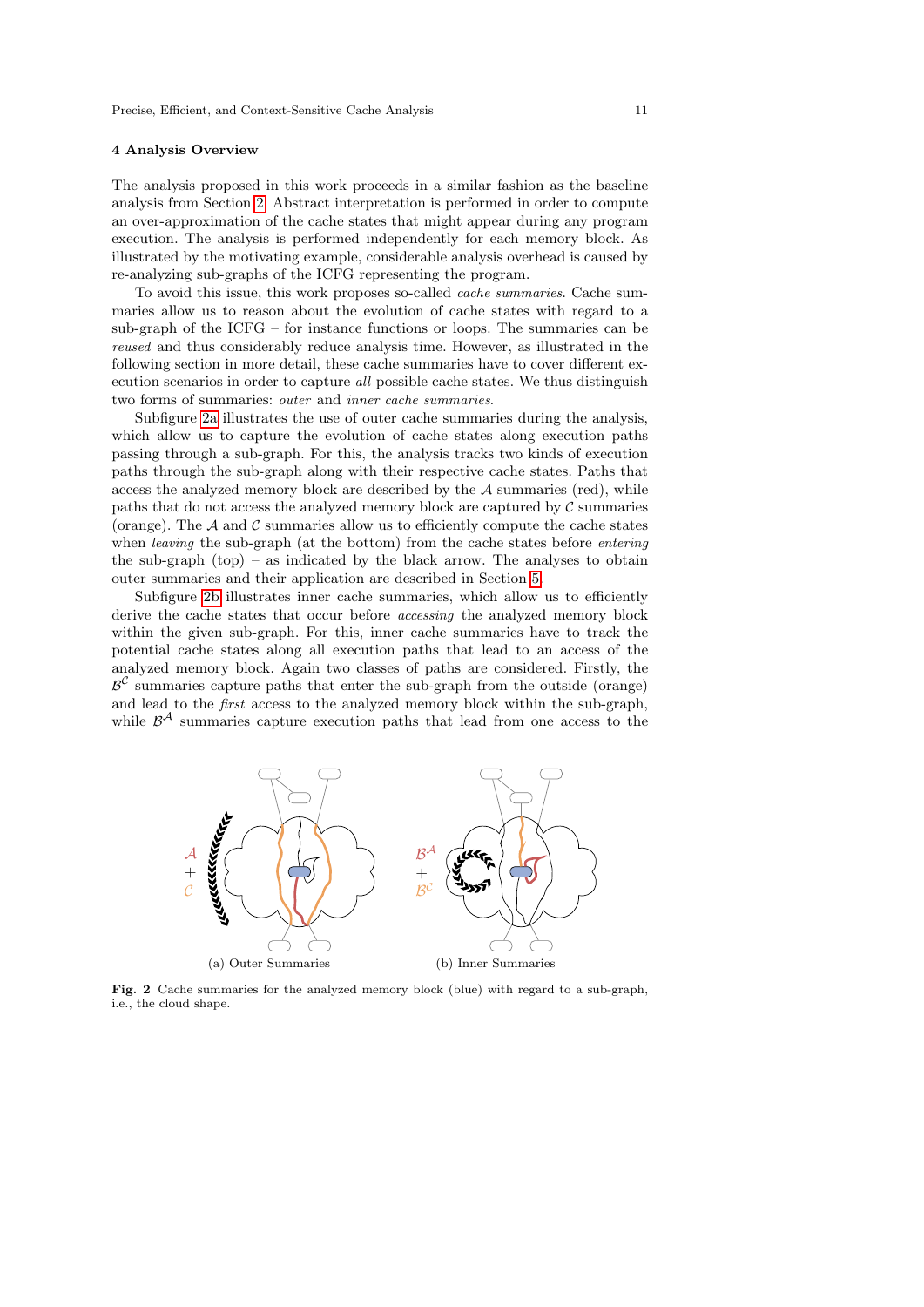### 4 Analysis Overview

The analysis proposed in this work proceeds in a similar fashion as the baseline analysis from Section 2. Abstract interpretation is performed in order to compute an over-approximation of the cache states that might appear during any program execution. The analysis is performed independently for each memory block. As illustrated by the motivating example, considerable analysis overhead is caused by re-analyzing sub-graphs of the ICFG representing the program.

To avoid this issue, this work proposes so-called *cache summaries*. Cache summaries allow us to reason about the evolution of cache states with regard to a sub-graph of the ICFG – for instance functions or loops. The summaries can be *reused* and thus considerably reduce analysis time. However, as illustrated in the following section in more detail, these cache summaries have to cover different execution scenarios in order to capture *all* possible cache states. We thus distinguish two forms of summaries: *outer* and *inner cache summaries*.

Subfigure 2a illustrates the use of outer cache summaries during the analysis, which allow us to capture the evolution of cache states along execution paths passing through a sub-graph. For this, the analysis tracks two kinds of execution paths through the sub-graph along with their respective cache states. Paths that access the analyzed memory block are described by the $\mathcal{A}$ summaries (red), while paths that do not access the analyzed memory block are captured by $\mathcal{C}$ summaries (orange). The $\mathcal{A}$ and $\mathcal{C}$ summaries allow us to efficiently compute the cache states when *leaving* the sub-graph (at the bottom) from the cache states before *entering* the sub-graph (top) – as indicated by the black arrow. The analyses to obtain outer summaries and their application are described in Section 5.

Subfigure 2b illustrates inner cache summaries, which allow us to efficiently derive the cache states that occur before *accessing* the analyzed memory block within the given sub-graph. For this, inner cache summaries have to track the potential cache states along all execution paths that lead to an access of the analyzed memory block. Again two classes of paths are considered. Firstly, the $\mathcal{B}^{\mathcal{C}}$ summaries capture paths that enter the sub-graph from the outside (orange) and lead to the *first* access to the analyzed memory block within the sub-graph, while $\mathcal{B}^{\mathcal{A}}$ summaries capture execution paths that lead from one access to the

(a) Outer Summaries (b) Inner Summaries

**Fig. 2** Cache summaries for the analyzed memory block (blue) with regard to a sub-graph, i.e., the cloud shape.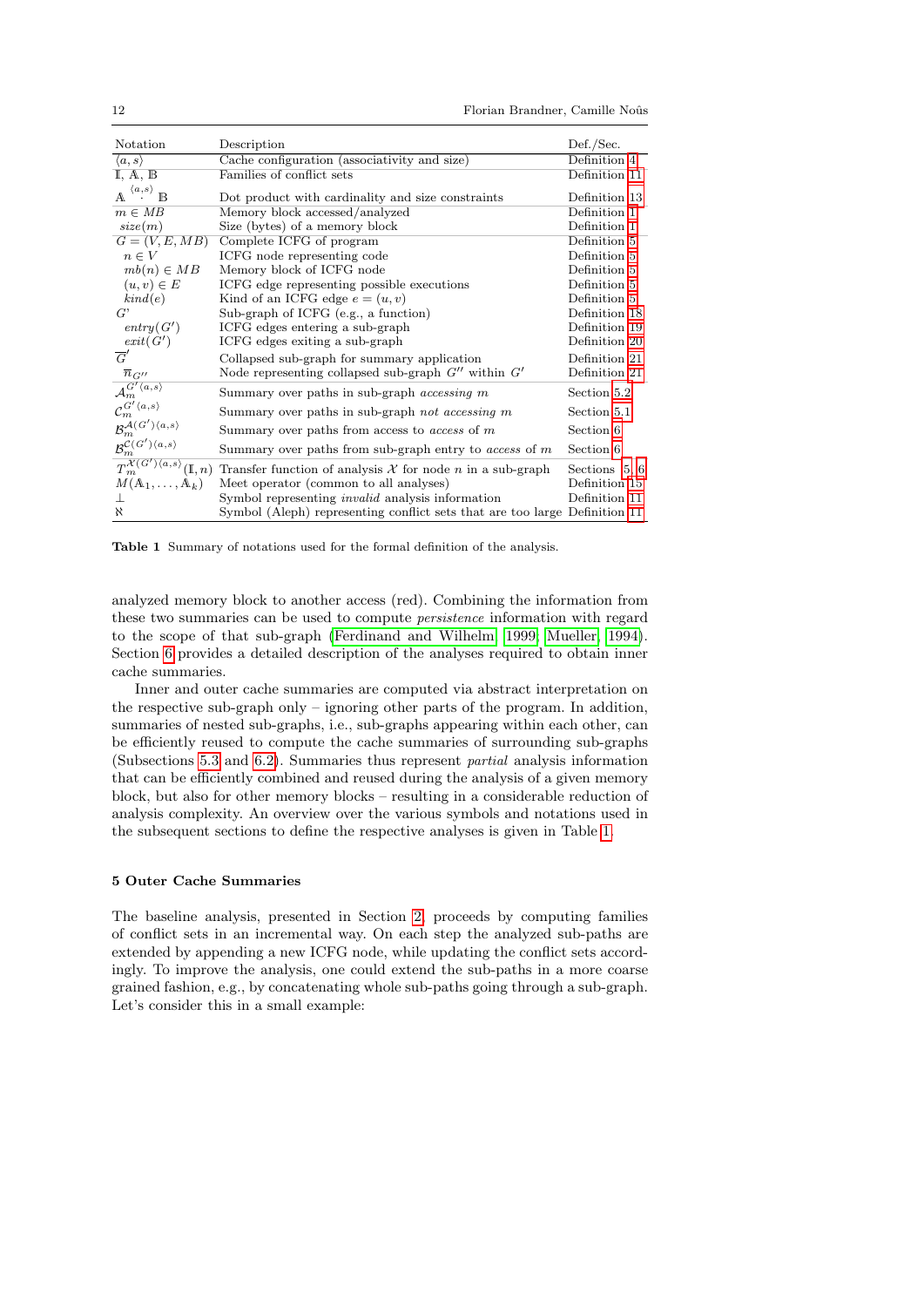| Notation | Description | Def./Sec. |
|---|---|---|
| $\langle a, s\rangle$ | Cache configuration (associativity and size) | Definition 4 |
| $\mathbb{I}$, $\mathbb{A}$, $\mathbb{B}$ | Families of conflict sets | Definition 11 |
| $\mathbb{A} \overset{\langle a,s\rangle}{\cdot} \mathbb{B}$ | Dot product with cardinality and size constraints | Definition 13 |
| $m \in MB$ | Memory block accessed/analyzed | Definition 1 |
| $size(m)$ | Size (bytes) of a memory block | Definition 1 |
| $G = (V, E, MB)$ | Complete ICFG of program | Definition 5 |
| $n \in V$ | ICFG node representing code | Definition 5 |
| $mb(n) \in MB$ | Memory block of ICFG node | Definition 5 |
| $(u, v) \in E$ | ICFG edge representing possible executions | Definition 5 |
| $kind(e)$ | Kind of an ICFG edge $e = (u, v)$ | Definition 5 |
| $G'$ | Sub-graph of ICFG (e.g., a function) | Definition 18 |
| $entry(G')$ | ICFG edges entering a sub-graph | Definition 19 |
| $exit(G')$ | ICFG edges exiting a sub-graph | Definition 20 |
| $\overline{G}'$ | Collapsed sub-graph for summary application | Definition 21 |
| $\overline{n}_{G''}$ | Node representing collapsed sub-graph $G''$ within $G'$ | Definition 21 |
| $\mathcal{A}_m^{G'\langle a,s\rangle}$ | Summary over paths in sub-graph *accessing* $m$ | Section 5.2 |
| $\mathcal{C}_m^{G'\langle a,s\rangle}$ | Summary over paths in sub-graph *not accessing* $m$ | Section 5.1 |
| $\mathcal{B}_m^{\mathcal{A}(G')\langle a,s\rangle}$ | Summary over paths from access to *access* of $m$ | Section 6 |
| $\mathcal{B}_m^{\mathcal{C}(G')\langle a,s\rangle}$ | Summary over paths from sub-graph entry to *access* of $m$ | Section 6 |
| $T_m^{\mathcal{X}(G')\langle a,s\rangle}(\mathbb{I}, n)$ | Transfer function of analysis $\mathcal{X}$ for node $n$ in a sub-graph | Sections 5, 6 |
| $M(\mathbb{A}_1, \ldots, \mathbb{A}_k)$ | Meet operator (common to all analyses) | Definition 15 |
| $\perp$ | Symbol representing *invalid* analysis information | Definition 11 |
| $\aleph$ | Symbol (Aleph) representing conflict sets that are too large | Definition 11 |

**Table 1** Summary of notations used for the formal definition of the analysis.

analyzed memory block to another access (red). Combining the information from these two summaries can be used to compute *persistence* information with regard to the scope of that sub-graph (Ferdinand and Wilhelm, 1999; Mueller, 1994). Section 6 provides a detailed description of the analyses required to obtain inner cache summaries.

Inner and outer cache summaries are computed via abstract interpretation on the respective sub-graph only – ignoring other parts of the program. In addition, summaries of nested sub-graphs, i.e., sub-graphs appearing within each other, can be efficiently reused to compute the cache summaries of surrounding sub-graphs (Subsections 5.3 and 6.2). Summaries thus represent *partial* analysis information that can be efficiently combined and reused during the analysis of a given memory block, but also for other memory blocks – resulting in a considerable reduction of analysis complexity. An overview over the various symbols and notations used in the subsequent sections to define the respective analyses is given in Table 1.

## 5 Outer Cache Summaries

The baseline analysis, presented in Section 2, proceeds by computing families of conflict sets in an incremental way. On each step the analyzed sub-paths are extended by appending a new ICFG node, while updating the conflict sets accordingly. To improve the analysis, one could extend the sub-paths in a more coarse grained fashion, e.g., by concatenating whole sub-paths going through a sub-graph. Let's consider this in a small example: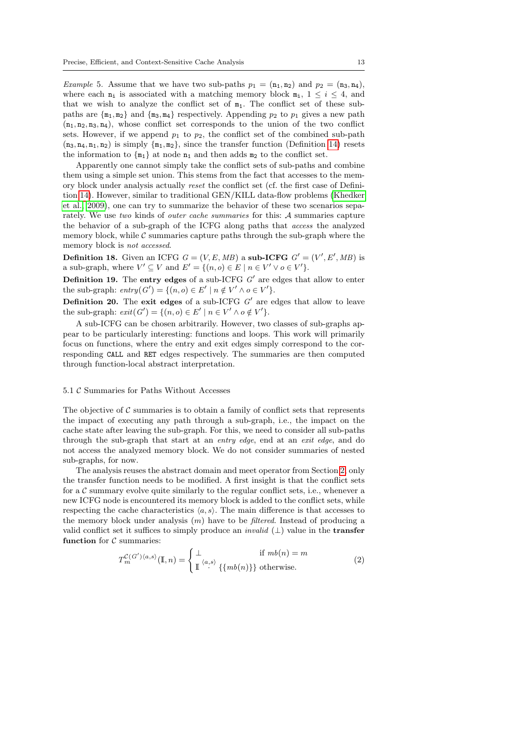*Example* 5. Assume that we have two sub-paths $p_1 = (\mathtt{n_1}, \mathtt{n_2})$ and $p_2 = (\mathtt{n_3}, \mathtt{n_4})$, where each $\mathtt{n_i}$ is associated with a matching memory block $\mathtt{m_i}$, $1 \leq i \leq 4$, and that we wish to analyze the conflict set of $\mathtt{m_1}$. The conflict set of these sub-paths are $\{\mathtt{m_1}, \mathtt{m_2}\}$ and $\{\mathtt{m_3}, \mathtt{m_4}\}$ respectively. Appending $p_2$ to $p_1$ gives a new path $(\mathtt{n_1}, \mathtt{n_2}, \mathtt{n_3}, \mathtt{n_4})$, whose conflict set corresponds to the union of the two conflict sets. However, if we append $p_1$ to $p_2$, the conflict set of the combined sub-path $(\mathtt{n_3}, \mathtt{n_4}, \mathtt{n_1}, \mathtt{n_2})$ is simply $\{\mathtt{m_1}, \mathtt{m_2}\}$, since the transfer function (Definition 14) resets the information to $\{\mathtt{m_1}\}$ at node $\mathtt{n_1}$ and then adds $\mathtt{m_2}$ to the conflict set.

Apparently one cannot simply take the conflict sets of sub-paths and combine them using a simple set union. This stems from the fact that accesses to the memory block under analysis actually *reset* the conflict set (cf. the first case of Definition 14). However, similar to traditional GEN/KILL data-flow problems (Khedker et al. 2009), one can try to summarize the behavior of these two scenarios separately. We use *two* kinds of *outer cache summaries* for this: $\mathcal{A}$ summaries capture the behavior of a sub-graph of the ICFG along paths that *access* the analyzed memory block, while $\mathcal{C}$ summaries capture paths through the sub-graph where the memory block is *not accessed*.

**Definition 18.** Given an ICFG $G = (V, E, MB)$ a **sub-ICFG** $G' = (V', E', MB)$ is a sub-graph, where $V' \subseteq V$ and $E' = \{(n, o) \in E \mid n \in V' \vee o \in V'\}$.

**Definition 19.** The **entry edges** of a sub-ICFG $G'$ are edges that allow to enter the sub-graph: $entry(G') = \{(n, o) \in E' \mid n \notin V' \wedge o \in V'\}$.

**Definition 20.** The **exit edges** of a sub-ICFG $G'$ are edges that allow to leave the sub-graph: $exit(G') = \{(n, o) \in E' \mid n \in V' \wedge o \notin V'\}$.

A sub-ICFG can be chosen arbitrarily. However, two classes of sub-graphs appear to be particularly interesting: functions and loops. This work will primarily focus on functions, where the entry and exit edges simply correspond to the corresponding `CALL` and `RET` edges respectively. The summaries are then computed through function-local abstract interpretation.

### 5.1 $\mathcal{C}$ Summaries for Paths Without Accesses

The objective of $\mathcal{C}$ summaries is to obtain a family of conflict sets that represents the impact of executing any path through a sub-graph, i.e., the impact on the cache state after leaving the sub-graph. For this, we need to consider all sub-paths through the sub-graph that start at an *entry edge*, end at an *exit edge*, and do not access the analyzed memory block. We do not consider summaries of nested sub-graphs, for now.

The analysis reuses the abstract domain and meet operator from Section 2, only the transfer function needs to be modified. A first insight is that the conflict sets for a $\mathcal{C}$ summary evolve quite similarly to the regular conflict sets, i.e., whenever a new ICFG node is encountered its memory block is added to the conflict sets, while respecting the cache characteristics $\langle a, s\rangle$. The main difference is that accesses to the memory block under analysis $(m)$ have to be *filtered*. Instead of producing a valid conflict set it suffices to simply produce an *invalid* $(\bot)$ value in the **transfer function** for $\mathcal{C}$ summaries:

$$T_m^{\mathcal{C}(G')\langle a,s\rangle}(\mathbb{I}, n) = \begin{cases} \bot & \text{if } mb(n) = m \\ \mathbb{I} \overset{\langle a,s\rangle}{\cdot} \{\{mb(n)\}\} & \text{otherwise.} \end{cases} \tag{2}$$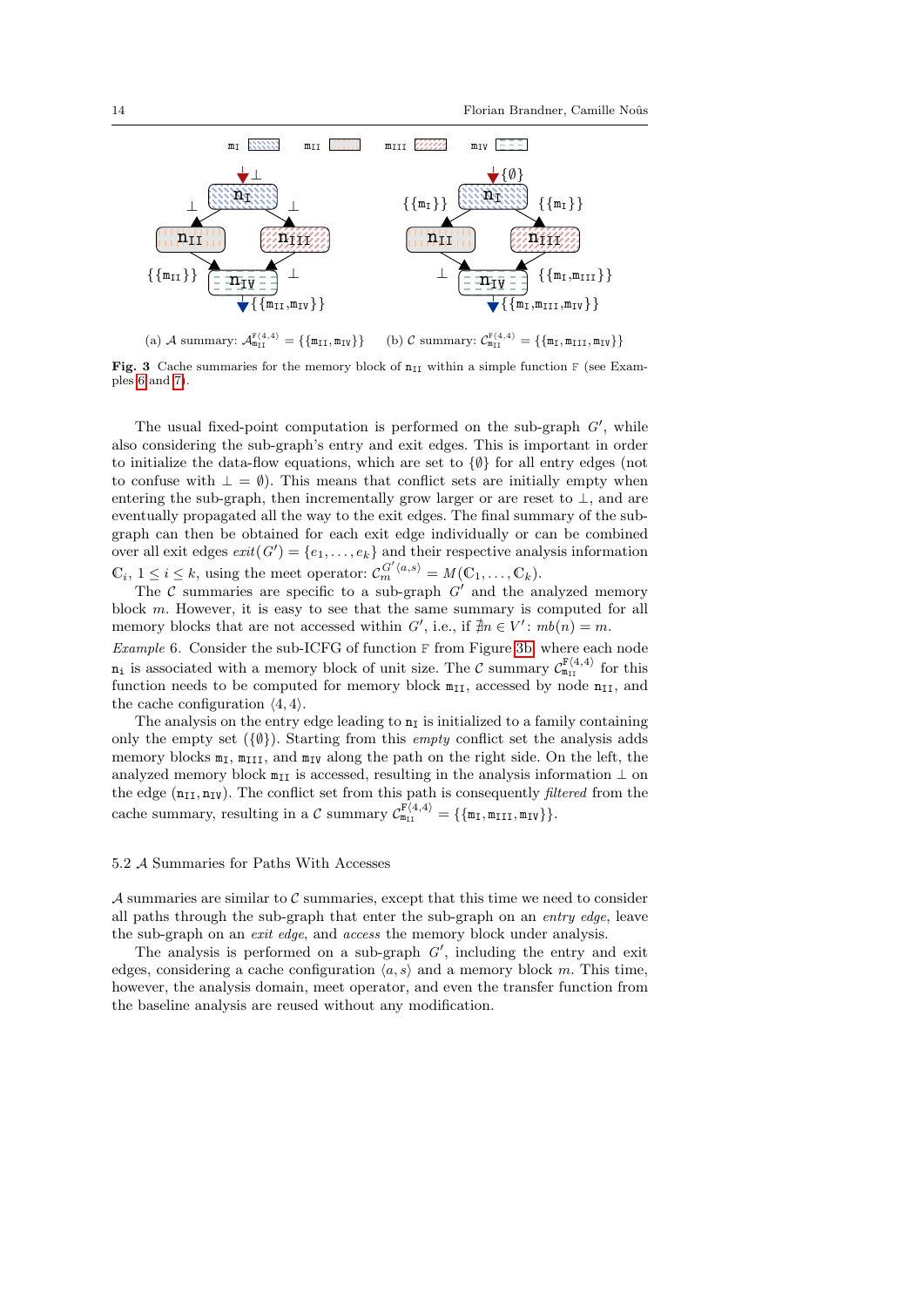(a) $\mathcal{A}$ summary: $\mathcal{A}_{\mathtt{m_{II}}}^{\mathtt{F}\langle 4,4\rangle} = \{\{\mathtt{m_{II}}, \mathtt{m_{IV}}\}\}$ (b) $\mathcal{C}$ summary: $\mathcal{C}_{\mathtt{m_{II}}}^{\mathtt{F}\langle 4,4\rangle} = \{\{\mathtt{m_{I}}, \mathtt{m_{III}}, \mathtt{m_{IV}}\}\}$

**Fig. 3** Cache summaries for the memory block of $\mathtt{n_{II}}$ within a simple function F (see Examples 6 and 7).

The usual fixed-point computation is performed on the sub-graph $G'$, while also considering the sub-graph's entry and exit edges. This is important in order to initialize the data-flow equations, which are set to $\{\emptyset\}$ for all entry edges (not to confuse with $\bot = \emptyset$). This means that conflict sets are initially empty when entering the sub-graph, then incrementally grow larger or are reset to $\bot$, and are eventually propagated all the way to the exit edges. The final summary of the sub-graph can then be obtained for each exit edge individually or can be combined over all exit edges $exit(G') = \{e_1, \ldots, e_k\}$ and their respective analysis information $\mathbb{C}_i$, $1 \leq i \leq k$, using the meet operator: $\mathcal{C}_m^{G'\langle a,s\rangle} = M(\mathbb{C}_1, \ldots, \mathbb{C}_k)$.

The $\mathcal{C}$ summaries are specific to a sub-graph $G'$ and the analyzed memory block $m$. However, it is easy to see that the same summary is computed for all memory blocks that are not accessed within $G'$, i.e., if $\nexists n \in V' \colon mb(n) = m$.

*Example* 6. Consider the sub-ICFG of function F from Figure 3b, where each node $\mathtt{n_i}$ is associated with a memory block of unit size. The $\mathcal{C}$ summary $\mathcal{C}_{\mathtt{m_{II}}}^{\mathtt{F}\langle 4,4\rangle}$ for this function needs to be computed for memory block $\mathtt{m_{II}}$, accessed by node $\mathtt{n_{II}}$, and the cache configuration $\langle 4, 4\rangle$.

The analysis on the entry edge leading to $\mathtt{n_I}$ is initialized to a family containing only the empty set ($\{\emptyset\}$). Starting from this *empty* conflict set the analysis adds memory blocks $\mathtt{m_I}$, $\mathtt{m_{III}}$, and $\mathtt{m_{IV}}$ along the path on the right side. On the left, the analyzed memory block $\mathtt{m_{II}}$ is accessed, resulting in the analysis information $\bot$ on the edge $(\mathtt{n_{II}}, \mathtt{n_{IV}})$. The conflict set from this path is consequently *filtered* from the cache summary, resulting in a $\mathcal{C}$ summary $\mathcal{C}_{\mathtt{m_{II}}}^{\mathtt{F}\langle 4,4\rangle} = \{\{\mathtt{m_I}, \mathtt{m_{III}}, \mathtt{m_{IV}}\}\}$.

### 5.2 $\mathcal{A}$ Summaries for Paths With Accesses

$\mathcal{A}$ summaries are similar to $\mathcal{C}$ summaries, except that this time we need to consider all paths through the sub-graph that enter the sub-graph on an *entry edge*, leave the sub-graph on an *exit edge*, and *access* the memory block under analysis.

The analysis is performed on a sub-graph $G'$, including the entry and exit edges, considering a cache configuration $\langle a, s\rangle$ and a memory block $m$. This time, however, the analysis domain, meet operator, and even the transfer function from the baseline analysis are reused without any modification.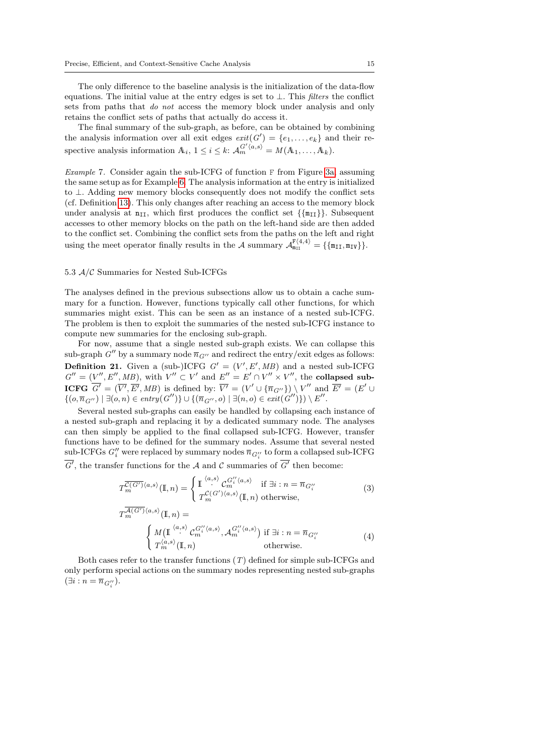The only difference to the baseline analysis is the initialization of the data-flow equations. The initial value at the entry edges is set to $\bot$. This *filters* the conflict sets from paths that *do not* access the memory block under analysis and only retains the conflict sets of paths that actually do access it.

The final summary of the sub-graph, as before, can be obtained by combining the analysis information over all exit edges $exit(G') = \{e_1, \ldots, e_k\}$ and their respective analysis information $\mathbb{A}_i$, $1 \leq i \leq k$: $\mathcal{A}_m^{G'\langle a,s\rangle} = M(\mathbb{A}_1, \ldots, \mathbb{A}_k)$.

*Example* 7. Consider again the sub-ICFG of function F from Figure 3a, assuming the same setup as for Example 6. The analysis information at the entry is initialized to $\bot$. Adding new memory blocks consequently does not modify the conflict sets (cf. Definition 13). This only changes after reaching an access to the memory block under analysis at $\mathtt{n_{II}}$, which first produces the conflict set $\{\{\mathtt{m_{II}}\}\}$. Subsequent accesses to other memory blocks on the path on the left-hand side are then added to the conflict set. Combining the conflict sets from the paths on the left and right using the meet operator finally results in the $\mathcal{A}$ summary $\mathcal{A}_{\mathtt{m_{II}}}^{\mathtt{F}\langle 4,4\rangle} = \{\{\mathtt{m_{II}}, \mathtt{m_{IV}}\}\}$.

### 5.3 $\mathcal{A}/\mathcal{C}$ Summaries for Nested Sub-ICFGs

The analyses defined in the previous subsections allow us to obtain a cache summary for a function. However, functions typically call other functions, for which summaries might exist. This can be seen as an instance of a nested sub-ICFG. The problem is then to exploit the summaries of the nested sub-ICFG instance to compute new summaries for the enclosing sub-graph.

For now, assume that a single nested sub-graph exists. We can collapse this sub-graph $G''$ by a summary node $\overline{n}_{G''}$ and redirect the entry/exit edges as follows:

**Definition 21.** Given a (sub-)ICFG $G' = (V', E', MB)$ and a nested sub-ICFG $G'' = (V'', E'', MB)$, with $V'' \subset V'$ and $E'' = E' \cap V'' \times V''$, the **collapsed sub-ICFG** $\overline{G'} = (\overline{V'}, \overline{E'}, MB)$ is defined by: $\overline{V'} = (V' \cup \{\overline{n}_{G''}\}) \setminus V''$ and $\overline{E'} = (E' \cup \{(o, \overline{n}_{G''}) \mid \exists (o,n) \in entry(G'')\} \cup \{(\overline{n}_{G''}, o) \mid \exists (n, o) \in exit(G'')\}) \setminus E''$.

Several nested sub-graphs can easily be handled by collapsing each instance of a nested sub-graph and replacing it by a dedicated summary node. The analyses can then simply be applied to the final collapsed sub-ICFG. However, transfer functions have to be defined for the summary nodes. Assume that several nested sub-ICFGs $G''_i$ were replaced by summary nodes $\overline{n}_{G''_i}$ to form a collapsed sub-ICFG $\overline{G'}$, the transfer functions for the $\mathcal{A}$ and $\mathcal{C}$ summaries of $\overline{G'}$ then become:

$$T_m^{\overline{\mathcal{C}(G')}\langle a,s\rangle}(\mathbb{I}, n) = \begin{cases} \mathbb{I} \overset{\langle a,s\rangle}{\cdot} \mathcal{C}_m^{G''_i\langle a,s\rangle} & \text{if } \exists i : n = \overline{n}_{G''_i} \\ T_m^{\mathcal{C}(G')\langle a,s\rangle}(\mathbb{I}, n) & \text{otherwise,} \end{cases} \tag{3}$$

$$T_m^{\overline{\mathcal{A}(G')}\langle a,s\rangle}(\mathbb{I}, n) = \begin{cases} M\big(\mathbb{I} \overset{\langle a,s\rangle}{\cdot} \mathcal{C}_m^{G''_i\langle a,s\rangle}, \mathcal{A}_m^{G''_i\langle a,s\rangle}\big) & \text{if } \exists i : n = \overline{n}_{G''_i} \\ T_m^{\langle a,s\rangle}(\mathbb{I}, n) & \text{otherwise.} \end{cases} \tag{4}$$

Both cases refer to the transfer functions ($T$) defined for simple sub-ICFGs and only perform special actions on the summary nodes representing nested sub-graphs ($\exists i : n = \overline{n}_{G''_i}$).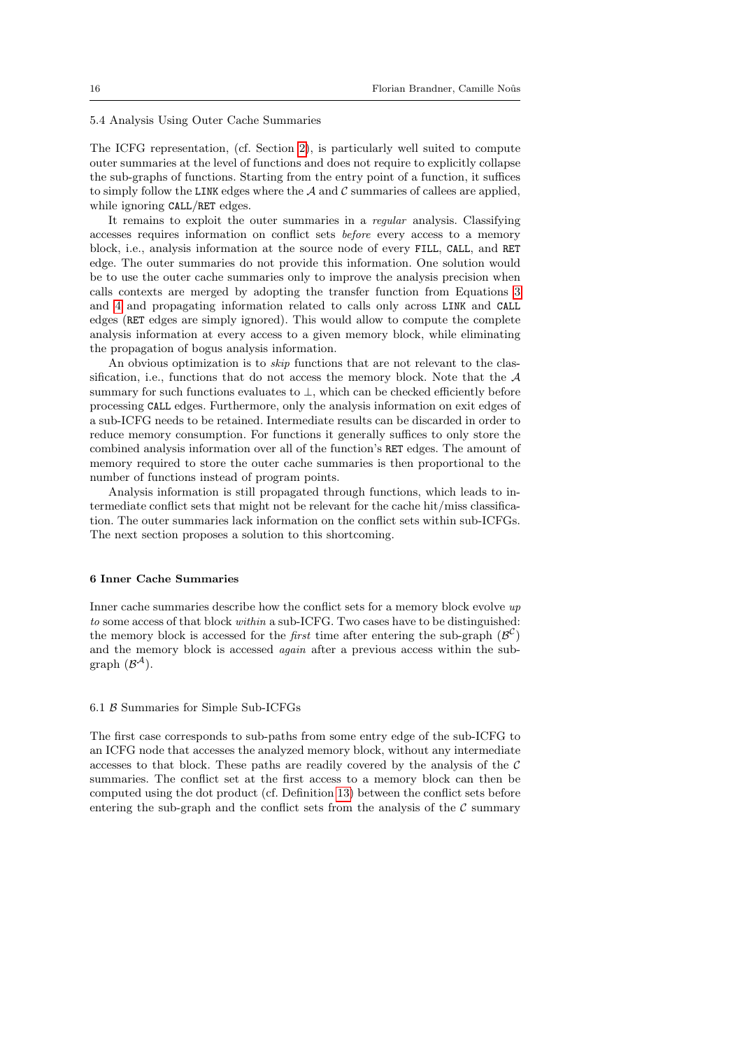### 5.4 Analysis Using Outer Cache Summaries

The ICFG representation, (cf. Section 2), is particularly well suited to compute outer summaries at the level of functions and does not require to explicitly collapse the sub-graphs of functions. Starting from the entry point of a function, it suffices to simply follow the `LINK` edges where the $\mathcal{A}$ and $\mathcal{C}$ summaries of callees are applied, while ignoring `CALL`/`RET` edges.

It remains to exploit the outer summaries in a *regular* analysis. Classifying accesses requires information on conflict sets *before* every access to a memory block, i.e., analysis information at the source node of every `FILL`, `CALL`, and `RET` edge. The outer summaries do not provide this information. One solution would be to use the outer cache summaries only to improve the analysis precision when calls contexts are merged by adopting the transfer function from Equations 3 and 4 and propagating information related to calls only across `LINK` and `CALL` edges (`RET` edges are simply ignored). This would allow to compute the complete analysis information at every access to a given memory block, while eliminating the propagation of bogus analysis information.

An obvious optimization is to *skip* functions that are not relevant to the classification, i.e., functions that do not access the memory block. Note that the $\mathcal{A}$ summary for such functions evaluates to $\perp$, which can be checked efficiently before processing `CALL` edges. Furthermore, only the analysis information on exit edges of a sub-ICFG needs to be retained. Intermediate results can be discarded in order to reduce memory consumption. For functions it generally suffices to only store the combined analysis information over all of the function's `RET` edges. The amount of memory required to store the outer cache summaries is then proportional to the number of functions instead of program points.

Analysis information is still propagated through functions, which leads to intermediate conflict sets that might not be relevant for the cache hit/miss classification. The outer summaries lack information on the conflict sets within sub-ICFGs. The next section proposes a solution to this shortcoming.

## 6 Inner Cache Summaries

Inner cache summaries describe how the conflict sets for a memory block evolve *up to* some access of that block *within* a sub-ICFG. Two cases have to be distinguished: the memory block is accessed for the *first* time after entering the sub-graph ($\mathcal{B}^{\mathcal{C}}$) and the memory block is accessed *again* after a previous access within the sub-graph ($\mathcal{B}^{\mathcal{A}}$).

### 6.1 $\mathcal{B}$ Summaries for Simple Sub-ICFGs

The first case corresponds to sub-paths from some entry edge of the sub-ICFG to an ICFG node that accesses the analyzed memory block, without any intermediate accesses to that block. These paths are readily covered by the analysis of the $\mathcal{C}$ summaries. The conflict set at the first access to a memory block can then be computed using the dot product (cf. Definition 13) between the conflict sets before entering the sub-graph and the conflict sets from the analysis of the $\mathcal{C}$ summary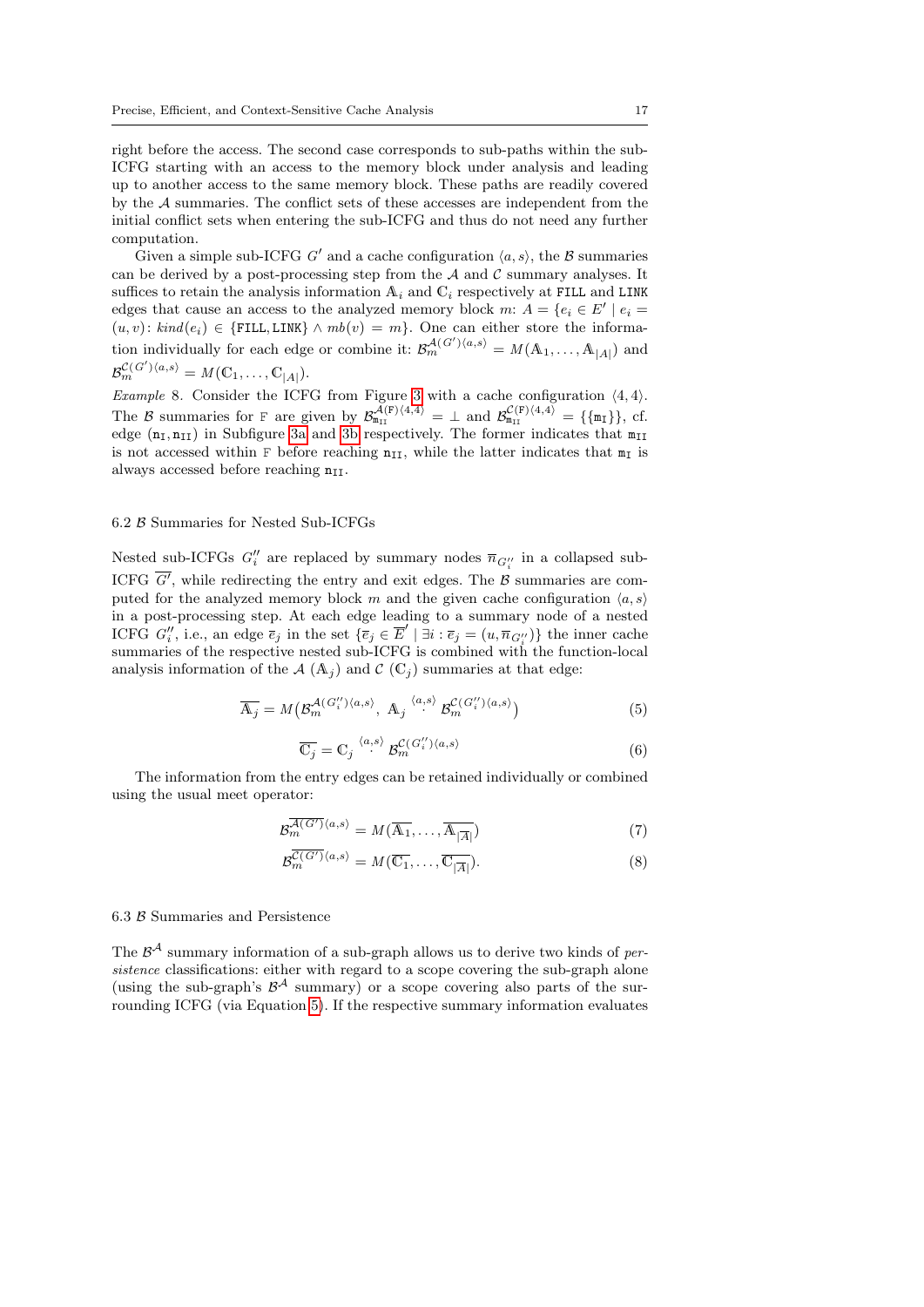right before the access. The second case corresponds to sub-paths within the sub-ICFG starting with an access to the memory block under analysis and leading up to another access to the same memory block. These paths are readily covered by the $\mathcal{A}$ summaries. The conflict sets of these accesses are independent from the initial conflict sets when entering the sub-ICFG and thus do not need any further computation.

Given a simple sub-ICFG $G'$ and a cache configuration $\langle a, s\rangle$, the $\mathcal{B}$ summaries can be derived by a post-processing step from the $\mathcal{A}$ and $\mathcal{C}$ summary analyses. It suffices to retain the analysis information $\mathbb{A}_i$ and $\mathbb{C}_i$ respectively at `FILL` and `LINK` edges that cause an access to the analyzed memory block $m$: $A = \{e_i \in E' \mid e_i = (u, v)\colon kind(e_i) \in \{\texttt{FILL}, \texttt{LINK}\} \wedge mb(v) = m\}$. One can either store the information individually for each edge or combine it: $\mathcal{B}_m^{\mathcal{A}(G')\langle a,s\rangle} = M(\mathbb{A}_1, \ldots, \mathbb{A}_{|A|})$ and $\mathcal{B}_m^{\mathcal{C}(G')\langle a,s\rangle} = M(\mathbb{C}_1, \ldots, \mathbb{C}_{|A|})$.

*Example* 8. Consider the ICFG from Figure 3 with a cache configuration $\langle 4, 4\rangle$. The $\mathcal{B}$ summaries for `F` are given by $\mathcal{B}_{\mathtt{m_{II}}}^{\mathcal{A}(\mathtt{F})\langle 4,4\rangle} = \bot$ and $\mathcal{B}_{\mathtt{m_{II}}}^{\mathcal{C}(\mathtt{F})\langle 4,4\rangle} = \{\{\mathtt{m_I}\}\}$, cf. edge $(\mathtt{n_I}, \mathtt{n_{II}})$ in Subfigure 3a and 3b respectively. The former indicates that $\mathtt{m_{II}}$ is not accessed within `F` before reaching $\mathtt{n_{II}}$, while the latter indicates that $\mathtt{m_I}$ is always accessed before reaching $\mathtt{n_{II}}$.

### 6.2 $\mathcal{B}$ Summaries for Nested Sub-ICFGs

Nested sub-ICFGs $G''_i$ are replaced by summary nodes $\overline{n}_{G''_i}$ in a collapsed sub-ICFG $\overline{G'}$, while redirecting the entry and exit edges. The $\mathcal{B}$ summaries are computed for the analyzed memory block $m$ and the given cache configuration $\langle a, s\rangle$ in a post-processing step. At each edge leading to a summary node of a nested ICFG $G''_i$, i.e., an edge $\overline{e}_j$ in the set $\{\overline{e}_j \in \overline{E}' \mid \exists i : \overline{e}_j = (u, \overline{n}_{G''_i})\}$ the inner cache summaries of the respective nested sub-ICFG is combined with the function-local analysis information of the $\mathcal{A}$ ($\mathbb{A}_j$) and $\mathcal{C}$ ($\mathbb{C}_j$) summaries at that edge:

$$\overline{\mathbb{A}_j} = M\big(\mathcal{B}_m^{\mathcal{A}(G''_i)\langle a,s\rangle},\ \mathbb{A}_j \overset{\langle a,s\rangle}{\cdot} \mathcal{B}_m^{\mathcal{C}(G''_i)\langle a,s\rangle}\big) \tag{5}$$

$$\overline{\mathbb{C}_j} = \mathbb{C}_j \overset{\langle a,s\rangle}{\cdot} \mathcal{B}_m^{\mathcal{C}(G''_i)\langle a,s\rangle} \tag{6}$$

The information from the entry edges can be retained individually or combined using the usual meet operator:

$$\mathcal{B}_m^{\overline{\mathcal{A}(G')}\langle a,s\rangle} = M(\overline{\mathbb{A}_1}, \ldots, \overline{\mathbb{A}_{|\overline{A}|}}) \tag{7}$$

$$\mathcal{B}_m^{\overline{\mathcal{C}(G')}\langle a,s\rangle} = M(\overline{\mathbb{C}_1}, \ldots, \overline{\mathbb{C}_{|\overline{A}|}}). \tag{8}$$

### 6.3 $\mathcal{B}$ Summaries and Persistence

The $\mathcal{B}^{\mathcal{A}}$ summary information of a sub-graph allows us to derive two kinds of *persistence* classifications: either with regard to a scope covering the sub-graph alone (using the sub-graph's $\mathcal{B}^{\mathcal{A}}$ summary) or a scope covering also parts of the surrounding ICFG (via Equation 5). If the respective summary information evaluates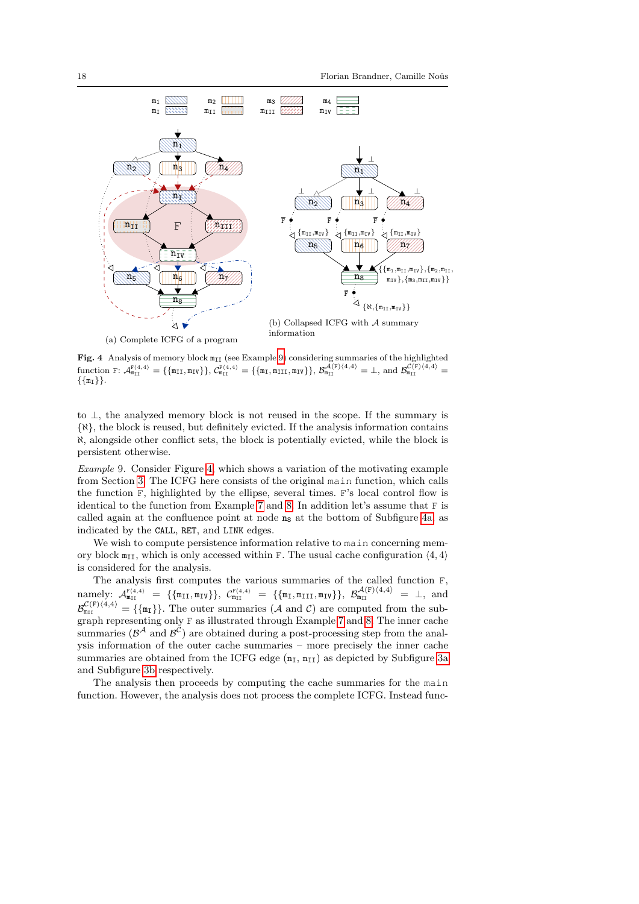(a) Complete ICFG of a program

(b) Collapsed ICFG with $\mathcal{A}$ summary information

**Fig. 4** Analysis of memory block $\mathtt{m_{II}}$ (see Example 9) considering summaries of the highlighted function F: $\mathcal{A}^{\mathtt{F}\langle 4,4\rangle}_{\mathtt{m_{II}}} = \{\{\mathtt{m_{II}}, \mathtt{m_{IV}}\}\}$, $\mathcal{C}^{\mathtt{F}\langle 4,4\rangle}_{\mathtt{m_{II}}} = \{\{\mathtt{m_{I}}, \mathtt{m_{III}}, \mathtt{m_{IV}}\}\}$, $\mathcal{B}^{\mathcal{A}(\mathtt{F})\langle 4,4\rangle}_{\mathtt{m_{II}}} = \bot$, and $\mathcal{B}^{\mathcal{C}(\mathtt{F})\langle 4,4\rangle}_{\mathtt{m_{II}}} = \{\{\mathtt{m_{I}}\}\}$.

to $\bot$, the analyzed memory block is not reused in the scope. If the summary is $\{\aleph\}$, the block is reused, but definitely evicted. If the analysis information contains $\aleph$, alongside other conflict sets, the block is potentially evicted, while the block is persistent otherwise.

*Example 9.* Consider Figure 4, which shows a variation of the motivating example from Section 3. The ICFG here consists of the original `main` function, which calls the function F, highlighted by the ellipse, several times. F's local control flow is identical to the function from Example 7 and 8. In addition let's assume that F is called again at the confluence point at node $\mathtt{n_8}$ at the bottom of Subfigure 4a, as indicated by the CALL, RET, and LINK edges.

We wish to compute persistence information relative to `main` concerning memory block $\mathtt{m_{II}}$, which is only accessed within F. The usual cache configuration $\langle 4, 4\rangle$ is considered for the analysis.

The analysis first computes the various summaries of the called function F, namely: $\mathcal{A}^{\mathtt{F}\langle 4,4\rangle}_{\mathtt{m_{II}}} = \{\{\mathtt{m_{II}}, \mathtt{m_{IV}}\}\}$, $\mathcal{C}^{\mathtt{F}\langle 4,4\rangle}_{\mathtt{m_{II}}} = \{\{\mathtt{m_{I}}, \mathtt{m_{III}}, \mathtt{m_{IV}}\}\}$, $\mathcal{B}^{\mathcal{A}(\mathtt{F})\langle 4,4\rangle}_{\mathtt{m_{II}}} = \bot$, and $\mathcal{B}^{\mathcal{C}(\mathtt{F})\langle 4,4\rangle}_{\mathtt{m_{II}}} = \{\{\mathtt{m_{I}}\}\}$. The outer summaries ($\mathcal{A}$ and $\mathcal{C}$) are computed from the subgraph representing only F as illustrated through Example 7 and 8. The inner cache summaries ($\mathcal{B}^{\mathcal{A}}$ and $\mathcal{B}^{\mathcal{C}}$) are obtained during a post-processing step from the analysis information of the outer cache summaries – more precisely the inner cache summaries are obtained from the ICFG edge $(\mathtt{n_I}, \mathtt{n_{II}})$ as depicted by Subfigure 3a and Subfigure 3b respectively.

The analysis then proceeds by computing the cache summaries for the `main` function. However, the analysis does not process the complete ICFG. Instead func-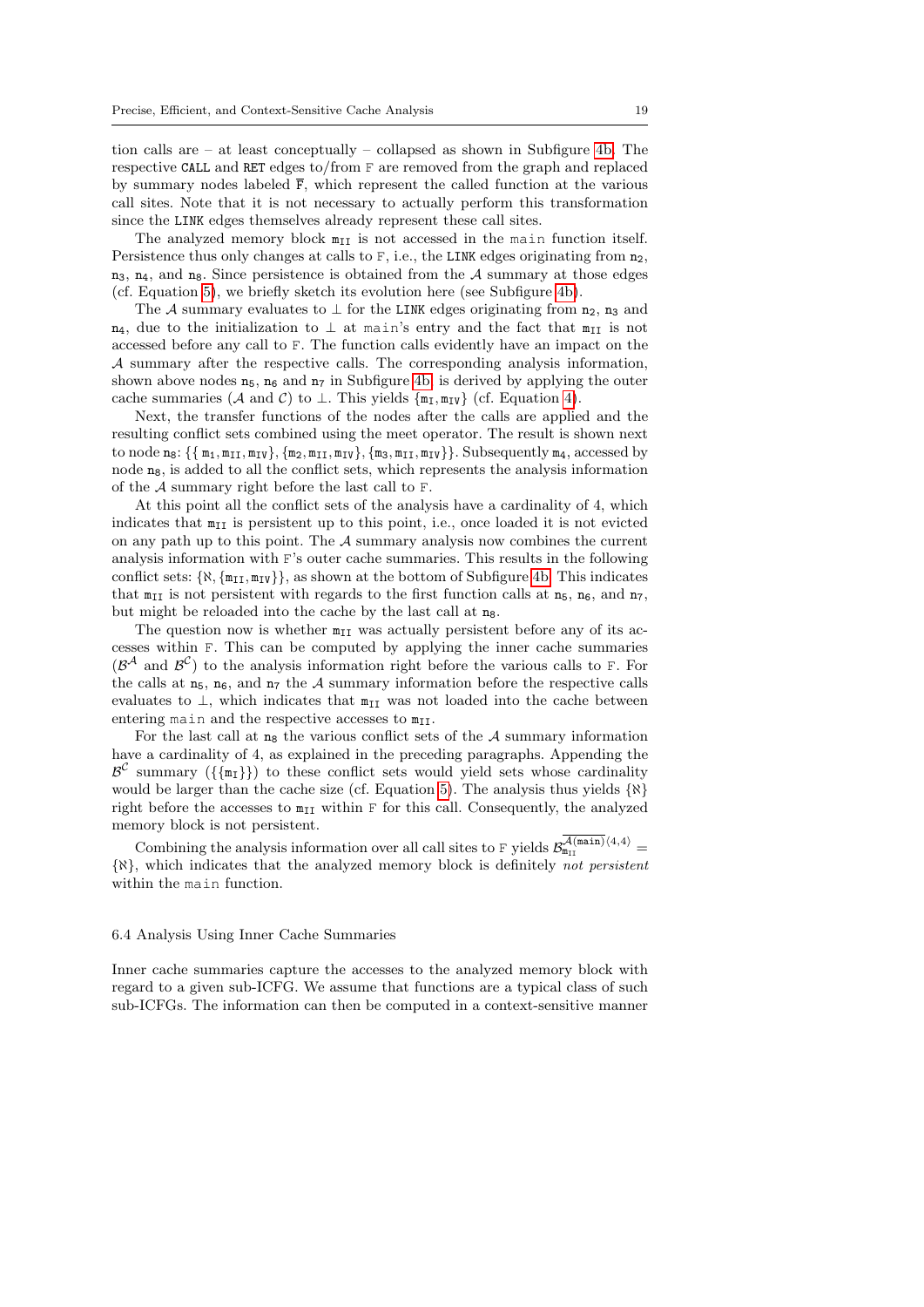tion calls are – at least conceptually – collapsed as shown in Subfigure 4b. The respective CALL and RET edges to/from F are removed from the graph and replaced by summary nodes labeled $\overline{\mathtt{F}}$, which represent the called function at the various call sites. Note that it is not necessary to actually perform this transformation since the LINK edges themselves already represent these call sites.

The analyzed memory block $\mathtt{m}_{\mathtt{II}}$ is not accessed in the main function itself. Persistence thus only changes at calls to F, i.e., the LINK edges originating from $\mathtt{n}_2$, $\mathtt{n}_3$, $\mathtt{n}_4$, and $\mathtt{n}_8$. Since persistence is obtained from the $\mathcal{A}$ summary at those edges (cf. Equation 5), we briefly sketch its evolution here (see Subfigure 4b).

The $\mathcal{A}$ summary evaluates to $\bot$ for the LINK edges originating from $\mathtt{n}_2$, $\mathtt{n}_3$ and $\mathtt{n}_4$, due to the initialization to $\bot$ at main's entry and the fact that $\mathtt{m}_{\mathtt{II}}$ is not accessed before any call to F. The function calls evidently have an impact on the $\mathcal{A}$ summary after the respective calls. The corresponding analysis information, shown above nodes $\mathtt{n}_5$, $\mathtt{n}_6$ and $\mathtt{n}_7$ in Subfigure 4b, is derived by applying the outer cache summaries ($\mathcal{A}$ and $\mathcal{C}$) to $\bot$. This yields $\{\mathtt{m}_{\mathtt{I}}, \mathtt{m}_{\mathtt{IV}}\}$ (cf. Equation 4).

Next, the transfer functions of the nodes after the calls are applied and the resulting conflict sets combined using the meet operator. The result is shown next to node $\mathtt{n}_8$: $\{\{\mathtt{m}_1, \mathtt{m}_{\mathtt{II}}, \mathtt{m}_{\mathtt{IV}}\}, \{\mathtt{m}_2, \mathtt{m}_{\mathtt{II}}, \mathtt{m}_{\mathtt{IV}}\}, \{\mathtt{m}_3, \mathtt{m}_{\mathtt{II}}, \mathtt{m}_{\mathtt{IV}}\}\}$. Subsequently $\mathtt{m}_4$, accessed by node $\mathtt{n}_8$, is added to all the conflict sets, which represents the analysis information of the $\mathcal{A}$ summary right before the last call to F.

At this point all the conflict sets of the analysis have a cardinality of 4, which indicates that $\mathtt{m}_{\mathtt{II}}$ is persistent up to this point, i.e., once loaded it is not evicted on any path up to this point. The $\mathcal{A}$ summary analysis now combines the current analysis information with F's outer cache summaries. This results in the following conflict sets: $\{\aleph, \{\mathtt{m}_{\mathtt{II}}, \mathtt{m}_{\mathtt{IV}}\}\}$, as shown at the bottom of Subfigure 4b. This indicates that $\mathtt{m}_{\mathtt{II}}$ is not persistent with regards to the first function calls at $\mathtt{n}_5$, $\mathtt{n}_6$, and $\mathtt{n}_7$, but might be reloaded into the cache by the last call at $\mathtt{n}_8$.

The question now is whether $\mathtt{m}_{\mathtt{II}}$ was actually persistent before any of its accesses within F. This can be computed by applying the inner cache summaries ($\mathcal{B}^{\mathcal{A}}$ and $\mathcal{B}^{\mathcal{C}}$) to the analysis information right before the various calls to F. For the calls at $\mathtt{n}_5$, $\mathtt{n}_6$, and $\mathtt{n}_7$ the $\mathcal{A}$ summary information before the respective calls evaluates to $\bot$, which indicates that $\mathtt{m}_{\mathtt{II}}$ was not loaded into the cache between entering main and the respective accesses to $\mathtt{m}_{\mathtt{II}}$.

For the last call at $\mathtt{n}_8$ the various conflict sets of the $\mathcal{A}$ summary information have a cardinality of 4, as explained in the preceding paragraphs. Appending the $\mathcal{B}^{\mathcal{C}}$ summary ($\{\{\mathtt{m}_{\mathtt{I}}\}\}$) to these conflict sets would yield sets whose cardinality would be larger than the cache size (cf. Equation 5). The analysis thus yields $\{\aleph\}$ right before the accesses to $\mathtt{m}_{\mathtt{II}}$ within F for this call. Consequently, the analyzed memory block is not persistent.

Combining the analysis information over all call sites to F yields $\mathcal{B}_{\mathtt{m}_{\mathtt{II}}}^{\overline{\mathcal{A}(\mathtt{main})}\langle 4,4\rangle} = \{\aleph\}$, which indicates that the analyzed memory block is definitely *not persistent* within the main function.

### 6.4 Analysis Using Inner Cache Summaries

Inner cache summaries capture the accesses to the analyzed memory block with regard to a given sub-ICFG. We assume that functions are a typical class of such sub-ICFGs. The information can then be computed in a context-sensitive manner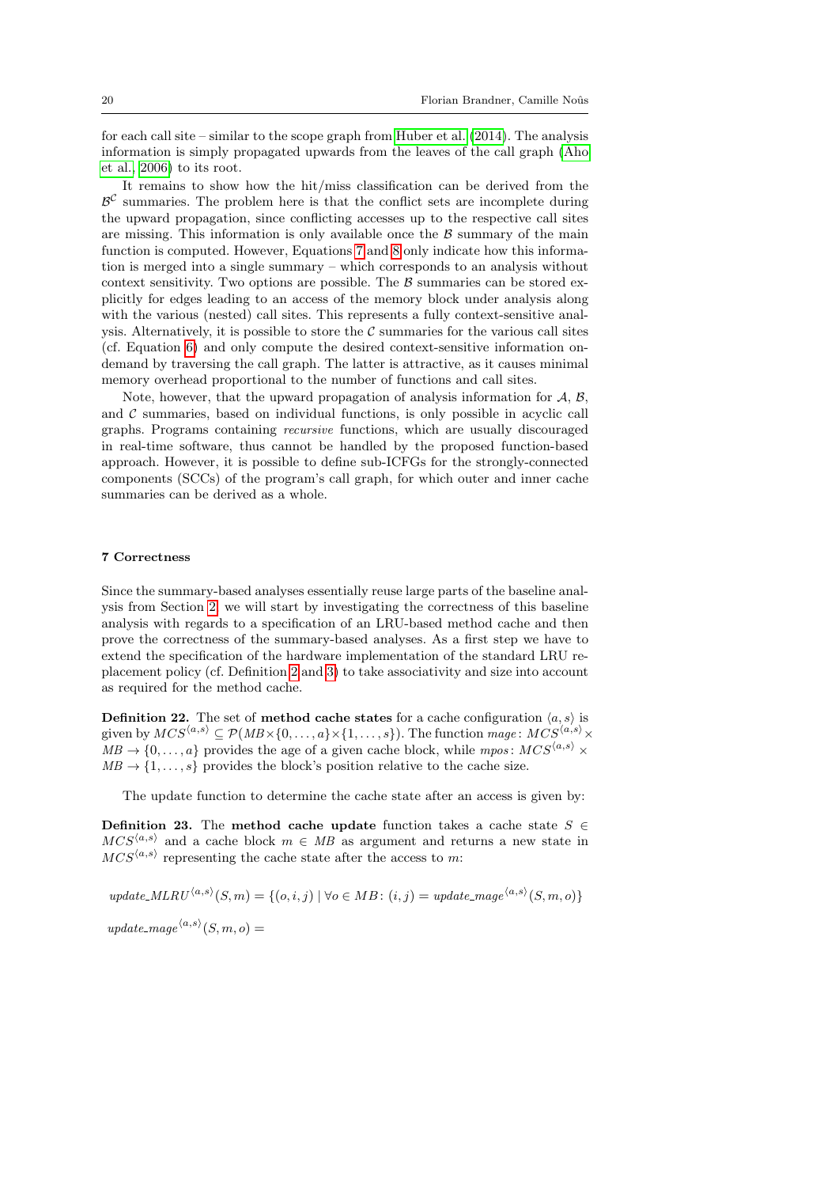for each call site – similar to the scope graph from Huber et al. (2014). The analysis information is simply propagated upwards from the leaves of the call graph (Aho et al. 2006) to its root.

It remains to show how the hit/miss classification can be derived from the $\mathcal{B}^{\mathcal{C}}$ summaries. The problem here is that the conflict sets are incomplete during the upward propagation, since conflicting accesses up to the respective call sites are missing. This information is only available once the $\mathcal{B}$ summary of the main function is computed. However, Equations 7 and 8 only indicate how this information is merged into a single summary – which corresponds to an analysis without context sensitivity. Two options are possible. The $\mathcal{B}$ summaries can be stored explicitly for edges leading to an access of the memory block under analysis along with the various (nested) call sites. This represents a fully context-sensitive analysis. Alternatively, it is possible to store the $\mathcal{C}$ summaries for the various call sites (cf. Equation 6) and only compute the desired context-sensitive information on-demand by traversing the call graph. The latter is attractive, as it causes minimal memory overhead proportional to the number of functions and call sites.

Note, however, that the upward propagation of analysis information for $\mathcal{A}$, $\mathcal{B}$, and $\mathcal{C}$ summaries, based on individual functions, is only possible in acyclic call graphs. Programs containing *recursive* functions, which are usually discouraged in real-time software, thus cannot be handled by the proposed function-based approach. However, it is possible to define sub-ICFGs for the strongly-connected components (SCCs) of the program's call graph, for which outer and inner cache summaries can be derived as a whole.

## 7 Correctness

Since the summary-based analyses essentially reuse large parts of the baseline analysis from Section 2, we will start by investigating the correctness of this baseline analysis with regards to a specification of an LRU-based method cache and then prove the correctness of the summary-based analyses. As a first step we have to extend the specification of the hardware implementation of the standard LRU replacement policy (cf. Definition 2 and 3) to take associativity and size into account as required for the method cache.

**Definition 22.** The set of **method cache states** for a cache configuration $\langle a, s\rangle$ is given by $MCS^{\langle a,s\rangle} \subseteq \mathcal{P}(MB \times \{0,\dots,a\} \times \{1,\dots,s\})$. The function $mage\colon MCS^{\langle a,s\rangle} \times MB \to \{0,\dots,a\}$ provides the age of a given cache block, while $mpos\colon MCS^{\langle a,s\rangle} \times MB \to \{1,\dots,s\}$ provides the block's position relative to the cache size.

The update function to determine the cache state after an access is given by:

**Definition 23.** The **method cache update** function takes a cache state $S \in MCS^{\langle a,s\rangle}$ and a cache block $m \in MB$ as argument and returns a new state in $MCS^{\langle a,s\rangle}$ representing the cache state after the access to $m$:

$$update\_MLRU^{\langle a,s\rangle}(S,m) = \{(o,i,j) \mid \forall o \in MB\colon (i,j) = update\_mage^{\langle a,s\rangle}(S,m,o)\}$$

$$update\_mage^{\langle a,s\rangle}(S,m,o) =$$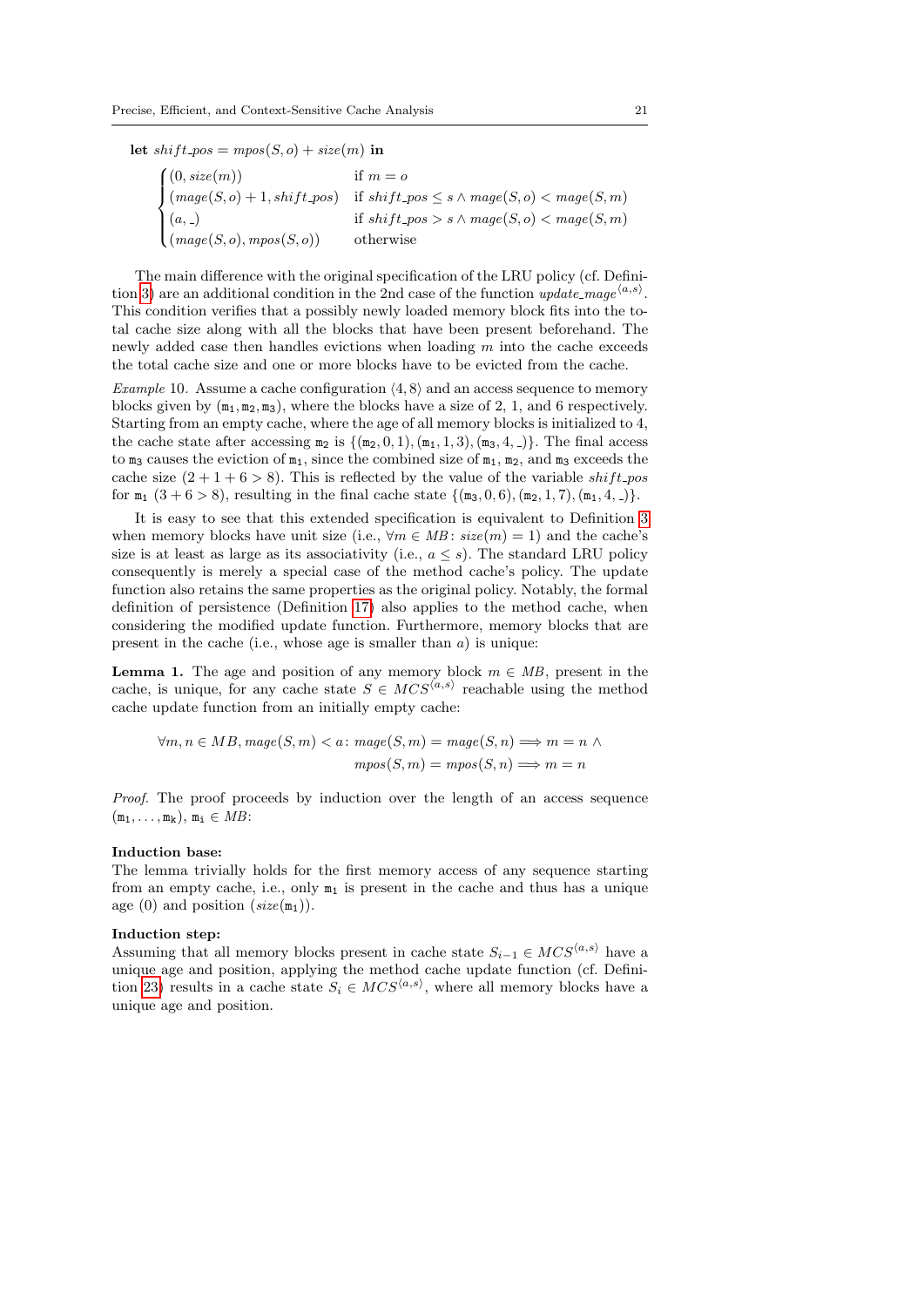**let** $shift\_pos = mpos(S, o) + size(m)$ **in**

$$\begin{cases} (0, size(m)) & \text{if } m = o \\ (mage(S, o) + 1, shift\_pos) & \text{if } shift\_pos \leq s \wedge mage(S, o) < mage(S, m) \\ (a, \_) & \text{if } shift\_pos > s \wedge mage(S, o) < mage(S, m) \\ (mage(S, o), mpos(S, o)) & \text{otherwise} \end{cases}$$

The main difference with the original specification of the LRU policy (cf. Definition 3) are an additional condition in the 2nd case of the function $update\_mage^{\langle a,s \rangle}$. This condition verifies that a possibly newly loaded memory block fits into the total cache size along with all the blocks that have been present beforehand. The newly added case then handles evictions when loading $m$ into the cache exceeds the total cache size and one or more blocks have to be evicted from the cache.

*Example* 10. Assume a cache configuration $\langle 4, 8 \rangle$ and an access sequence to memory blocks given by $(\mathtt{m_1}, \mathtt{m_2}, \mathtt{m_3})$, where the blocks have a size of 2, 1, and 6 respectively. Starting from an empty cache, where the age of all memory blocks is initialized to 4, the cache state after accessing $\mathtt{m_2}$ is $\{(\mathtt{m_2}, 0, 1), (\mathtt{m_1}, 1, 3), (\mathtt{m_3}, 4, \_)\}$. The final access to $\mathtt{m_3}$ causes the eviction of $\mathtt{m_1}$, since the combined size of $\mathtt{m_1}$, $\mathtt{m_2}$, and $\mathtt{m_3}$ exceeds the cache size $(2 + 1 + 6 > 8)$. This is reflected by the value of the variable $shift\_pos$ for $\mathtt{m_1}$ $(3 + 6 > 8)$, resulting in the final cache state $\{(\mathtt{m_3}, 0, 6), (\mathtt{m_2}, 1, 7), (\mathtt{m_1}, 4, \_)\}$.

It is easy to see that this extended specification is equivalent to Definition 3 when memory blocks have unit size (i.e., $\forall m \in MB\colon size(m) = 1$) and the cache's size is at least as large as its associativity (i.e., $a \leq s$). The standard LRU policy consequently is merely a special case of the method cache's policy. The update function also retains the same properties as the original policy. Notably, the formal definition of persistence (Definition 17) also applies to the method cache, when considering the modified update function. Furthermore, memory blocks that are present in the cache (i.e., whose age is smaller than $a$) is unique:

**Lemma 1.** The age and position of any memory block $m \in MB$, present in the cache, is unique, for any cache state $S \in MCS^{\langle a,s \rangle}$ reachable using the method cache update function from an initially empty cache:

$$\forall m, n \in MB, mage(S, m) < a\colon mage(S, m) = mage(S, n) \Longrightarrow m = n \wedge$$
$$mpos(S, m) = mpos(S, n) \Longrightarrow m = n$$

*Proof.* The proof proceeds by induction over the length of an access sequence $(\mathtt{m_1}, \ldots, \mathtt{m_k})$, $\mathtt{m_i} \in MB$:

**Induction base:**
The lemma trivially holds for the first memory access of any sequence starting from an empty cache, i.e., only $\mathtt{m_1}$ is present in the cache and thus has a unique age (0) and position ($size(\mathtt{m_1})$).

**Induction step:**
Assuming that all memory blocks present in cache state $S_{i-1} \in MCS^{\langle a,s \rangle}$ have a unique age and position, applying the method cache update function (cf. Definition 23) results in a cache state $S_i \in MCS^{\langle a,s \rangle}$, where all memory blocks have a unique age and position.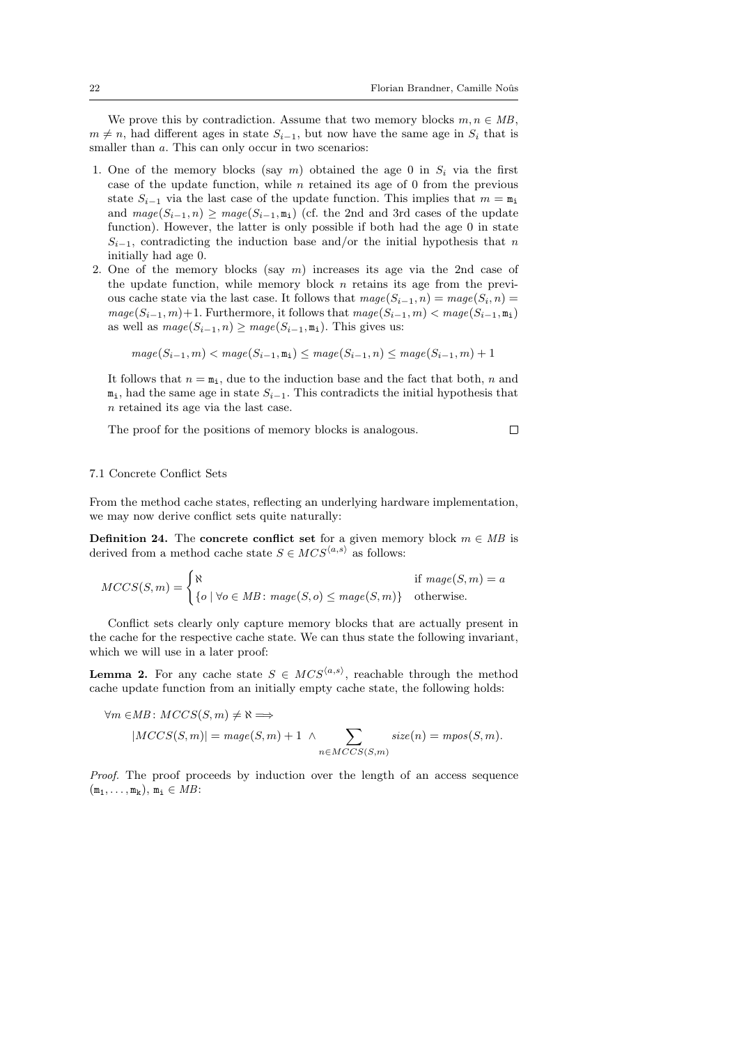We prove this by contradiction. Assume that two memory blocks $m, n \in MB$, $m \neq n$, had different ages in state $S_{i-1}$, but now have the same age in $S_i$ that is smaller than $a$. This can only occur in two scenarios:

1. One of the memory blocks (say $m$) obtained the age 0 in $S_i$ via the first case of the update function, while $n$ retained its age of 0 from the previous state $S_{i-1}$ via the last case of the update function. This implies that $m = \mathtt{m_i}$ and $mage(S_{i-1}, n) \geq mage(S_{i-1}, \mathtt{m_i})$ (cf. the 2nd and 3rd cases of the update function). However, the latter is only possible if both had the age 0 in state $S_{i-1}$, contradicting the induction base and/or the initial hypothesis that $n$ initially had age 0.
2. One of the memory blocks (say $m$) increases its age via the 2nd case of the update function, while memory block $n$ retains its age from the previous cache state via the last case. It follows that $mage(S_{i-1}, n) = mage(S_i, n) = mage(S_{i-1}, m)+1$. Furthermore, it follows that $mage(S_{i-1}, m) < mage(S_{i-1}, \mathtt{m_i})$ as well as $mage(S_{i-1}, n) \geq mage(S_{i-1}, \mathtt{m_i})$. This gives us:

$$mage(S_{i-1}, m) < mage(S_{i-1}, \mathtt{m_i}) \leq mage(S_{i-1}, n) \leq mage(S_{i-1}, m) + 1$$

It follows that $n = \mathtt{m_i}$, due to the induction base and the fact that both, $n$ and $\mathtt{m_i}$, had the same age in state $S_{i-1}$. This contradicts the initial hypothesis that $n$ retained its age via the last case.

The proof for the positions of memory blocks is analogous. □

### 7.1 Concrete Conflict Sets

From the method cache states, reflecting an underlying hardware implementation, we may now derive conflict sets quite naturally:

**Definition 24.** The **concrete conflict set** for a given memory block $m \in MB$ is derived from a method cache state $S \in MCS^{\langle a,s \rangle}$ as follows:

$$MCCS(S, m) = \begin{cases} \aleph & \text{if } mage(S, m) = a \\ \{o \mid \forall o \in MB\colon mage(S, o) \leq mage(S, m)\} & \text{otherwise.} \end{cases}$$

Conflict sets clearly only capture memory blocks that are actually present in the cache for the respective cache state. We can thus state the following invariant, which we will use in a later proof:

**Lemma 2.** For any cache state $S \in MCS^{\langle a,s \rangle}$, reachable through the method cache update function from an initially empty cache state, the following holds:

$$\forall m \in MB\colon MCCS(S, m) \neq \aleph \Longrightarrow$$
$$|MCCS(S, m)| = mage(S, m) + 1 \;\wedge \sum_{n \in MCCS(S,m)} size(n) = mpos(S, m).$$

*Proof.* The proof proceeds by induction over the length of an access sequence $(\mathtt{m_1}, \ldots, \mathtt{m_k})$, $\mathtt{m_i} \in MB$: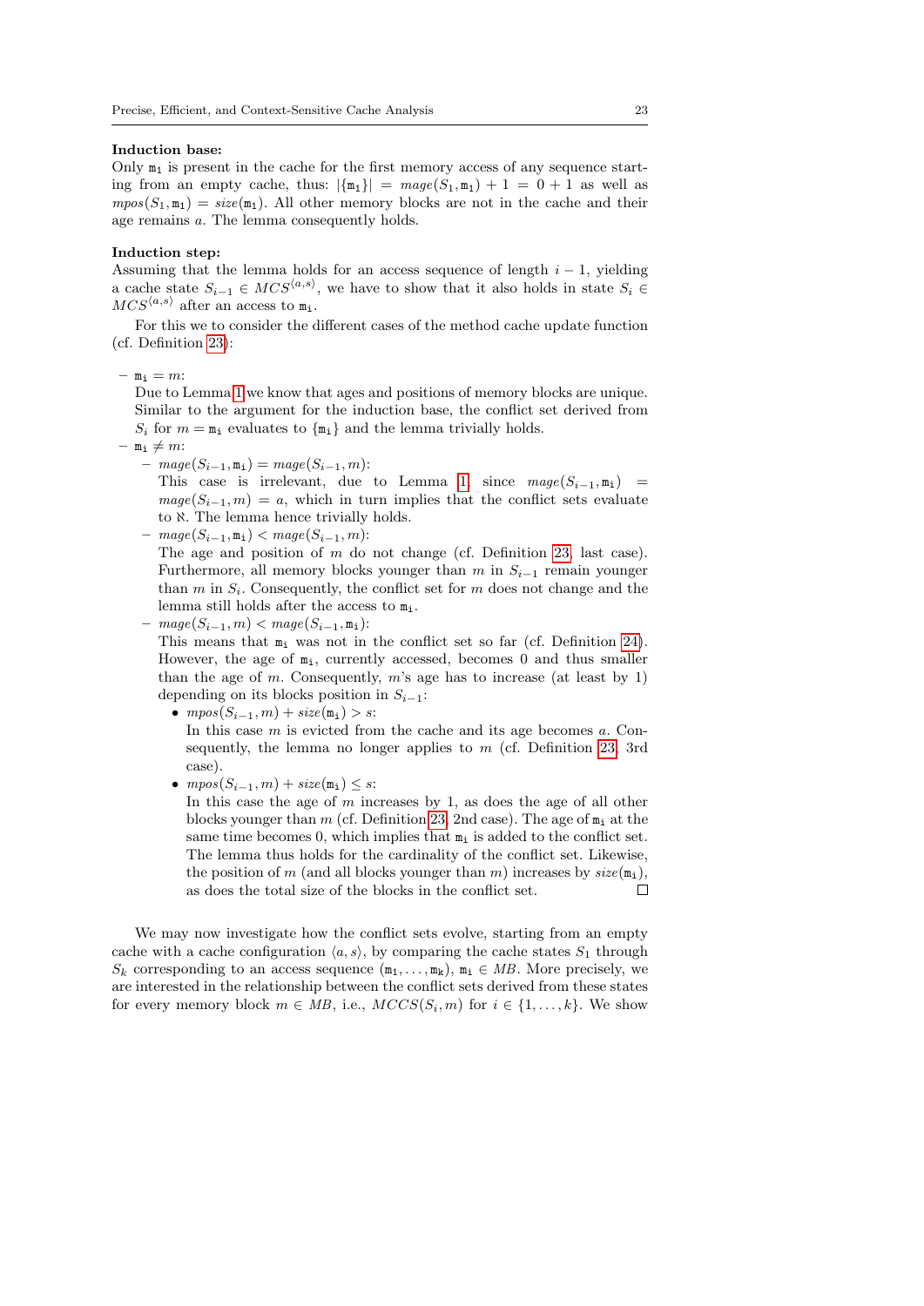**Induction base:**
Only $\mathtt{m_1}$ is present in the cache for the first memory access of any sequence starting from an empty cache, thus: $|\{\mathtt{m_1}\}| = mage(S_1, \mathtt{m_1}) + 1 = 0 + 1$ as well as $mpos(S_1, \mathtt{m_1}) = size(\mathtt{m_1})$. All other memory blocks are not in the cache and their age remains $a$. The lemma consequently holds.

**Induction step:**
Assuming that the lemma holds for an access sequence of length $i-1$, yielding a cache state $S_{i-1} \in MCS^{\langle a,s \rangle}$, we have to show that it also holds in state $S_i \in MCS^{\langle a,s \rangle}$ after an access to $\mathtt{m_i}$.

For this we to consider the different cases of the method cache update function (cf. Definition 23):

- $\mathtt{m_i} = m$:
  Due to Lemma 1 we know that ages and positions of memory blocks are unique. Similar to the argument for the induction base, the conflict set derived from $S_i$ for $m = \mathtt{m_i}$ evaluates to $\{\mathtt{m_i}\}$ and the lemma trivially holds.
- $\mathtt{m_i} \neq m$:
  - $mage(S_{i-1}, \mathtt{m_i}) = mage(S_{i-1}, m)$:
    This case is irrelevant, due to Lemma 1, since $mage(S_{i-1}, \mathtt{m_i}) = mage(S_{i-1}, m) = a$, which in turn implies that the conflict sets evaluate to $\aleph$. The lemma hence trivially holds.
  - $mage(S_{i-1}, \mathtt{m_i}) < mage(S_{i-1}, m)$:
    The age and position of $m$ do not change (cf. Definition 23, last case). Furthermore, all memory blocks younger than $m$ in $S_{i-1}$ remain younger than $m$ in $S_i$. Consequently, the conflict set for $m$ does not change and the lemma still holds after the access to $\mathtt{m_i}$.
  - $mage(S_{i-1}, m) < mage(S_{i-1}, \mathtt{m_i})$:
    This means that $\mathtt{m_i}$ was not in the conflict set so far (cf. Definition 24). However, the age of $\mathtt{m_i}$, currently accessed, becomes 0 and thus smaller than the age of $m$. Consequently, $m$'s age has to increase (at least by 1) depending on its blocks position in $S_{i-1}$:
    - $mpos(S_{i-1}, m) + size(\mathtt{m_i}) > s$:
      In this case $m$ is evicted from the cache and its age becomes $a$. Consequently, the lemma no longer applies to $m$ (cf. Definition 23, 3rd case).
    - $mpos(S_{i-1}, m) + size(\mathtt{m_i}) \leq s$:
      In this case the age of $m$ increases by 1, as does the age of all other blocks younger than $m$ (cf. Definition 23, 2nd case). The age of $\mathtt{m_i}$ at the same time becomes 0, which implies that $\mathtt{m_i}$ is added to the conflict set. The lemma thus holds for the cardinality of the conflict set. Likewise, the position of $m$ (and all blocks younger than $m$) increases by $size(\mathtt{m_i})$, as does the total size of the blocks in the conflict set. □

We may now investigate how the conflict sets evolve, starting from an empty cache with a cache configuration $\langle a, s \rangle$, by comparing the cache states $S_1$ through $S_k$ corresponding to an access sequence $(\mathtt{m_1}, \ldots, \mathtt{m_k})$, $\mathtt{m_i} \in MB$. More precisely, we are interested in the relationship between the conflict sets derived from these states for every memory block $m \in MB$, i.e., $MCCS(S_i, m)$ for $i \in \{1, \ldots, k\}$. We show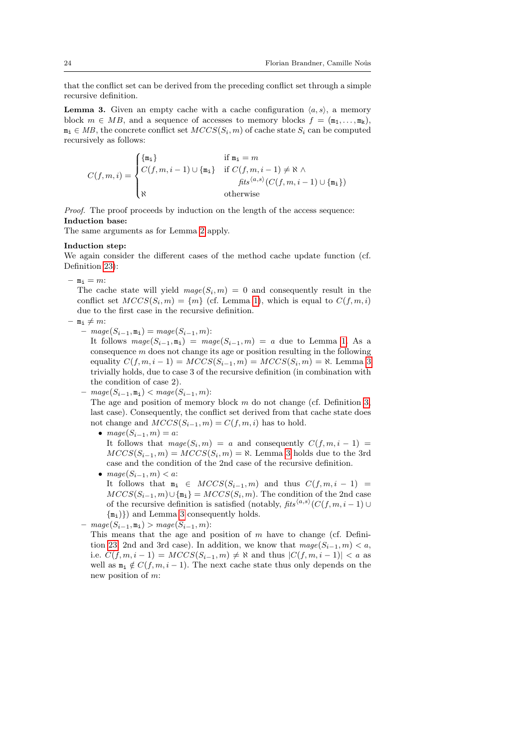that the conflict set can be derived from the preceding conflict set through a simple recursive definition.

**Lemma 3.** Given an empty cache with a cache configuration $\langle a, s\rangle$, a memory block $m \in MB$, and a sequence of accesses to memory blocks $f = (\mathtt{m_1}, \ldots, \mathtt{m_k})$, $\mathtt{m_i} \in MB$, the concrete conflict set $MCCS(S_i, m)$ of cache state $S_i$ can be computed recursively as follows:

$$C(f, m, i) = \begin{cases} \{\mathtt{m_i}\} & \text{if } \mathtt{m_i} = m \\ C(f, m, i-1) \cup \{\mathtt{m_i}\} & \text{if } C(f, m, i-1) \neq \aleph \wedge \\ & \quad \mathit{fits}^{\langle a,s\rangle}(C(f, m, i-1) \cup \{\mathtt{m_i}\}) \\ \aleph & \text{otherwise} \end{cases}$$

*Proof.* The proof proceeds by induction on the length of the access sequence:
**Induction base:**
The same arguments as for Lemma 2 apply.

**Induction step:**
We again consider the different cases of the method cache update function (cf. Definition 23):

- $\mathtt{m_i} = m$:
  The cache state will yield $mage(S_i, m) = 0$ and consequently result in the conflict set $MCCS(S_i, m) = \{m\}$ (cf. Lemma 1), which is equal to $C(f, m, i)$ due to the first case in the recursive definition.
- $\mathtt{m_i} \neq m$:
  - $mage(S_{i-1}, \mathtt{m_i}) = mage(S_{i-1}, m)$:
    It follows $mage(S_{i-1}, \mathtt{m_i}) = mage(S_{i-1}, m) = a$ due to Lemma 1. As a consequence $m$ does not change its age or position resulting in the following equality $C(f, m, i-1) = MCCS(S_{i-1}, m) = MCCS(S_i, m) = \aleph$. Lemma 3 trivially holds, due to case 3 of the recursive definition (in combination with the condition of case 2).
  - $mage(S_{i-1}, \mathtt{m_i}) < mage(S_{i-1}, m)$:
    The age and position of memory block $m$ do not change (cf. Definition 3, last case). Consequently, the conflict set derived from that cache state does not change and $MCCS(S_{i-1}, m) = C(f, m, i)$ has to hold.
    - $mage(S_{i-1}, m) = a$:
      It follows that $mage(S_i, m) = a$ and consequently $C(f, m, i-1) = MCCS(S_{i-1}, m) = MCCS(S_i, m) = \aleph$. Lemma 3 holds due to the 3rd case and the condition of the 2nd case of the recursive definition.
    - $mage(S_{i-1}, m) < a$:
      It follows that $\mathtt{m_i} \in MCCS(S_{i-1}, m)$ and thus $C(f, m, i-1) = MCCS(S_{i-1}, m) \cup \{\mathtt{m_i}\} = MCCS(S_i, m)$. The condition of the 2nd case of the recursive definition is satisfied (notably, $\mathit{fits}^{\langle a,s\rangle}(C(f, m, i-1) \cup \{\mathtt{m_i}\})$) and Lemma 3 consequently holds.
  - $mage(S_{i-1}, \mathtt{m_i}) > mage(S_{i-1}, m)$:
    This means that the age and position of $m$ have to change (cf. Definition 23, 2nd and 3rd case). In addition, we know that $mage(S_{i-1}, m) < a$, i.e. $C(f, m, i-1) = MCCS(S_{i-1}, m) \neq \aleph$ and thus $|C(f, m, i-1)| < a$ as well as $\mathtt{m_i} \notin C(f, m, i-1)$. The next cache state thus only depends on the new position of $m$: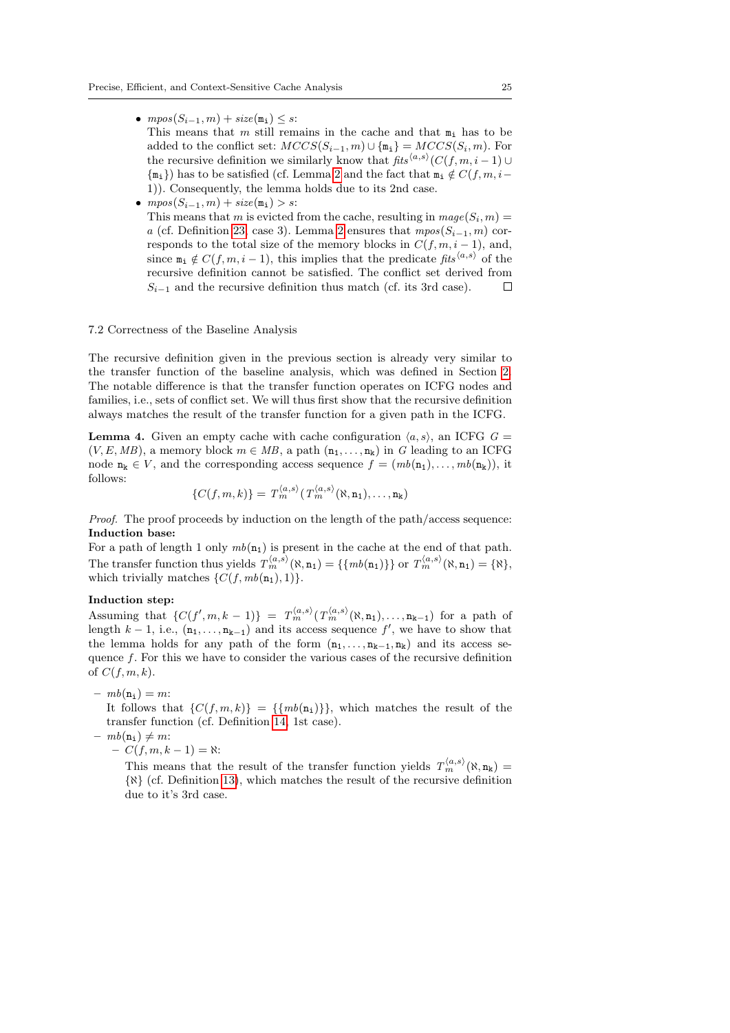- $mpos(S_{i-1}, m) + size(\mathtt{m_i}) \le s$:
  This means that $m$ still remains in the cache and that $\mathtt{m_i}$ has to be added to the conflict set: $MCCS(S_{i-1}, m) \cup \{\mathtt{m_i}\} = MCCS(S_i, m)$. For the recursive definition we similarly know that $fits^{\langle a,s \rangle}(C(f, m, i-1) \cup \{\mathtt{m_i}\})$ has to be satisfied (cf. Lemma 2 and the fact that $\mathtt{m_i} \notin C(f, m, i-1)$). Consequently, the lemma holds due to its 2nd case.
- $mpos(S_{i-1}, m) + size(\mathtt{m_i}) > s$:
  This means that $m$ is evicted from the cache, resulting in $mage(S_i, m) = a$ (cf. Definition 23, case 3). Lemma 2 ensures that $mpos(S_{i-1}, m)$ corresponds to the total size of the memory blocks in $C(f, m, i-1)$, and, since $\mathtt{m_i} \notin C(f, m, i-1)$, this implies that the predicate $fits^{\langle a,s \rangle}$ of the recursive definition cannot be satisfied. The conflict set derived from $S_{i-1}$ and the recursive definition thus match (cf. its 3rd case). □

### 7.2 Correctness of the Baseline Analysis

The recursive definition given in the previous section is already very similar to the transfer function of the baseline analysis, which was defined in Section 2. The notable difference is that the transfer function operates on ICFG nodes and families, i.e., sets of conflict set. We will thus first show that the recursive definition always matches the result of the transfer function for a given path in the ICFG.

**Lemma 4.** Given an empty cache with cache configuration $\langle a, s \rangle$, an ICFG $G = (V, E, MB)$, a memory block $m \in MB$, a path $(\mathtt{n_1}, \ldots, \mathtt{n_k})$ in $G$ leading to an ICFG node $\mathtt{n_k} \in V$, and the corresponding access sequence $f = (mb(\mathtt{n_1}), \ldots, mb(\mathtt{n_k}))$, it follows:

$$\{C(f, m, k)\} = T_m^{\langle a,s \rangle}(T_m^{\langle a,s \rangle}(\aleph, \mathtt{n_1}), \ldots, \mathtt{n_k})$$

*Proof.* The proof proceeds by induction on the length of the path/access sequence:
**Induction base:**
For a path of length 1 only $mb(\mathtt{n_1})$ is present in the cache at the end of that path. The transfer function thus yields $T_m^{\langle a,s \rangle}(\aleph, \mathtt{n_1}) = \{\{mb(\mathtt{n_1})\}\}$ or $T_m^{\langle a,s \rangle}(\aleph, \mathtt{n_1}) = \{\aleph\}$, which trivially matches $\{C(f, mb(\mathtt{n_1}), 1)\}$.

**Induction step:**
Assuming that $\{C(f', m, k-1)\} = T_m^{\langle a,s \rangle}(T_m^{\langle a,s \rangle}(\aleph, \mathtt{n_1}), \ldots, \mathtt{n_{k-1}})$ for a path of length $k-1$, i.e., $(\mathtt{n_1}, \ldots, \mathtt{n_{k-1}})$ and its access sequence $f'$, we have to show that the lemma holds for any path of the form $(\mathtt{n_1}, \ldots, \mathtt{n_{k-1}}, \mathtt{n_k})$ and its access sequence $f$. For this we have to consider the various cases of the recursive definition of $C(f, m, k)$.

- $mb(\mathtt{n_i}) = m$:
  It follows that $\{C(f, m, k)\} = \{\{mb(\mathtt{n_i})\}\}$, which matches the result of the transfer function (cf. Definition 14, 1st case).
- $mb(\mathtt{n_i}) \ne m$:
  - $C(f, m, k-1) = \aleph$:
    This means that the result of the transfer function yields $T_m^{\langle a,s \rangle}(\aleph, \mathtt{n_k}) = \{\aleph\}$ (cf. Definition 13), which matches the result of the recursive definition due to it's 3rd case.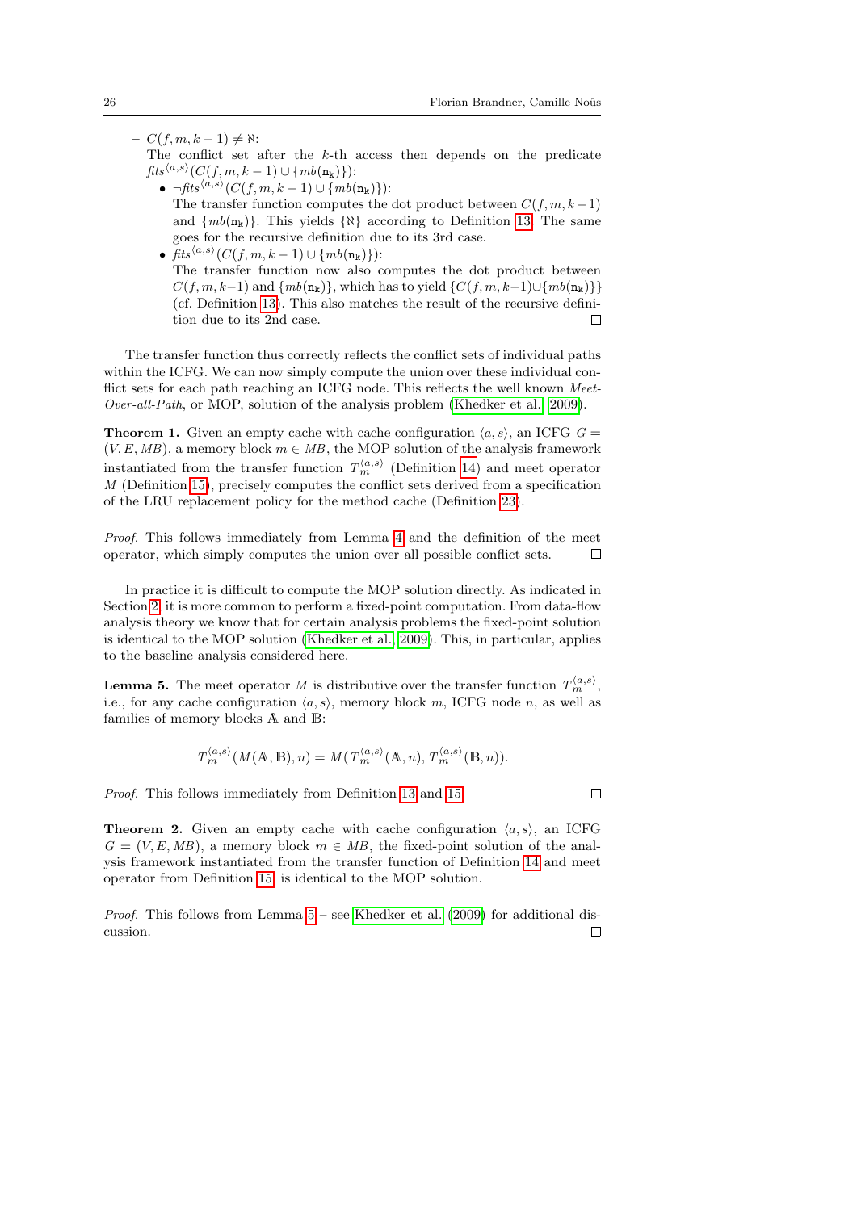- $C(f, m, k-1) \neq \aleph$:
  The conflict set after the $k$-th access then depends on the predicate $\mathit{fits}^{\langle a,s \rangle}(C(f, m, k-1) \cup \{mb(\mathtt{n_k})\})$:
  - $\neg \mathit{fits}^{\langle a,s \rangle}(C(f, m, k-1) \cup \{mb(\mathtt{n_k})\})$:
    The transfer function computes the dot product between $C(f, m, k-1)$ and $\{mb(\mathtt{n_k})\}$. This yields $\{\aleph\}$ according to Definition 13. The same goes for the recursive definition due to its 3rd case.
  - $\mathit{fits}^{\langle a,s \rangle}(C(f, m, k-1) \cup \{mb(\mathtt{n_k})\})$:
    The transfer function now also computes the dot product between $C(f, m, k-1)$ and $\{mb(\mathtt{n_k})\}$, which has to yield $\{C(f, m, k-1) \cup \{mb(\mathtt{n_k})\}\}$ (cf. Definition 13). This also matches the result of the recursive definition due to its 2nd case. □

The transfer function thus correctly reflects the conflict sets of individual paths within the ICFG. We can now simply compute the union over these individual conflict sets for each path reaching an ICFG node. This reflects the well known *Meet-Over-all-Path*, or MOP, solution of the analysis problem (Khedker et al. 2009).

**Theorem 1.** Given an empty cache with cache configuration $\langle a, s \rangle$, an ICFG $G = (V, E, MB)$, a memory block $m \in MB$, the MOP solution of the analysis framework instantiated from the transfer function $T_m^{\langle a,s \rangle}$ (Definition 14) and meet operator $M$ (Definition 15), precisely computes the conflict sets derived from a specification of the LRU replacement policy for the method cache (Definition 23).

*Proof.* This follows immediately from Lemma 4 and the definition of the meet operator, which simply computes the union over all possible conflict sets. □

In practice it is difficult to compute the MOP solution directly. As indicated in Section 2, it is more common to perform a fixed-point computation. From data-flow analysis theory we know that for certain analysis problems the fixed-point solution is identical to the MOP solution (Khedker et al. 2009). This, in particular, applies to the baseline analysis considered here.

**Lemma 5.** The meet operator $M$ is distributive over the transfer function $T_m^{\langle a,s \rangle}$, i.e., for any cache configuration $\langle a, s \rangle$, memory block $m$, ICFG node $n$, as well as families of memory blocks $\mathbb{A}$ and $\mathbb{B}$:

$$T_m^{\langle a,s \rangle}(M(\mathbb{A}, \mathbb{B}), n) = M(T_m^{\langle a,s \rangle}(\mathbb{A}, n), T_m^{\langle a,s \rangle}(\mathbb{B}, n)).$$

*Proof.* This follows immediately from Definition 13 and 15. □

**Theorem 2.** Given an empty cache with cache configuration $\langle a, s \rangle$, an ICFG $G = (V, E, MB)$, a memory block $m \in MB$, the fixed-point solution of the analysis framework instantiated from the transfer function of Definition 14 and meet operator from Definition 15, is identical to the MOP solution.

*Proof.* This follows from Lemma 5 – see Khedker et al. (2009) for additional discussion. □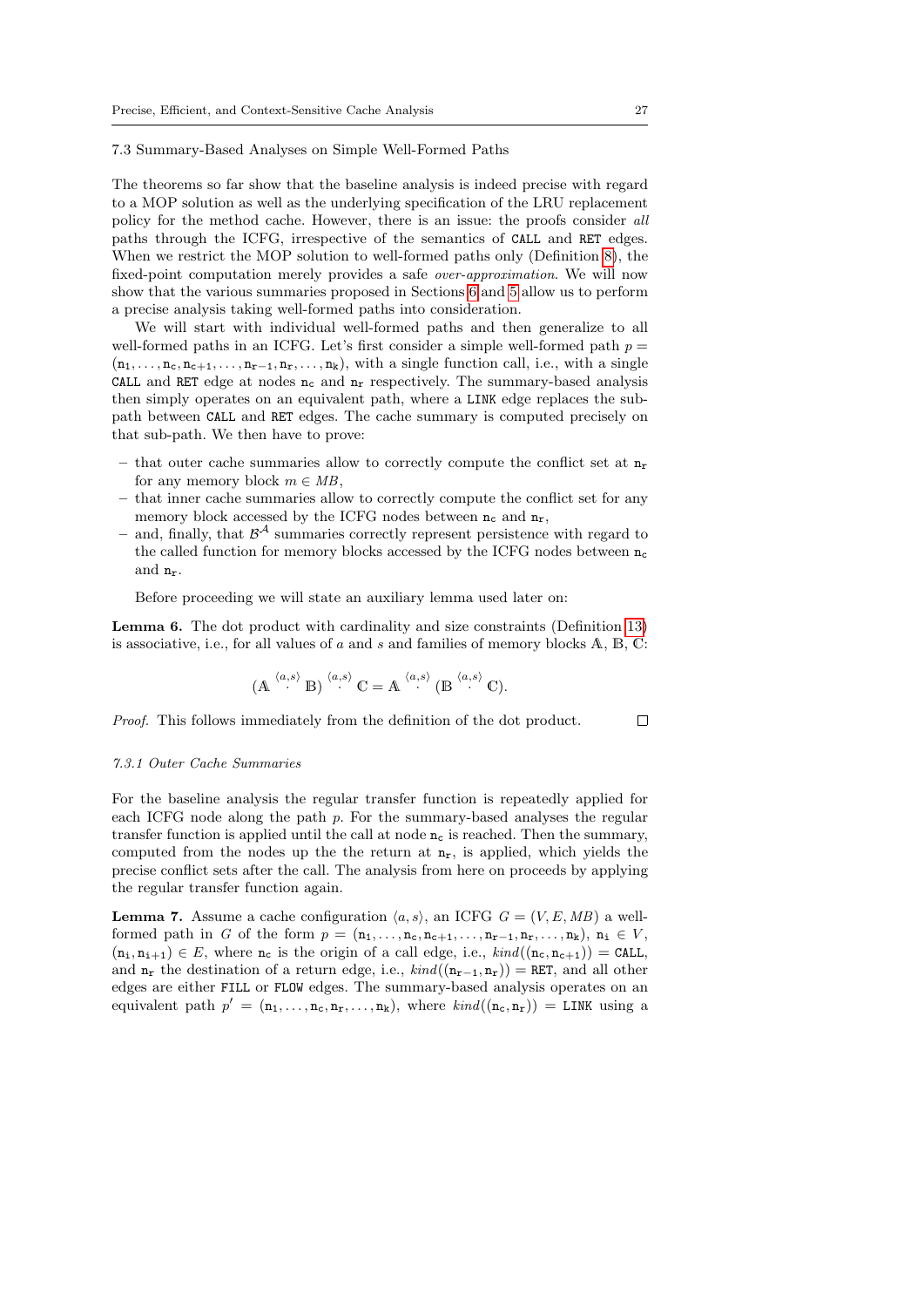### 7.3 Summary-Based Analyses on Simple Well-Formed Paths

The theorems so far show that the baseline analysis is indeed precise with regard to a MOP solution as well as the underlying specification of the LRU replacement policy for the method cache. However, there is an issue: the proofs consider *all* paths through the ICFG, irrespective of the semantics of `CALL` and `RET` edges. When we restrict the MOP solution to well-formed paths only (Definition 8), the fixed-point computation merely provides a safe *over-approximation*. We will now show that the various summaries proposed in Sections 6 and 5 allow us to perform a precise analysis taking well-formed paths into consideration.

We will start with individual well-formed paths and then generalize to all well-formed paths in an ICFG. Let's first consider a simple well-formed path $p = (\mathtt{n_1}, \ldots, \mathtt{n_c}, \mathtt{n_{c+1}}, \ldots, \mathtt{n_{r-1}}, \mathtt{n_r}, \ldots, \mathtt{n_k})$, with a single function call, i.e., with a single `CALL` and `RET` edge at nodes $\mathtt{n_c}$ and $\mathtt{n_r}$ respectively. The summary-based analysis then simply operates on an equivalent path, where a `LINK` edge replaces the sub-path between `CALL` and `RET` edges. The cache summary is computed precisely on that sub-path. We then have to prove:

- that outer cache summaries allow to correctly compute the conflict set at $\mathtt{n_r}$ for any memory block $m \in MB$,
- that inner cache summaries allow to correctly compute the conflict set for any memory block accessed by the ICFG nodes between $\mathtt{n_c}$ and $\mathtt{n_r}$,
- and, finally, that $\mathcal{B}^{\mathcal{A}}$ summaries correctly represent persistence with regard to the called function for memory blocks accessed by the ICFG nodes between $\mathtt{n_c}$ and $\mathtt{n_r}$.

Before proceeding we will state an auxiliary lemma used later on:

**Lemma 6.** The dot product with cardinality and size constraints (Definition 13) is associative, i.e., for all values of $a$ and $s$ and families of memory blocks $\mathbb{A}$, $\mathbb{B}$, $\mathbb{C}$:

$$(\mathbb{A} \overset{\langle a,s \rangle}{\cdot} \mathbb{B}) \overset{\langle a,s \rangle}{\cdot} \mathbb{C} = \mathbb{A} \overset{\langle a,s \rangle}{\cdot} (\mathbb{B} \overset{\langle a,s \rangle}{\cdot} \mathbb{C}).$$

*Proof.* This follows immediately from the definition of the dot product. □

#### 7.3.1 Outer Cache Summaries

For the baseline analysis the regular transfer function is repeatedly applied for each ICFG node along the path $p$. For the summary-based analyses the regular transfer function is applied until the call at node $\mathtt{n_c}$ is reached. Then the summary, computed from the nodes up the the return at $\mathtt{n_r}$, is applied, which yields the precise conflict sets after the call. The analysis from here on proceeds by applying the regular transfer function again.

**Lemma 7.** Assume a cache configuration $\langle a, s \rangle$, an ICFG $G = (V, E, MB)$ a well-formed path in $G$ of the form $p = (\mathtt{n_1}, \ldots, \mathtt{n_c}, \mathtt{n_{c+1}}, \ldots, \mathtt{n_{r-1}}, \mathtt{n_r}, \ldots, \mathtt{n_k})$, $\mathtt{n_i} \in V$, $(\mathtt{n_i}, \mathtt{n_{i+1}}) \in E$, where $\mathtt{n_c}$ is the origin of a call edge, i.e., $kind((\mathtt{n_c}, \mathtt{n_{c+1}})) = \mathtt{CALL}$, and $\mathtt{n_r}$ the destination of a return edge, i.e., $kind((\mathtt{n_{r-1}}, \mathtt{n_r})) = \mathtt{RET}$, and all other edges are either `FILL` or `FLOW` edges. The summary-based analysis operates on an equivalent path $p' = (\mathtt{n_1}, \ldots, \mathtt{n_c}, \mathtt{n_r}, \ldots, \mathtt{n_k})$, where $kind((\mathtt{n_c}, \mathtt{n_r})) = \mathtt{LINK}$ using a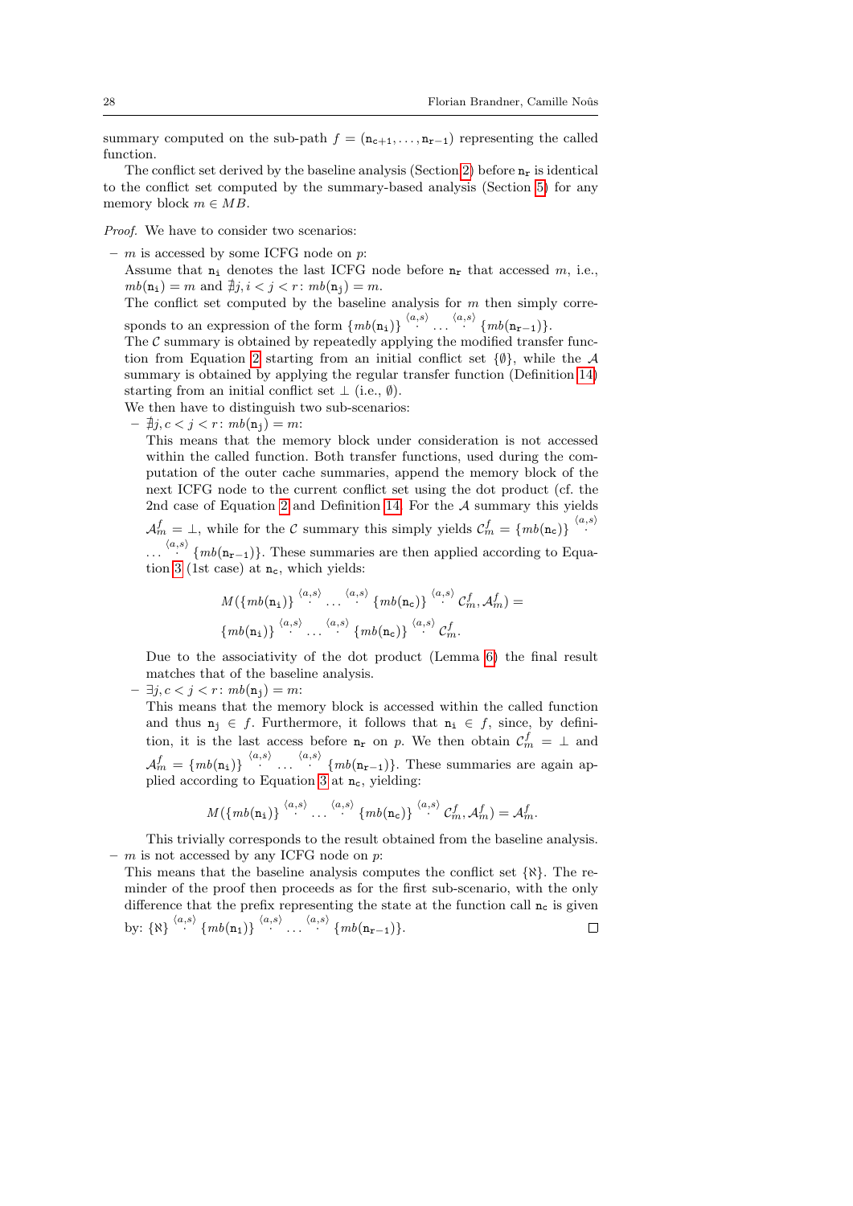summary computed on the sub-path $f = (\mathtt{n_{c+1}}, \ldots, \mathtt{n_{r-1}})$ representing the called function.

The conflict set derived by the baseline analysis (Section 2) before $\mathtt{n_r}$ is identical to the conflict set computed by the summary-based analysis (Section 5) for any memory block $m \in MB$.

*Proof.* We have to consider two scenarios:

- $m$ is accessed by some ICFG node on $p$:
  Assume that $\mathtt{n_i}$ denotes the last ICFG node before $\mathtt{n_r}$ that accessed $m$, i.e., $mb(\mathtt{n_i}) = m$ and $\nexists j, i < j < r \colon mb(\mathtt{n_j}) = m$.
  The conflict set computed by the baseline analysis for $m$ then simply corresponds to an expression of the form $\{mb(\mathtt{n_i})\} \overset{\langle a,s \rangle}{\cdot} \ldots \overset{\langle a,s \rangle}{\cdot} \{mb(\mathtt{n_{r-1}})\}$.
  The $\mathcal{C}$ summary is obtained by repeatedly applying the modified transfer function from Equation 2 starting from an initial conflict set $\{\emptyset\}$, while the $\mathcal{A}$ summary is obtained by applying the regular transfer function (Definition 14) starting from an initial conflict set $\bot$ (i.e., $\emptyset$).
  We then have to distinguish two sub-scenarios:
  - $\nexists j, c < j < r \colon mb(\mathtt{n_j}) = m$:
    This means that the memory block under consideration is not accessed within the called function. Both transfer functions, used during the computation of the outer cache summaries, append the memory block of the next ICFG node to the current conflict set using the dot product (cf. the 2nd case of Equation 2 and Definition 14. For the $\mathcal{A}$ summary this yields $\mathcal{A}^f_m = \bot$, while for the $\mathcal{C}$ summary this simply yields $\mathcal{C}^f_m = \{mb(\mathtt{n_c})\} \overset{\langle a,s \rangle}{\cdot} \ldots \overset{\langle a,s \rangle}{\cdot} \{mb(\mathtt{n_{r-1}})\}$. These summaries are then applied according to Equation 3 (1st case) at $\mathtt{n_c}$, which yields:
    $$M(\{mb(\mathtt{n_i})\} \overset{\langle a,s \rangle}{\cdot} \ldots \overset{\langle a,s \rangle}{\cdot} \{mb(\mathtt{n_c})\} \overset{\langle a,s \rangle}{\cdot} \mathcal{C}^f_m, \mathcal{A}^f_m) =$$
    $$\{mb(\mathtt{n_i})\} \overset{\langle a,s \rangle}{\cdot} \ldots \overset{\langle a,s \rangle}{\cdot} \{mb(\mathtt{n_c})\} \overset{\langle a,s \rangle}{\cdot} \mathcal{C}^f_m.$$
    Due to the associativity of the dot product (Lemma 6) the final result matches that of the baseline analysis.
  - $\exists j, c < j < r \colon mb(\mathtt{n_j}) = m$:
    This means that the memory block is accessed within the called function and thus $\mathtt{n_j} \in f$. Furthermore, it follows that $\mathtt{n_i} \in f$, since, by definition, it is the last access before $\mathtt{n_r}$ on $p$. We then obtain $\mathcal{C}^f_m = \bot$ and $\mathcal{A}^f_m = \{mb(\mathtt{n_i})\} \overset{\langle a,s \rangle}{\cdot} \ldots \overset{\langle a,s \rangle}{\cdot} \{mb(\mathtt{n_{r-1}})\}$. These summaries are again applied according to Equation 3 at $\mathtt{n_c}$, yielding:
    $$M(\{mb(\mathtt{n_i})\} \overset{\langle a,s \rangle}{\cdot} \ldots \overset{\langle a,s \rangle}{\cdot} \{mb(\mathtt{n_c})\} \overset{\langle a,s \rangle}{\cdot} \mathcal{C}^f_m, \mathcal{A}^f_m) = \mathcal{A}^f_m.$$

  This trivially corresponds to the result obtained from the baseline analysis.
- $m$ is not accessed by any ICFG node on $p$:
  This means that the baseline analysis computes the conflict set $\{\aleph\}$. The reminder of the proof then proceeds as for the first sub-scenario, with the only difference that the prefix representing the state at the function call $\mathtt{n_c}$ is given by: $\{\aleph\} \overset{\langle a,s \rangle}{\cdot} \{mb(\mathtt{n_1})\} \overset{\langle a,s \rangle}{\cdot} \ldots \overset{\langle a,s \rangle}{\cdot} \{mb(\mathtt{n_{r-1}})\}$. □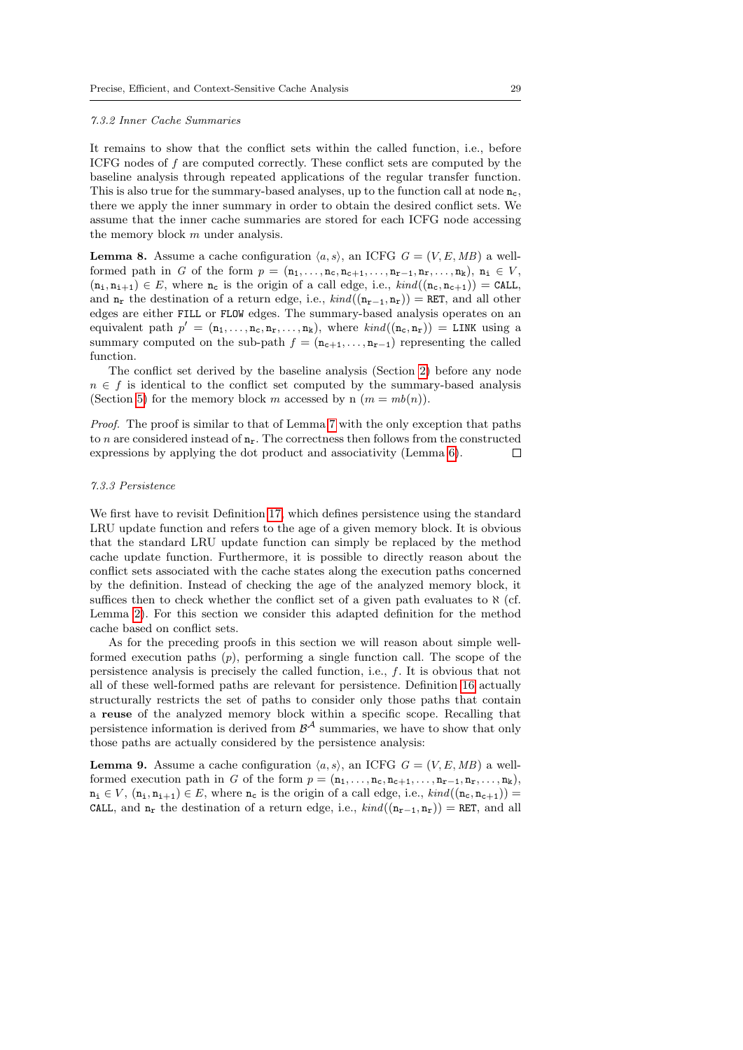#### 7.3.2 Inner Cache Summaries

It remains to show that the conflict sets within the called function, i.e., before ICFG nodes of $f$ are computed correctly. These conflict sets are computed by the baseline analysis through repeated applications of the regular transfer function. This is also true for the summary-based analyses, up to the function call at node $\mathtt{n_c}$, there we apply the inner summary in order to obtain the desired conflict sets. We assume that the inner cache summaries are stored for each ICFG node accessing the memory block $m$ under analysis.

**Lemma 8.** Assume a cache configuration $\langle a, s\rangle$, an ICFG $G = (V, E, MB)$ a well-formed path in $G$ of the form $p = (\mathtt{n_1}, \ldots, \mathtt{n_c}, \mathtt{n_{c+1}}, \ldots, \mathtt{n_{r-1}}, \mathtt{n_r}, \ldots, \mathtt{n_k})$, $\mathtt{n_i} \in V$, $(\mathtt{n_i}, \mathtt{n_{i+1}}) \in E$, where $\mathtt{n_c}$ is the origin of a call edge, i.e., $kind((\mathtt{n_c}, \mathtt{n_{c+1}})) = \mathtt{CALL}$, and $\mathtt{n_r}$ the destination of a return edge, i.e., $kind((\mathtt{n_{r-1}}, \mathtt{n_r})) = \mathtt{RET}$, and all other edges are either `FILL` or `FLOW` edges. The summary-based analysis operates on an equivalent path $p' = (\mathtt{n_1}, \ldots, \mathtt{n_c}, \mathtt{n_r}, \ldots, \mathtt{n_k})$, where $kind((\mathtt{n_c}, \mathtt{n_r})) = \mathtt{LINK}$ using a summary computed on the sub-path $f = (\mathtt{n_{c+1}}, \ldots, \mathtt{n_{r-1}})$ representing the called function.

The conflict set derived by the baseline analysis (Section 2) before any node $n \in f$ is identical to the conflict set computed by the summary-based analysis (Section 5) for the memory block $m$ accessed by n ($m = mb(n)$).

*Proof.* The proof is similar to that of Lemma 7 with the only exception that paths to $n$ are considered instead of $\mathtt{n_r}$. The correctness then follows from the constructed expressions by applying the dot product and associativity (Lemma 6). □

#### 7.3.3 Persistence

We first have to revisit Definition 17, which defines persistence using the standard LRU update function and refers to the age of a given memory block. It is obvious that the standard LRU update function can simply be replaced by the method cache update function. Furthermore, it is possible to directly reason about the conflict sets associated with the cache states along the execution paths concerned by the definition. Instead of checking the age of the analyzed memory block, it suffices then to check whether the conflict set of a given path evaluates to $\aleph$ (cf. Lemma 2). For this section we consider this adapted definition for the method cache based on conflict sets.

As for the preceding proofs in this section we will reason about simple well-formed execution paths ($p$), performing a single function call. The scope of the persistence analysis is precisely the called function, i.e., $f$. It is obvious that not all of these well-formed paths are relevant for persistence. Definition 16 actually structurally restricts the set of paths to consider only those paths that contain a **reuse** of the analyzed memory block within a specific scope. Recalling that persistence information is derived from $\mathcal{B}^{\mathcal{A}}$ summaries, we have to show that only those paths are actually considered by the persistence analysis:

**Lemma 9.** Assume a cache configuration $\langle a, s\rangle$, an ICFG $G = (V, E, MB)$ a well-formed execution path in $G$ of the form $p = (\mathtt{n_1}, \ldots, \mathtt{n_c}, \mathtt{n_{c+1}}, \ldots, \mathtt{n_{r-1}}, \mathtt{n_r}, \ldots, \mathtt{n_k})$, $\mathtt{n_i} \in V$, $(\mathtt{n_i}, \mathtt{n_{i+1}}) \in E$, where $\mathtt{n_c}$ is the origin of a call edge, i.e., $kind((\mathtt{n_c}, \mathtt{n_{c+1}})) = \mathtt{CALL}$, and $\mathtt{n_r}$ the destination of a return edge, i.e., $kind((\mathtt{n_{r-1}}, \mathtt{n_r})) = \mathtt{RET}$, and all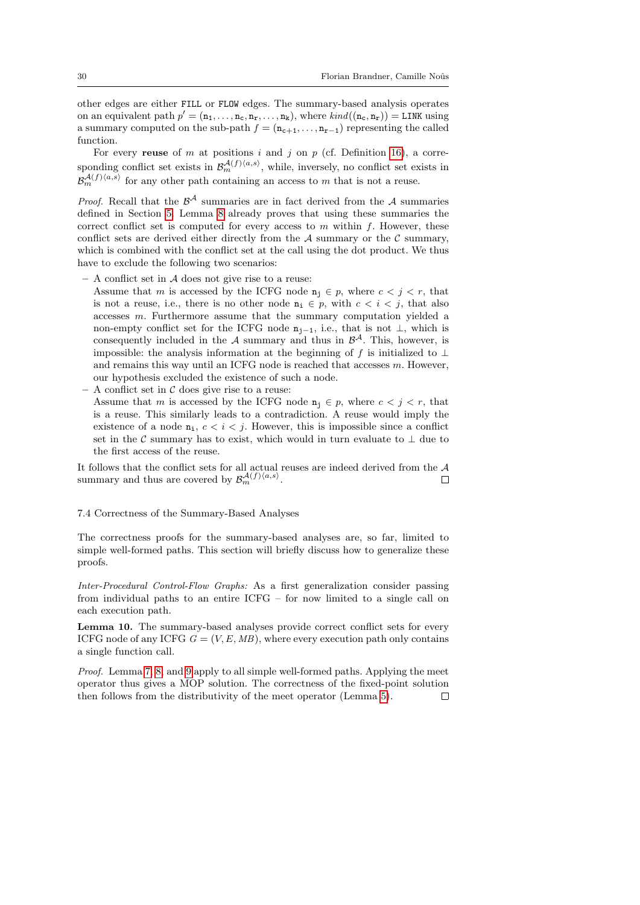other edges are either FILL or FLOW edges. The summary-based analysis operates on an equivalent path $p' = (\mathtt{n_1}, \dots, \mathtt{n_c}, \mathtt{n_r}, \dots, \mathtt{n_k})$, where $kind((\mathtt{n_c}, \mathtt{n_r})) = \mathtt{LINK}$ using a summary computed on the sub-path $f = (\mathtt{n_{c+1}}, \dots, \mathtt{n_{r-1}})$ representing the called function.

For every **reuse** of $m$ at positions $i$ and $j$ on $p$ (cf. Definition 16), a corresponding conflict set exists in $\mathcal{B}_m^{\mathcal{A}(f)\langle a,s\rangle}$, while, inversely, no conflict set exists in $\mathcal{B}_m^{\mathcal{A}(f)\langle a,s\rangle}$ for any other path containing an access to $m$ that is not a reuse.

*Proof.* Recall that the $\mathcal{B}^{\mathcal{A}}$ summaries are in fact derived from the $\mathcal{A}$ summaries defined in Section 5. Lemma 8 already proves that using these summaries the correct conflict set is computed for every access to $m$ within $f$. However, these conflict sets are derived either directly from the $\mathcal{A}$ summary or the $\mathcal{C}$ summary, which is combined with the conflict set at the call using the dot product. We thus have to exclude the following two scenarios:

- A conflict set in $\mathcal{A}$ does not give rise to a reuse:
  Assume that $m$ is accessed by the ICFG node $\mathtt{n_j} \in p$, where $c < j < r$, that is not a reuse, i.e., there is no other node $\mathtt{n_i} \in p$, with $c < i < j$, that also accesses $m$. Furthermore assume that the summary computation yielded a non-empty conflict set for the ICFG node $\mathtt{n_{j-1}}$, i.e., that is not $\bot$, which is consequently included in the $\mathcal{A}$ summary and thus in $\mathcal{B}^{\mathcal{A}}$. This, however, is impossible: the analysis information at the beginning of $f$ is initialized to $\bot$ and remains this way until an ICFG node is reached that accesses $m$. However, our hypothesis excluded the existence of such a node.
- A conflict set in $\mathcal{C}$ does give rise to a reuse:
  Assume that $m$ is accessed by the ICFG node $\mathtt{n_j} \in p$, where $c < j < r$, that is a reuse. This similarly leads to a contradiction. A reuse would imply the existence of a node $\mathtt{n_i}$, $c < i < j$. However, this is impossible since a conflict set in the $\mathcal{C}$ summary has to exist, which would in turn evaluate to $\bot$ due to the first access of the reuse.

It follows that the conflict sets for all actual reuses are indeed derived from the $\mathcal{A}$ summary and thus are covered by $\mathcal{B}_m^{\mathcal{A}(f)\langle a,s\rangle}$. □

### 7.4 Correctness of the Summary-Based Analyses

The correctness proofs for the summary-based analyses are, so far, limited to simple well-formed paths. This section will briefly discuss how to generalize these proofs.

*Inter-Procedural Control-Flow Graphs:* As a first generalization consider passing from individual paths to an entire ICFG – for now limited to a single call on each execution path.

**Lemma 10.** The summary-based analyses provide correct conflict sets for every ICFG node of any ICFG $G = (V, E, MB)$, where every execution path only contains a single function call.

*Proof.* Lemma 7, 8, and 9 apply to all simple well-formed paths. Applying the meet operator thus gives a MOP solution. The correctness of the fixed-point solution then follows from the distributivity of the meet operator (Lemma 5). □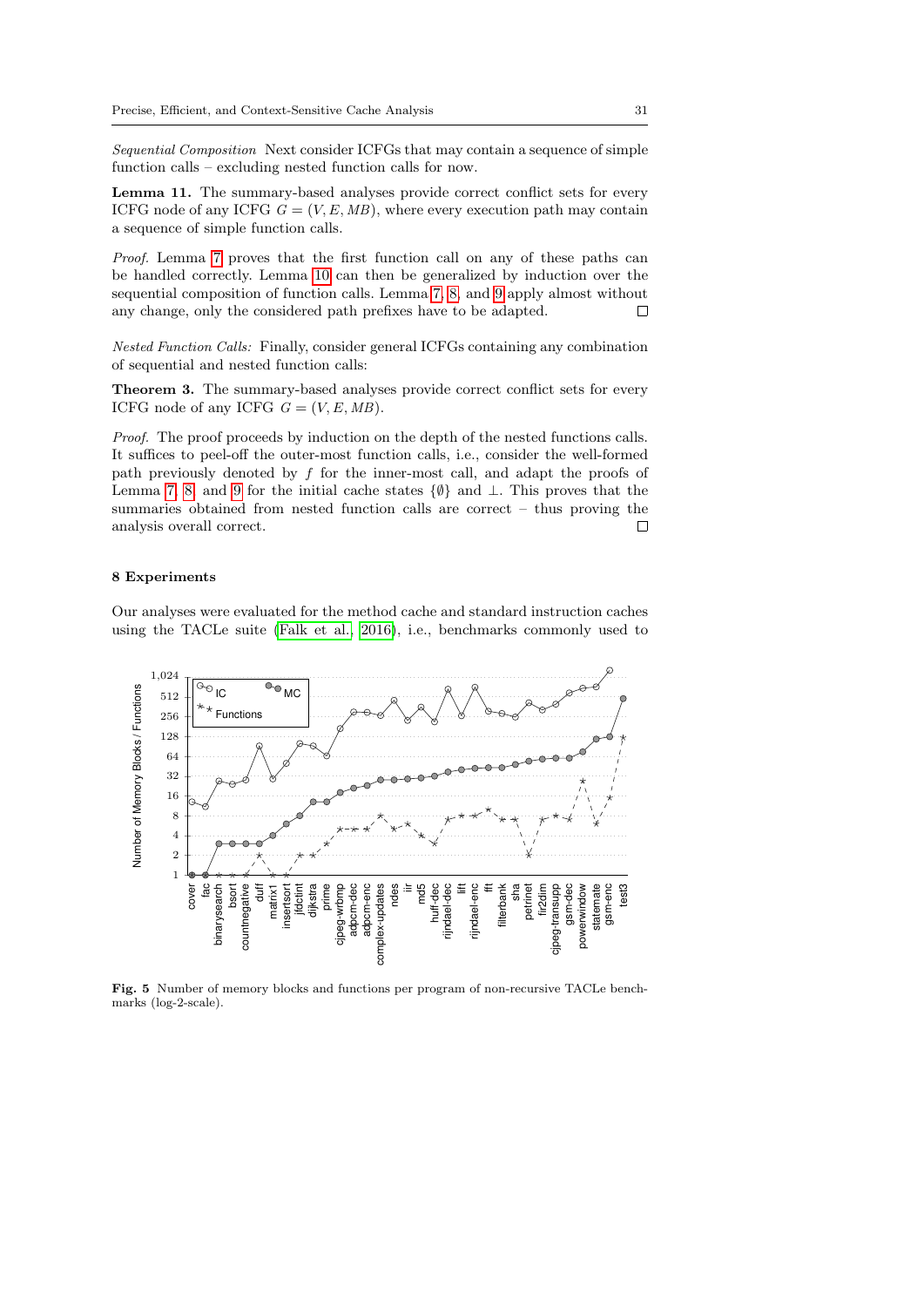*Sequential Composition* Next consider ICFGs that may contain a sequence of simple function calls – excluding nested function calls for now.

**Lemma 11.** The summary-based analyses provide correct conflict sets for every ICFG node of any ICFG $G = (V, E, MB)$, where every execution path may contain a sequence of simple function calls.

*Proof.* Lemma 7 proves that the first function call on any of these paths can be handled correctly. Lemma 10 can then be generalized by induction over the sequential composition of function calls. Lemma 7, 8, and 9 apply almost without any change, only the considered path prefixes have to be adapted. □

*Nested Function Calls:* Finally, consider general ICFGs containing any combination of sequential and nested function calls:

**Theorem 3.** The summary-based analyses provide correct conflict sets for every ICFG node of any ICFG $G = (V, E, MB)$.

*Proof.* The proof proceeds by induction on the depth of the nested functions calls. It suffices to peel-off the outer-most function calls, i.e., consider the well-formed path previously denoted by $f$ for the inner-most call, and adapt the proofs of Lemma 7, 8, and 9 for the initial cache states $\{\emptyset\}$ and $\perp$. This proves that the summaries obtained from nested function calls are correct – thus proving the analysis overall correct. □

## 8 Experiments

Our analyses were evaluated for the method cache and standard instruction caches using the TACLe suite (Falk et al., 2016), i.e., benchmarks commonly used to

**Fig. 5** Number of memory blocks and functions per program of non-recursive TACLe benchmarks (log-2-scale).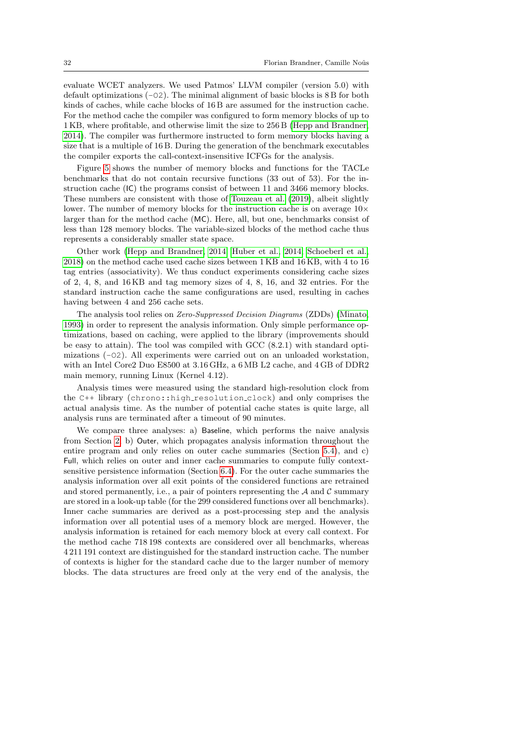evaluate WCET analyzers. We used Patmos' LLVM compiler (version 5.0) with default optimizations (`-O2`). The minimal alignment of basic blocks is 8 B for both kinds of caches, while cache blocks of 16 B are assumed for the instruction cache. For the method cache the compiler was configured to form memory blocks of up to 1 KB, where profitable, and otherwise limit the size to 256 B (Hepp and Brandner, 2014). The compiler was furthermore instructed to form memory blocks having a size that is a multiple of 16 B. During the generation of the benchmark executables the compiler exports the call-context-insensitive ICFGs for the analysis.

Figure 5 shows the number of memory blocks and functions for the TACLe benchmarks that do not contain recursive functions (33 out of 53). For the instruction cache (IC) the programs consist of between 11 and 3466 memory blocks. These numbers are consistent with those of Touzeau et al. (2019), albeit slightly lower. The number of memory blocks for the instruction cache is on average 10× larger than for the method cache (MC). Here, all, but one, benchmarks consist of less than 128 memory blocks. The variable-sized blocks of the method cache thus represents a considerably smaller state space.

Other work (Hepp and Brandner, 2014; Huber et al., 2014; Schoeberl et al., 2018) on the method cache used cache sizes between 1 KB and 16 KB, with 4 to 16 tag entries (associativity). We thus conduct experiments considering cache sizes of 2, 4, 8, and 16 KB and tag memory sizes of 4, 8, 16, and 32 entries. For the standard instruction cache the same configurations are used, resulting in caches having between 4 and 256 cache sets.

The analysis tool relies on *Zero-Suppressed Decision Diagrams* (ZDDs) (Minato, 1993) in order to represent the analysis information. Only simple performance optimizations, based on caching, were applied to the library (improvements should be easy to attain). The tool was compiled with GCC (8.2.1) with standard optimizations (`-O2`). All experiments were carried out on an unloaded workstation, with an Intel Core2 Duo E8500 at 3.16 GHz, a 6 MB L2 cache, and 4 GB of DDR2 main memory, running Linux (Kernel 4.12).

Analysis times were measured using the standard high-resolution clock from the `C++` library (`chrono::high_resolution_clock`) and only comprises the actual analysis time. As the number of potential cache states is quite large, all analysis runs are terminated after a timeout of 90 minutes.

We compare three analyses: a) Baseline, which performs the naive analysis from Section 2, b) Outer, which propagates analysis information throughout the entire program and only relies on outer cache summaries (Section 5.4), and c) Full, which relies on outer and inner cache summaries to compute fully context-sensitive persistence information (Section 6.4). For the outer cache summaries the analysis information over all exit points of the considered functions are retrained and stored permanently, i.e., a pair of pointers representing the $\mathcal{A}$ and $\mathcal{C}$ summary are stored in a look-up table (for the 299 considered functions over all benchmarks). Inner cache summaries are derived as a post-processing step and the analysis information over all potential uses of a memory block are merged. However, the analysis information is retained for each memory block at every call context. For the method cache 718 198 contexts are considered over all benchmarks, whereas 4 211 191 context are distinguished for the standard instruction cache. The number of contexts is higher for the standard cache due to the larger number of memory blocks. The data structures are freed only at the very end of the analysis, the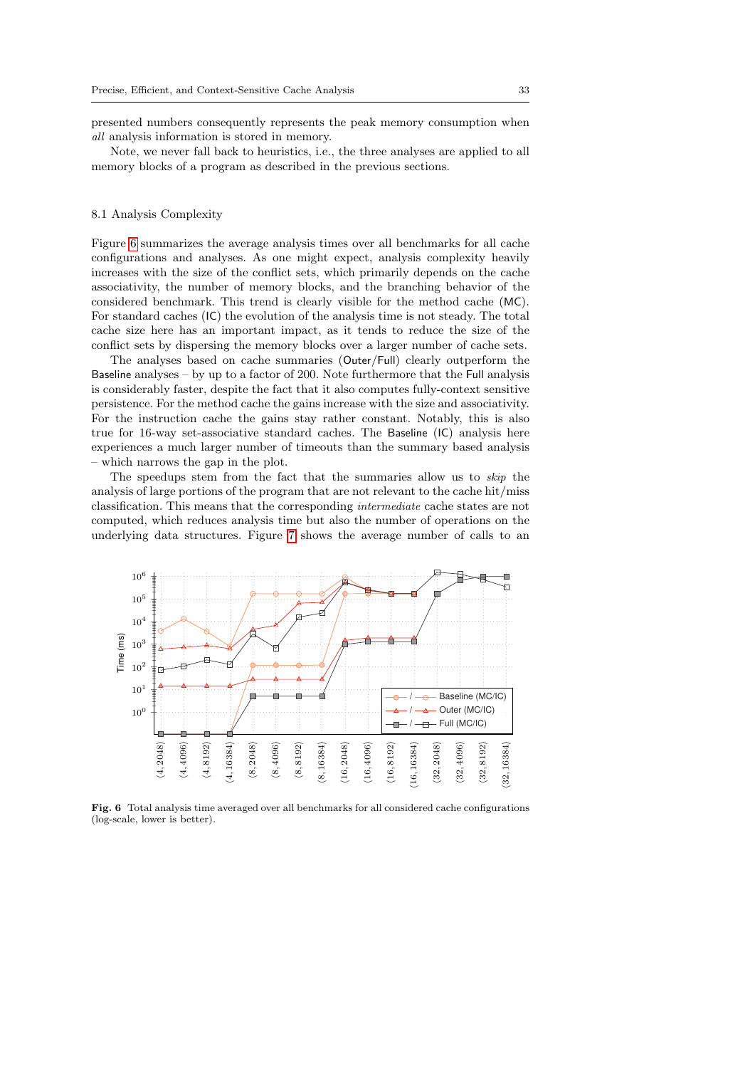presented numbers consequently represents the peak memory consumption when *all* analysis information is stored in memory.

Note, we never fall back to heuristics, i.e., the three analyses are applied to all memory blocks of a program as described in the previous sections.

### 8.1 Analysis Complexity

Figure 6 summarizes the average analysis times over all benchmarks for all cache configurations and analyses. As one might expect, analysis complexity heavily increases with the size of the conflict sets, which primarily depends on the cache associativity, the number of memory blocks, and the branching behavior of the considered benchmark. This trend is clearly visible for the method cache (MC). For standard caches (IC) the evolution of the analysis time is not steady. The total cache size here has an important impact, as it tends to reduce the size of the conflict sets by dispersing the memory blocks over a larger number of cache sets.

The analyses based on cache summaries (Outer/Full) clearly outperform the Baseline analyses – by up to a factor of 200. Note furthermore that the Full analysis is considerably faster, despite the fact that it also computes fully-context sensitive persistence. For the method cache the gains increase with the size and associativity. For the instruction cache the gains stay rather constant. Notably, this is also true for 16-way set-associative standard caches. The Baseline (IC) analysis here experiences a much larger number of timeouts than the summary based analysis – which narrows the gap in the plot.

The speedups stem from the fact that the summaries allow us to *skip* the analysis of large portions of the program that are not relevant to the cache hit/miss classification. This means that the corresponding *intermediate* cache states are not computed, which reduces analysis time but also the number of operations on the underlying data structures. Figure 7 shows the average number of calls to an

**Fig. 6** Total analysis time averaged over all benchmarks for all considered cache configurations (log-scale, lower is better).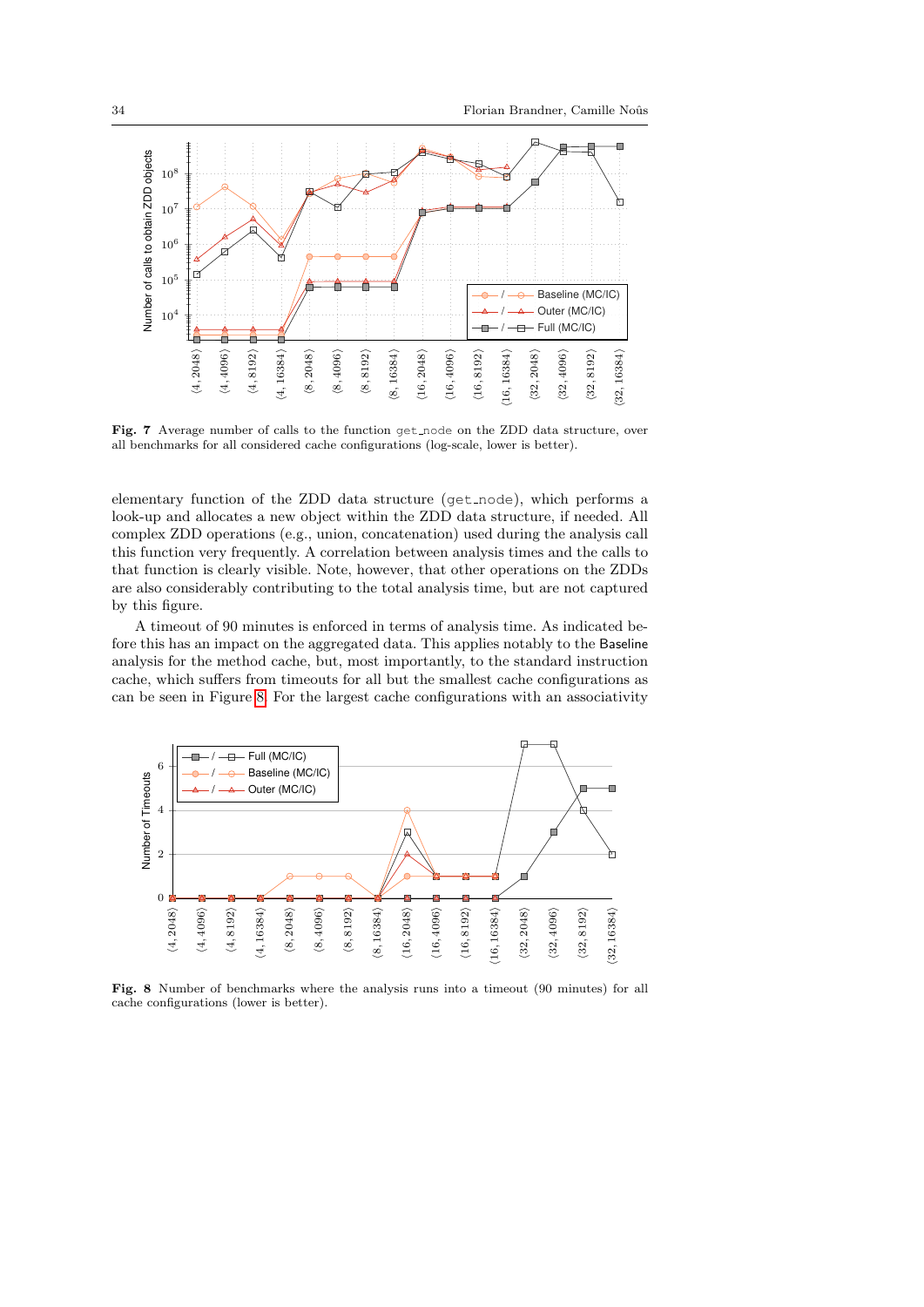**Fig. 7** Average number of calls to the function get_node on the ZDD data structure, over all benchmarks for all considered cache configurations (log-scale, lower is better).

elementary function of the ZDD data structure (get_node), which performs a look-up and allocates a new object within the ZDD data structure, if needed. All complex ZDD operations (e.g., union, concatenation) used during the analysis call this function very frequently. A correlation between analysis times and the calls to that function is clearly visible. Note, however, that other operations on the ZDDs are also considerably contributing to the total analysis time, but are not captured by this figure.

A timeout of 90 minutes is enforced in terms of analysis time. As indicated before this has an impact on the aggregated data. This applies notably to the Baseline analysis for the method cache, but, most importantly, to the standard instruction cache, which suffers from timeouts for all but the smallest cache configurations as can be seen in Figure 8. For the largest cache configurations with an associativity

**Fig. 8** Number of benchmarks where the analysis runs into a timeout (90 minutes) for all cache configurations (lower is better).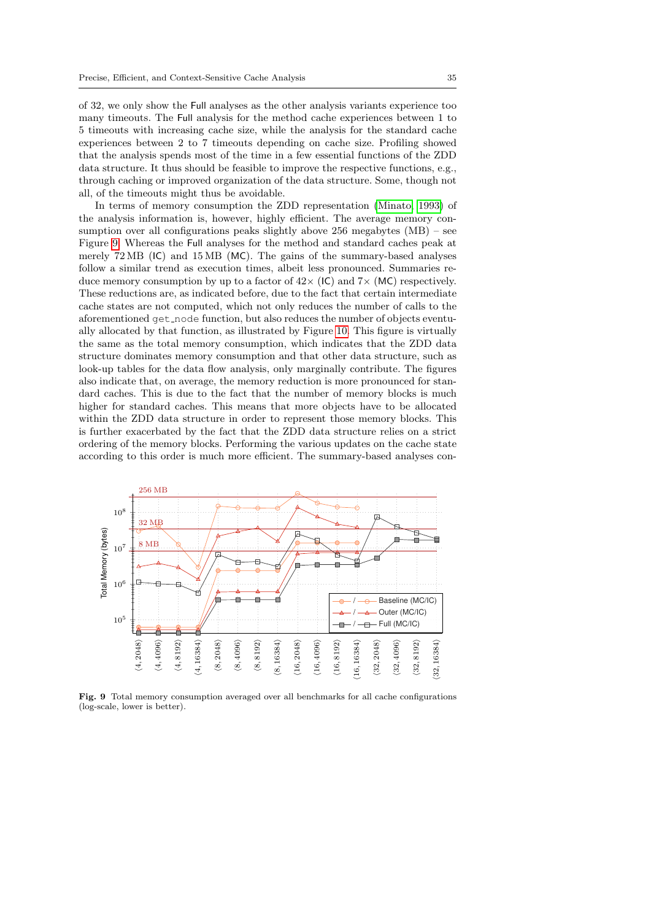of 32, we only show the Full analyses as the other analysis variants experience too many timeouts. The Full analysis for the method cache experiences between 1 to 5 timeouts with increasing cache size, while the analysis for the standard cache experiences between 2 to 7 timeouts depending on cache size. Profiling showed that the analysis spends most of the time in a few essential functions of the ZDD data structure. It thus should be feasible to improve the respective functions, e.g., through caching or improved organization of the data structure. Some, though not all, of the timeouts might thus be avoidable.

In terms of memory consumption the ZDD representation (Minato 1993) of the analysis information is, however, highly efficient. The average memory consumption over all configurations peaks slightly above 256 megabytes (MB) – see Figure 9. Whereas the Full analyses for the method and standard caches peak at merely 72 MB (IC) and 15 MB (MC). The gains of the summary-based analyses follow a similar trend as execution times, albeit less pronounced. Summaries reduce memory consumption by up to a factor of 42× (IC) and 7× (MC) respectively. These reductions are, as indicated before, due to the fact that certain intermediate cache states are not computed, which not only reduces the number of calls to the aforementioned get_node function, but also reduces the number of objects eventually allocated by that function, as illustrated by Figure 10. This figure is virtually the same as the total memory consumption, which indicates that the ZDD data structure dominates memory consumption and that other data structure, such as look-up tables for the data flow analysis, only marginally contribute. The figures also indicate that, on average, the memory reduction is more pronounced for standard caches. This is due to the fact that the number of memory blocks is much higher for standard caches. This means that more objects have to be allocated within the ZDD data structure in order to represent those memory blocks. This is further exacerbated by the fact that the ZDD data structure relies on a strict ordering of the memory blocks. Performing the various updates on the cache state according to this order is much more efficient. The summary-based analyses con-

**Fig. 9** Total memory consumption averaged over all benchmarks for all cache configurations (log-scale, lower is better).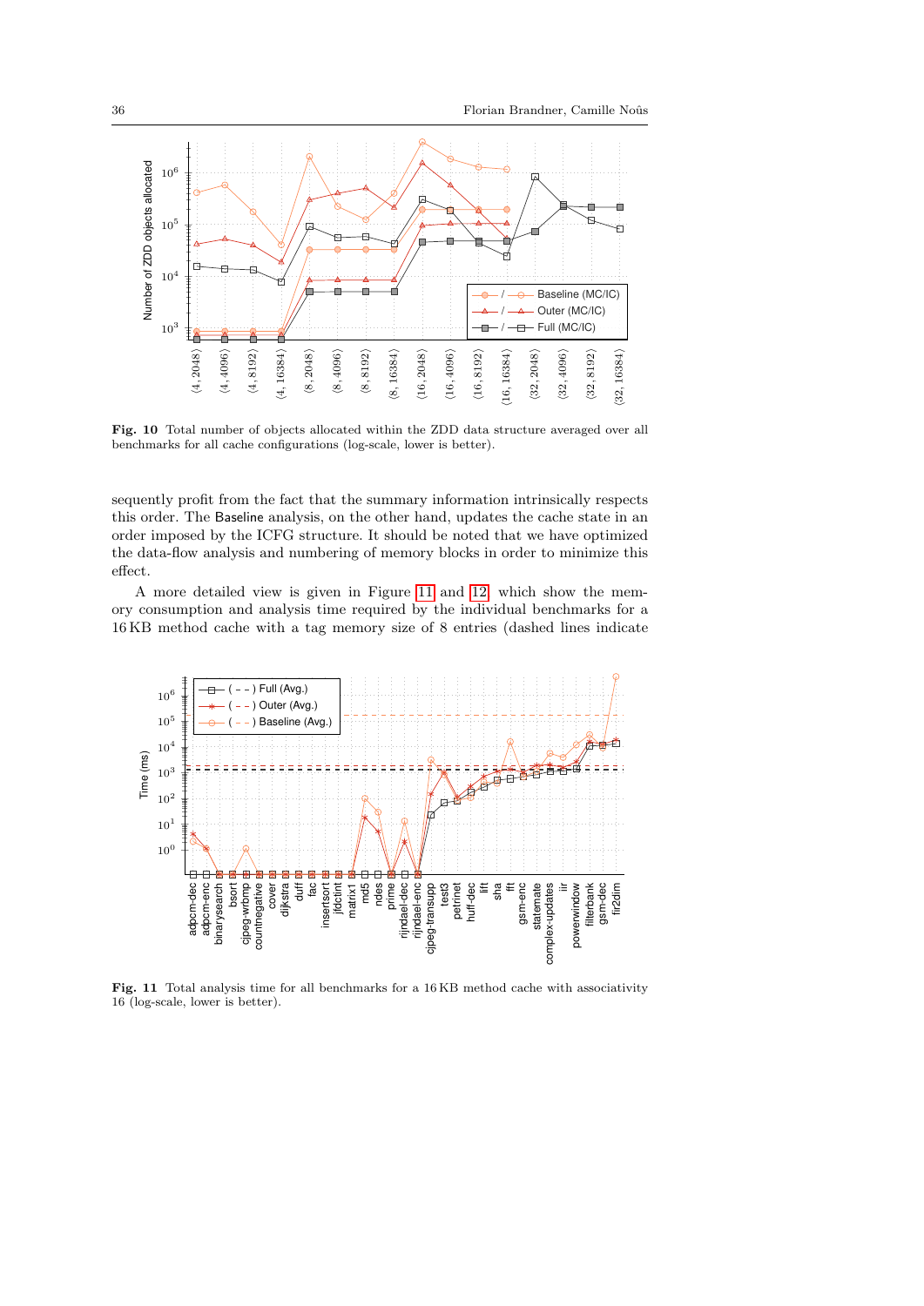**Fig. 10** Total number of objects allocated within the ZDD data structure averaged over all benchmarks for all cache configurations (log-scale, lower is better).

sequently profit from the fact that the summary information intrinsically respects this order. The Baseline analysis, on the other hand, updates the cache state in an order imposed by the ICFG structure. It should be noted that we have optimized the data-flow analysis and numbering of memory blocks in order to minimize this effect.

A more detailed view is given in Figure 11 and 12, which show the memory consumption and analysis time required by the individual benchmarks for a 16 KB method cache with a tag memory size of 8 entries (dashed lines indicate

**Fig. 11** Total analysis time for all benchmarks for a 16 KB method cache with associativity 16 (log-scale, lower is better).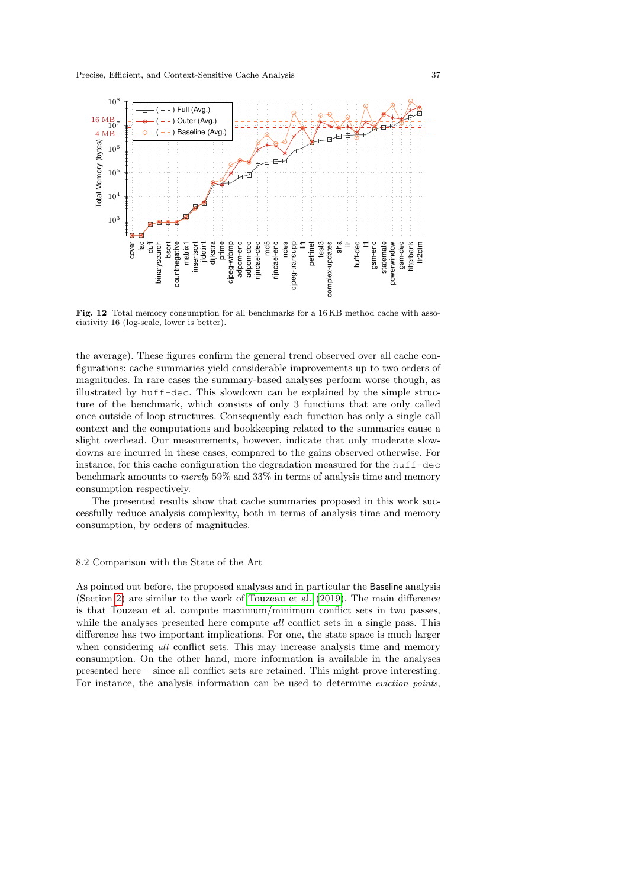**Fig. 12** Total memory consumption for all benchmarks for a 16 KB method cache with associativity 16 (log-scale, lower is better).

the average). These figures confirm the general trend observed over all cache configurations: cache summaries yield considerable improvements up to two orders of magnitudes. In rare cases the summary-based analyses perform worse though, as illustrated by huff-dec. This slowdown can be explained by the simple structure of the benchmark, which consists of only 3 functions that are only called once outside of loop structures. Consequently each function has only a single call context and the computations and bookkeeping related to the summaries cause a slight overhead. Our measurements, however, indicate that only moderate slowdowns are incurred in these cases, compared to the gains observed otherwise. For instance, for this cache configuration the degradation measured for the huff-dec benchmark amounts to *merely* 59% and 33% in terms of analysis time and memory consumption respectively.

The presented results show that cache summaries proposed in this work successfully reduce analysis complexity, both in terms of analysis time and memory consumption, by orders of magnitudes.

### 8.2 Comparison with the State of the Art

As pointed out before, the proposed analyses and in particular the Baseline analysis (Section 2) are similar to the work of Touzeau et al. (2019). The main difference is that Touzeau et al. compute maximum/minimum conflict sets in two passes, while the analyses presented here compute *all* conflict sets in a single pass. This difference has two important implications. For one, the state space is much larger when considering *all* conflict sets. This may increase analysis time and memory consumption. On the other hand, more information is available in the analyses presented here – since all conflict sets are retained. This might prove interesting. For instance, the analysis information can be used to determine *eviction points*,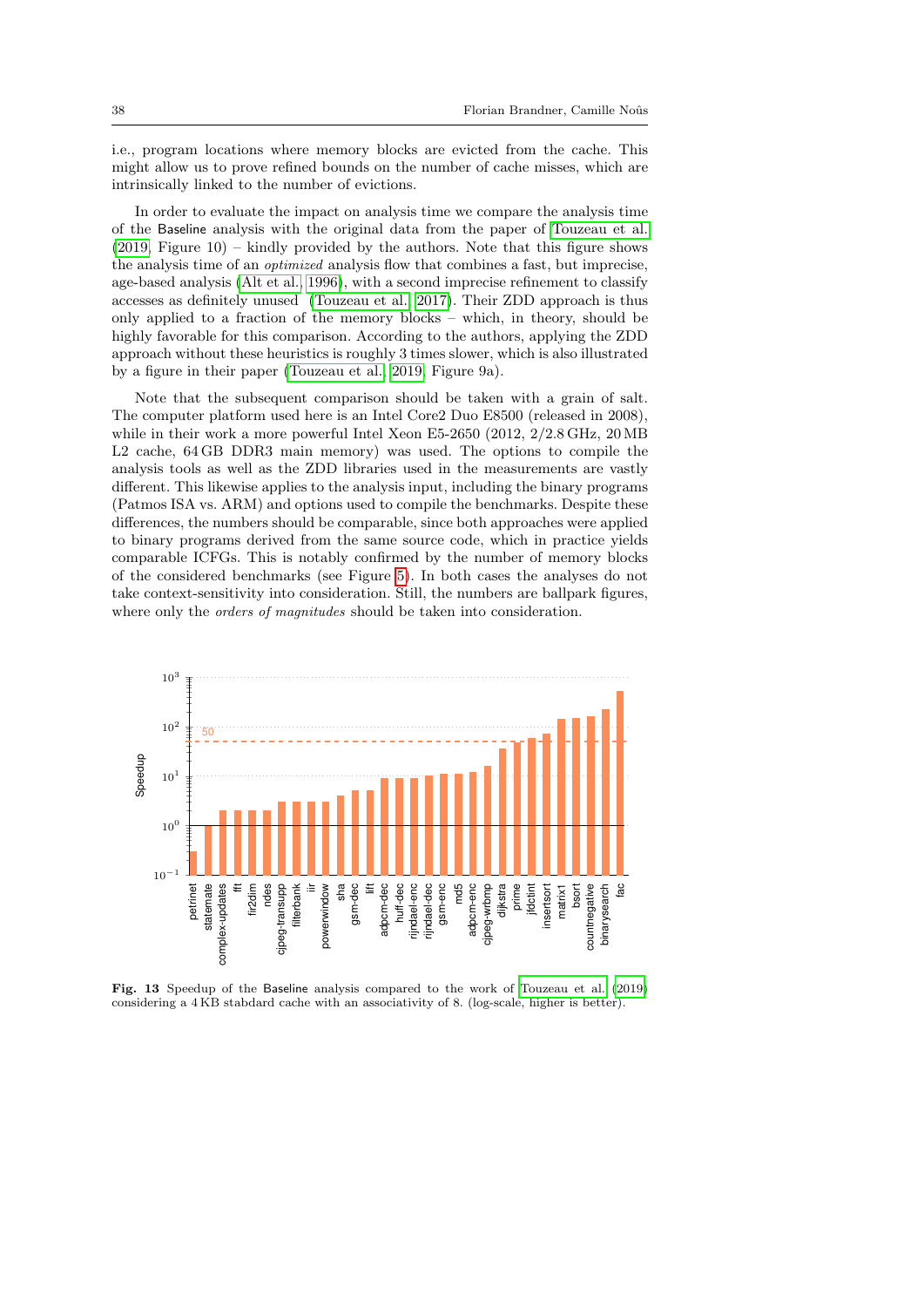i.e., program locations where memory blocks are evicted from the cache. This might allow us to prove refined bounds on the number of cache misses, which are intrinsically linked to the number of evictions.

In order to evaluate the impact on analysis time we compare the analysis time of the Baseline analysis with the original data from the paper of Touzeau et al. (2019, Figure 10) – kindly provided by the authors. Note that this figure shows the analysis time of an *optimized* analysis flow that combines a fast, but imprecise, age-based analysis (Alt et al., 1996), with a second imprecise refinement to classify accesses as definitely unused (Touzeau et al., 2017). Their ZDD approach is thus only applied to a fraction of the memory blocks – which, in theory, should be highly favorable for this comparison. According to the authors, applying the ZDD approach without these heuristics is roughly 3 times slower, which is also illustrated by a figure in their paper (Touzeau et al., 2019, Figure 9a).

Note that the subsequent comparison should be taken with a grain of salt. The computer platform used here is an Intel Core2 Duo E8500 (released in 2008), while in their work a more powerful Intel Xeon E5-2650 (2012, 2/2.8 GHz, 20 MB L2 cache, 64 GB DDR3 main memory) was used. The options to compile the analysis tools as well as the ZDD libraries used in the measurements are vastly different. This likewise applies to the analysis input, including the binary programs (Patmos ISA vs. ARM) and options used to compile the benchmarks. Despite these differences, the numbers should be comparable, since both approaches were applied to binary programs derived from the same source code, which in practice yields comparable ICFGs. This is notably confirmed by the number of memory blocks of the considered benchmarks (see Figure 5). In both cases the analyses do not take context-sensitivity into consideration. Still, the numbers are ballpark figures, where only the *orders of magnitudes* should be taken into consideration.

**Fig. 13** Speedup of the Baseline analysis compared to the work of Touzeau et al. (2019) considering a 4 KB stabdard cache with an associativity of 8. (log-scale, higher is better).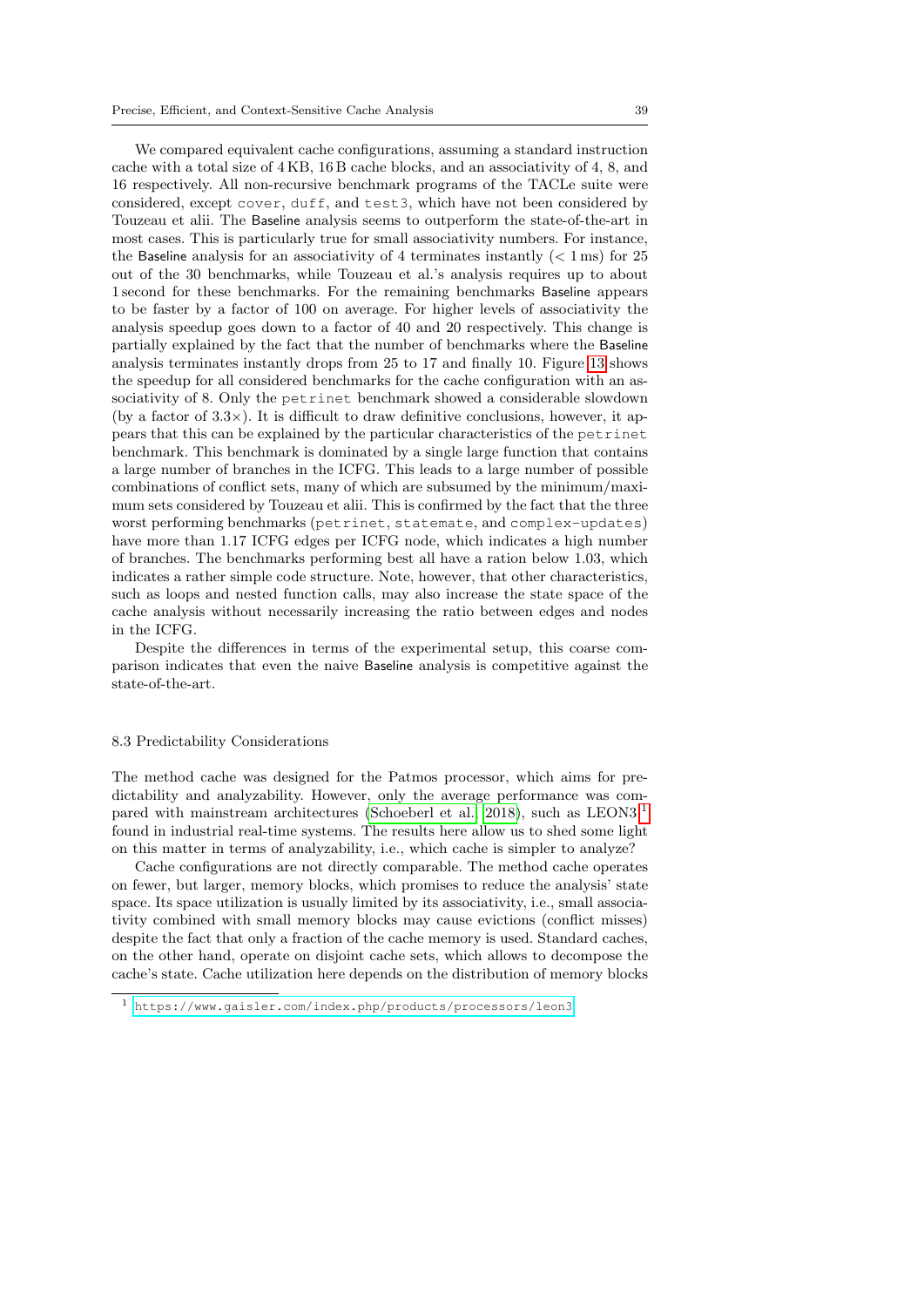We compared equivalent cache configurations, assuming a standard instruction cache with a total size of 4 KB, 16 B cache blocks, and an associativity of 4, 8, and 16 respectively. All non-recursive benchmark programs of the TACLe suite were considered, except `cover`, `duff`, and `test3`, which have not been considered by Touzeau et alii. The Baseline analysis seems to outperform the state-of-the-art in most cases. This is particularly true for small associativity numbers. For instance, the Baseline analysis for an associativity of 4 terminates instantly (< 1 ms) for 25 out of the 30 benchmarks, while Touzeau et al.'s analysis requires up to about 1 second for these benchmarks. For the remaining benchmarks Baseline appears to be faster by a factor of 100 on average. For higher levels of associativity the analysis speedup goes down to a factor of 40 and 20 respectively. This change is partially explained by the fact that the number of benchmarks where the Baseline analysis terminates instantly drops from 25 to 17 and finally 10. Figure 13 shows the speedup for all considered benchmarks for the cache configuration with an associativity of 8. Only the `petrinet` benchmark showed a considerable slowdown (by a factor of 3.3×). It is difficult to draw definitive conclusions, however, it appears that this can be explained by the particular characteristics of the `petrinet` benchmark. This benchmark is dominated by a single large function that contains a large number of branches in the ICFG. This leads to a large number of possible combinations of conflict sets, many of which are subsumed by the minimum/maximum sets considered by Touzeau et alii. This is confirmed by the fact that the three worst performing benchmarks (`petrinet`, `statemate`, and `complex-updates`) have more than 1.17 ICFG edges per ICFG node, which indicates a high number of branches. The benchmarks performing best all have a ration below 1.03, which indicates a rather simple code structure. Note, however, that other characteristics, such as loops and nested function calls, may also increase the state space of the cache analysis without necessarily increasing the ratio between edges and nodes in the ICFG.

Despite the differences in terms of the experimental setup, this coarse comparison indicates that even the naive Baseline analysis is competitive against the state-of-the-art.

### 8.3 Predictability Considerations

The method cache was designed for the Patmos processor, which aims for predictability and analyzability. However, only the average performance was compared with mainstream architectures (Schoeberl et al. 2018), such as LEON3[1] found in industrial real-time systems. The results here allow us to shed some light on this matter in terms of analyzability, i.e., which cache is simpler to analyze?

Cache configurations are not directly comparable. The method cache operates on fewer, but larger, memory blocks, which promises to reduce the analysis' state space. Its space utilization is usually limited by its associativity, i.e., small associativity combined with small memory blocks may cause evictions (conflict misses) despite the fact that only a fraction of the cache memory is used. Standard caches, on the other hand, operate on disjoint cache sets, which allows to decompose the cache's state. Cache utilization here depends on the distribution of memory blocks

[1] https://www.gaisler.com/index.php/products/processors/leon3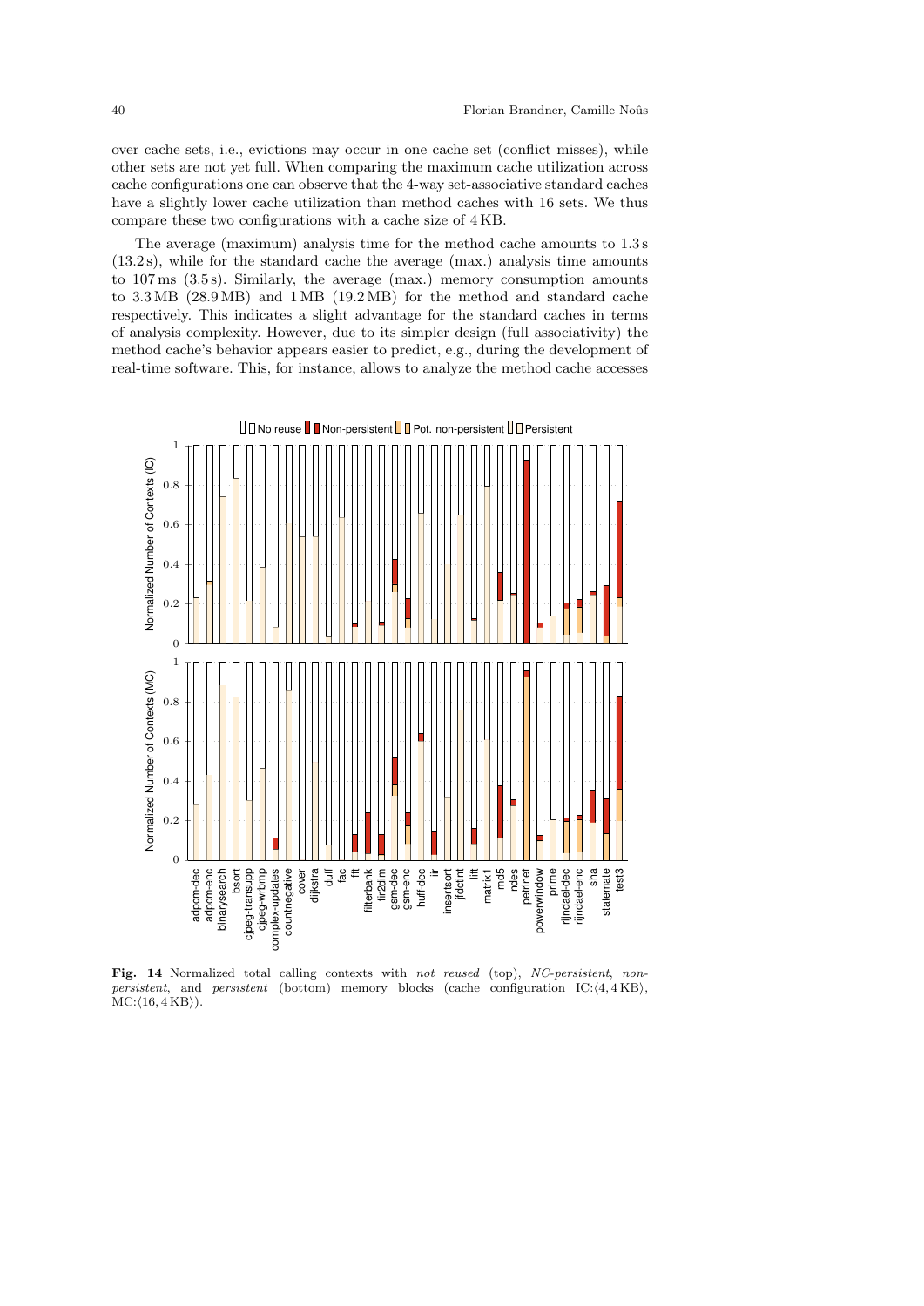over cache sets, i.e., evictions may occur in one cache set (conflict misses), while other sets are not yet full. When comparing the maximum cache utilization across cache configurations one can observe that the 4-way set-associative standard caches have a slightly lower cache utilization than method caches with 16 sets. We thus compare these two configurations with a cache size of 4 KB.

The average (maximum) analysis time for the method cache amounts to 1.3 s (13.2 s), while for the standard cache the average (max.) analysis time amounts to 107 ms (3.5 s). Similarly, the average (max.) memory consumption amounts to 3.3 MB (28.9 MB) and 1 MB (19.2 MB) for the method and standard cache respectively. This indicates a slight advantage for the standard caches in terms of analysis complexity. However, due to its simpler design (full associativity) the method cache's behavior appears easier to predict, e.g., during the development of real-time software. This, for instance, allows to analyze the method cache accesses

**Fig. 14** Normalized total calling contexts with *not reused* (top), *NC-persistent*, *non-persistent*, and *persistent* (bottom) memory blocks (cache configuration IC:$\langle 4, 4\,\text{KB}\rangle$, MC:$\langle 16, 4\,\text{KB}\rangle$).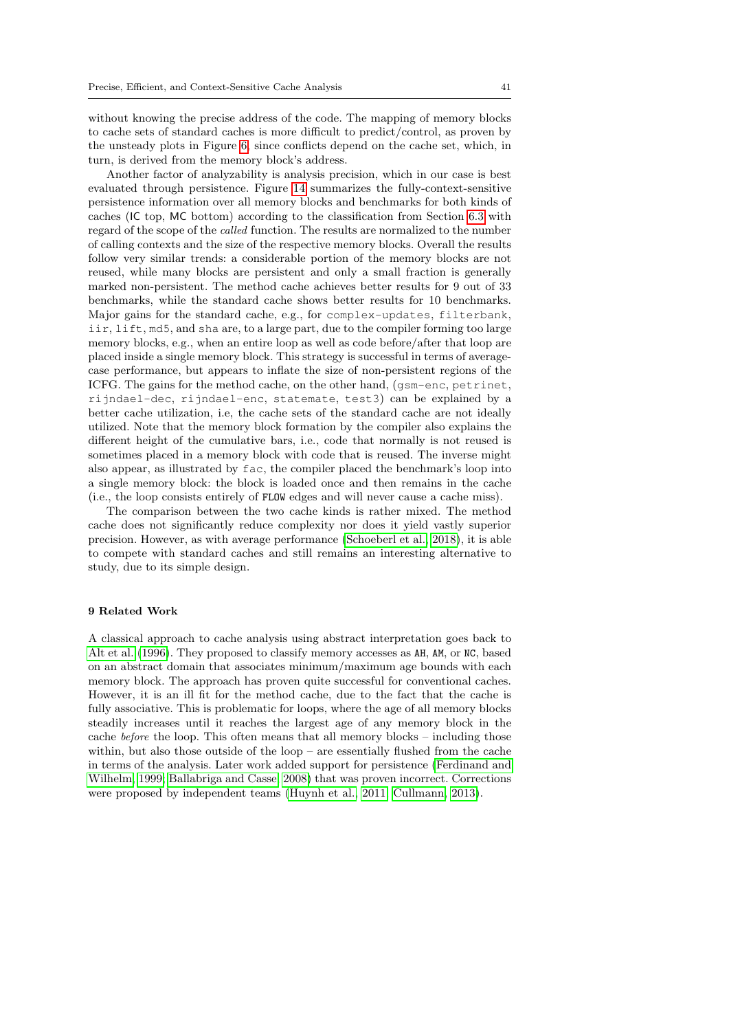without knowing the precise address of the code. The mapping of memory blocks to cache sets of standard caches is more difficult to predict/control, as proven by the unsteady plots in Figure 6, since conflicts depend on the cache set, which, in turn, is derived from the memory block's address.

Another factor of analyzability is analysis precision, which in our case is best evaluated through persistence. Figure 14 summarizes the fully-context-sensitive persistence information over all memory blocks and benchmarks for both kinds of caches (IC top, MC bottom) according to the classification from Section 6.3 with regard of the scope of the *called* function. The results are normalized to the number of calling contexts and the size of the respective memory blocks. Overall the results follow very similar trends: a considerable portion of the memory blocks are not reused, while many blocks are persistent and only a small fraction is generally marked non-persistent. The method cache achieves better results for 9 out of 33 benchmarks, while the standard cache shows better results for 10 benchmarks. Major gains for the standard cache, e.g., for `complex-updates`, `filterbank`, `iir`, `lift`, `md5`, and `sha` are, to a large part, due to the compiler forming too large memory blocks, e.g., when an entire loop as well as code before/after that loop are placed inside a single memory block. This strategy is successful in terms of average-case performance, but appears to inflate the size of non-persistent regions of the ICFG. The gains for the method cache, on the other hand, (`gsm-enc`, `petrinet`, `rijndael-dec`, `rijndael-enc`, `statemate`, `test3`) can be explained by a better cache utilization, i.e, the cache sets of the standard cache are not ideally utilized. Note that the memory block formation by the compiler also explains the different height of the cumulative bars, i.e., code that normally is not reused is sometimes placed in a memory block with code that is reused. The inverse might also appear, as illustrated by `fac`, the compiler placed the benchmark's loop into a single memory block: the block is loaded once and then remains in the cache (i.e., the loop consists entirely of FLOW edges and will never cause a cache miss).

The comparison between the two cache kinds is rather mixed. The method cache does not significantly reduce complexity nor does it yield vastly superior precision. However, as with average performance (Schoeberl et al., 2018), it is able to compete with standard caches and still remains an interesting alternative to study, due to its simple design.

## 9 Related Work

A classical approach to cache analysis using abstract interpretation goes back to Alt et al. (1996). They proposed to classify memory accesses as AH, AM, or NC, based on an abstract domain that associates minimum/maximum age bounds with each memory block. The approach has proven quite successful for conventional caches. However, it is an ill fit for the method cache, due to the fact that the cache is fully associative. This is problematic for loops, where the age of all memory blocks steadily increases until it reaches the largest age of any memory block in the cache *before* the loop. This often means that all memory blocks – including those within, but also those outside of the loop – are essentially flushed from the cache in terms of the analysis. Later work added support for persistence (Ferdinand and Wilhelm, 1999; Ballabriga and Casse, 2008) that was proven incorrect. Corrections were proposed by independent teams (Huynh et al., 2011; Cullmann, 2013).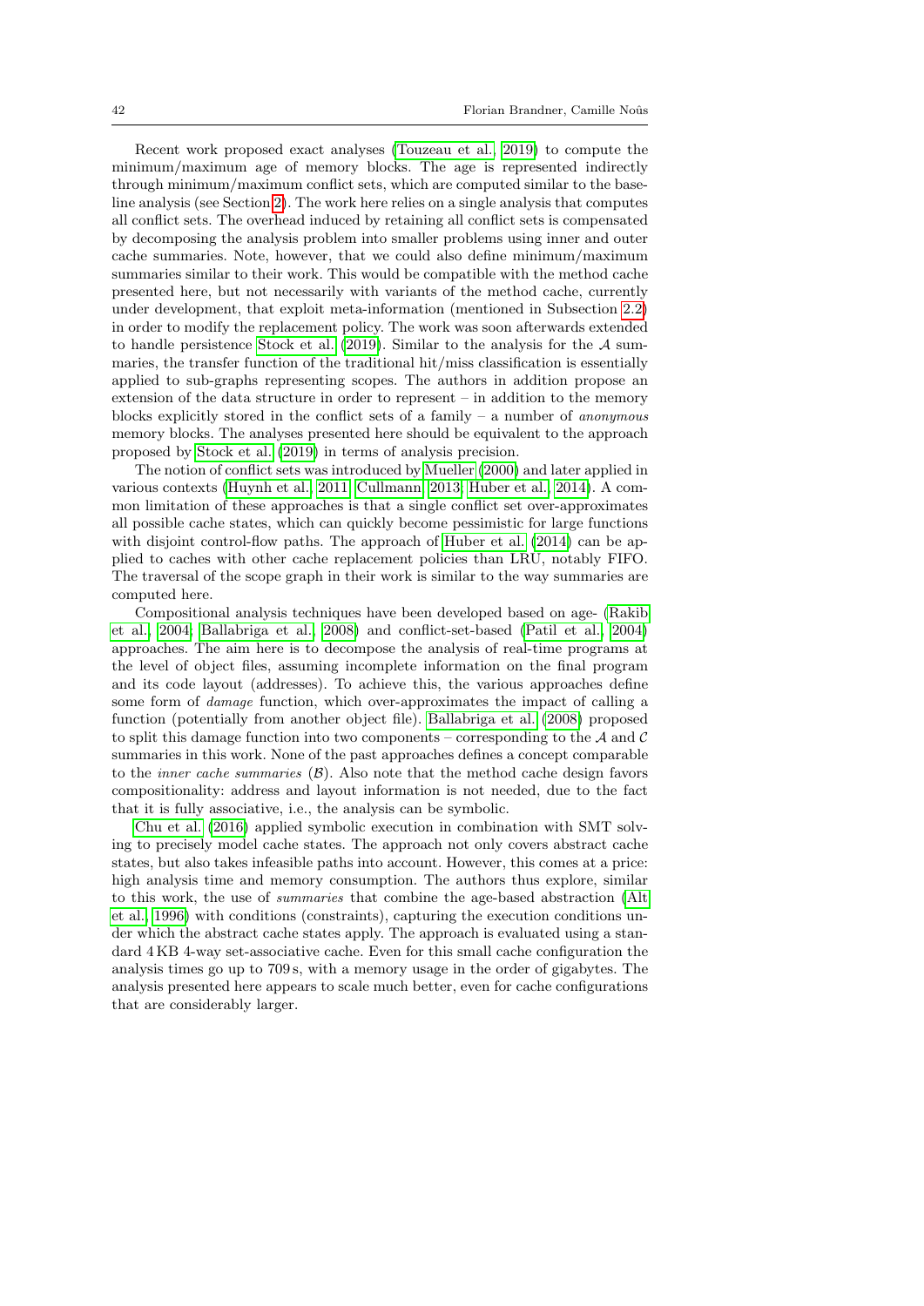Recent work proposed exact analyses (Touzeau et al., 2019) to compute the minimum/maximum age of memory blocks. The age is represented indirectly through minimum/maximum conflict sets, which are computed similar to the baseline analysis (see Section 2). The work here relies on a single analysis that computes all conflict sets. The overhead induced by retaining all conflict sets is compensated by decomposing the analysis problem into smaller problems using inner and outer cache summaries. Note, however, that we could also define minimum/maximum summaries similar to their work. This would be compatible with the method cache presented here, but not necessarily with variants of the method cache, currently under development, that exploit meta-information (mentioned in Subsection 2.2) in order to modify the replacement policy. The work was soon afterwards extended to handle persistence Stock et al. (2019). Similar to the analysis for the $\mathcal{A}$ summaries, the transfer function of the traditional hit/miss classification is essentially applied to sub-graphs representing scopes. The authors in addition propose an extension of the data structure in order to represent – in addition to the memory blocks explicitly stored in the conflict sets of a family – a number of *anonymous* memory blocks. The analyses presented here should be equivalent to the approach proposed by Stock et al. (2019) in terms of analysis precision.

The notion of conflict sets was introduced by Mueller (2000) and later applied in various contexts (Huynh et al., 2011; Cullmann, 2013; Huber et al., 2014). A common limitation of these approaches is that a single conflict set over-approximates all possible cache states, which can quickly become pessimistic for large functions with disjoint control-flow paths. The approach of Huber et al. (2014) can be applied to caches with other cache replacement policies than LRU, notably FIFO. The traversal of the scope graph in their work is similar to the way summaries are computed here.

Compositional analysis techniques have been developed based on age- (Rakib et al., 2004; Ballabriga et al., 2008) and conflict-set-based (Patil et al., 2004) approaches. The aim here is to decompose the analysis of real-time programs at the level of object files, assuming incomplete information on the final program and its code layout (addresses). To achieve this, the various approaches define some form of *damage* function, which over-approximates the impact of calling a function (potentially from another object file). Ballabriga et al. (2008) proposed to split this damage function into two components – corresponding to the $\mathcal{A}$ and $\mathcal{C}$ summaries in this work. None of the past approaches defines a concept comparable to the *inner cache summaries* ($\mathcal{B}$). Also note that the method cache design favors compositionality: address and layout information is not needed, due to the fact that it is fully associative, i.e., the analysis can be symbolic.

Chu et al. (2016) applied symbolic execution in combination with SMT solving to precisely model cache states. The approach not only covers abstract cache states, but also takes infeasible paths into account. However, this comes at a price: high analysis time and memory consumption. The authors thus explore, similar to this work, the use of *summaries* that combine the age-based abstraction (Alt et al., 1996) with conditions (constraints), capturing the execution conditions under which the abstract cache states apply. The approach is evaluated using a standard 4 KB 4-way set-associative cache. Even for this small cache configuration the analysis times go up to 709 s, with a memory usage in the order of gigabytes. The analysis presented here appears to scale much better, even for cache configurations that are considerably larger.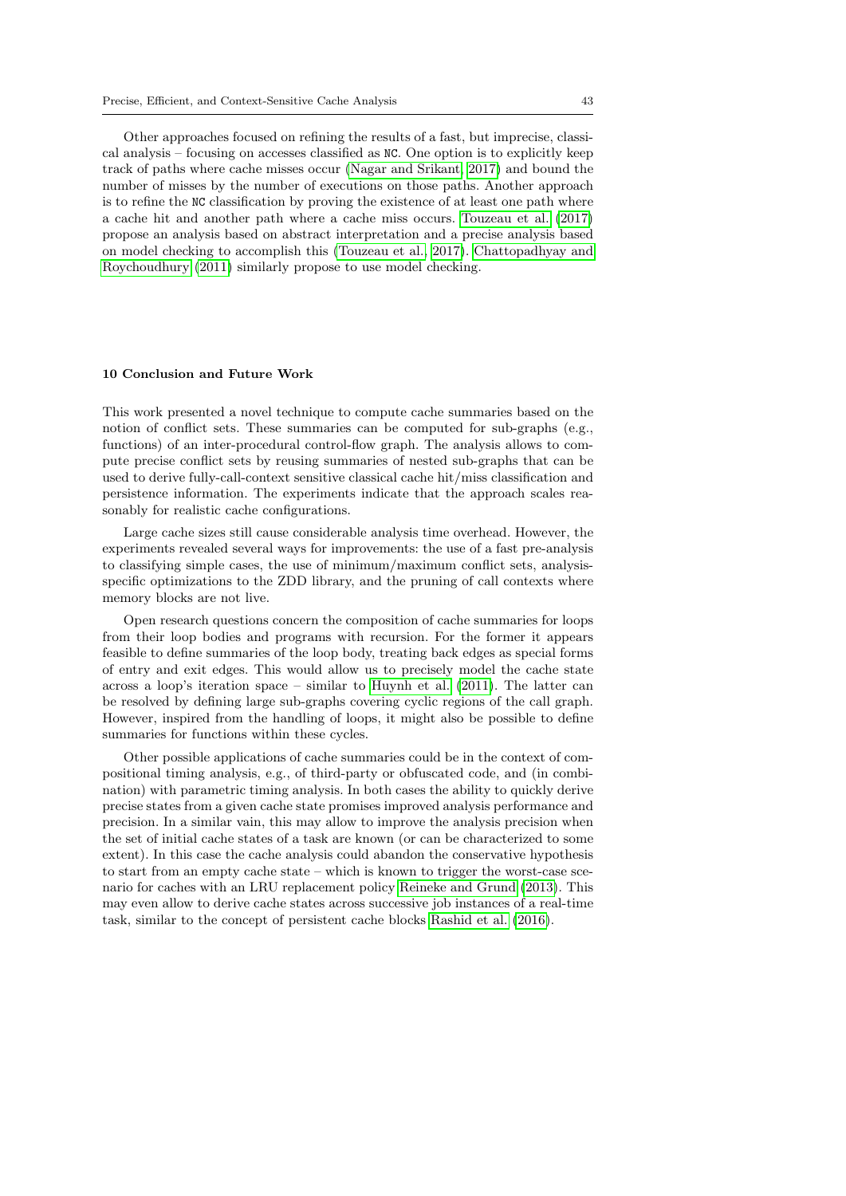Other approaches focused on refining the results of a fast, but imprecise, classical analysis – focusing on accesses classified as NC. One option is to explicitly keep track of paths where cache misses occur (Nagar and Srikant, 2017) and bound the number of misses by the number of executions on those paths. Another approach is to refine the NC classification by proving the existence of at least one path where a cache hit and another path where a cache miss occurs. Touzeau et al. (2017) propose an analysis based on abstract interpretation and a precise analysis based on model checking to accomplish this (Touzeau et al., 2017). Chattopadhyay and Roychoudhury (2011) similarly propose to use model checking.

## 10 Conclusion and Future Work

This work presented a novel technique to compute cache summaries based on the notion of conflict sets. These summaries can be computed for sub-graphs (e.g., functions) of an inter-procedural control-flow graph. The analysis allows to compute precise conflict sets by reusing summaries of nested sub-graphs that can be used to derive fully-call-context sensitive classical cache hit/miss classification and persistence information. The experiments indicate that the approach scales reasonably for realistic cache configurations.

Large cache sizes still cause considerable analysis time overhead. However, the experiments revealed several ways for improvements: the use of a fast pre-analysis to classifying simple cases, the use of minimum/maximum conflict sets, analysis-specific optimizations to the ZDD library, and the pruning of call contexts where memory blocks are not live.

Open research questions concern the composition of cache summaries for loops from their loop bodies and programs with recursion. For the former it appears feasible to define summaries of the loop body, treating back edges as special forms of entry and exit edges. This would allow us to precisely model the cache state across a loop's iteration space – similar to Huynh et al. (2011). The latter can be resolved by defining large sub-graphs covering cyclic regions of the call graph. However, inspired from the handling of loops, it might also be possible to define summaries for functions within these cycles.

Other possible applications of cache summaries could be in the context of compositional timing analysis, e.g., of third-party or obfuscated code, and (in combination) with parametric timing analysis. In both cases the ability to quickly derive precise states from a given cache state promises improved analysis performance and precision. In a similar vain, this may allow to improve the analysis precision when the set of initial cache states of a task are known (or can be characterized to some extent). In this case the cache analysis could abandon the conservative hypothesis to start from an empty cache state – which is known to trigger the worst-case scenario for caches with an LRU replacement policy Reineke and Grund (2013). This may even allow to derive cache states across successive job instances of a real-time task, similar to the concept of persistent cache blocks Rashid et al. (2016).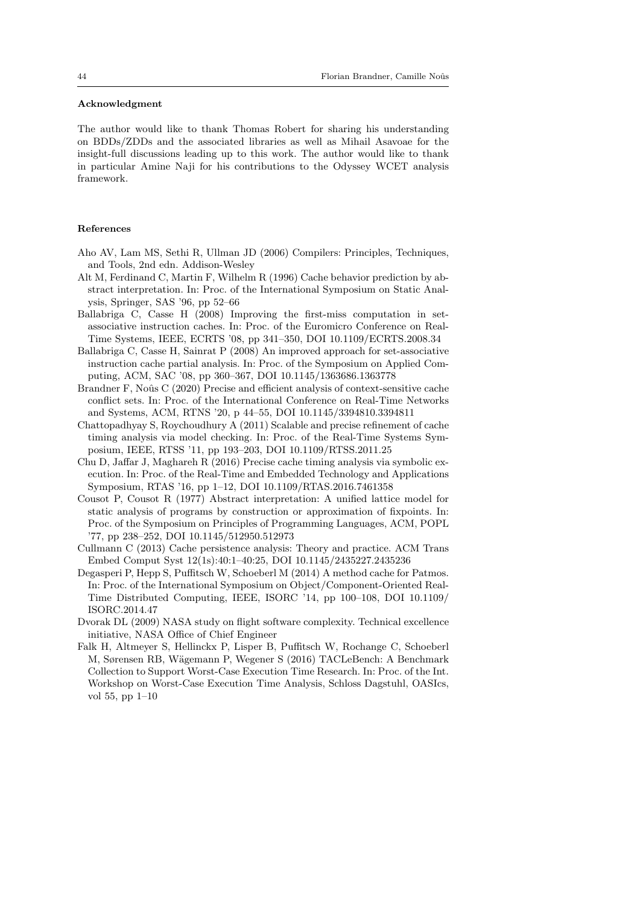#### Acknowledgment

The author would like to thank Thomas Robert for sharing his understanding on BDDs/ZDDs and the associated libraries as well as Mihail Asavoae for the insight-full discussions leading up to this work. The author would like to thank in particular Amine Naji for his contributions to the Odyssey WCET analysis framework.

#### References

Aho AV, Lam MS, Sethi R, Ullman JD (2006) Compilers: Principles, Techniques, and Tools, 2nd edn. Addison-Wesley

Alt M, Ferdinand C, Martin F, Wilhelm R (1996) Cache behavior prediction by abstract interpretation. In: Proc. of the International Symposium on Static Analysis, Springer, SAS '96, pp 52–66

Ballabriga C, Casse H (2008) Improving the first-miss computation in set-associative instruction caches. In: Proc. of the Euromicro Conference on Real-Time Systems, IEEE, ECRTS '08, pp 341–350, DOI 10.1109/ECRTS.2008.34

Ballabriga C, Casse H, Sainrat P (2008) An improved approach for set-associative instruction cache partial analysis. In: Proc. of the Symposium on Applied Computing, ACM, SAC '08, pp 360–367, DOI 10.1145/1363686.1363778

Brandner F, Noûs C (2020) Precise and efficient analysis of context-sensitive cache conflict sets. In: Proc. of the International Conference on Real-Time Networks and Systems, ACM, RTNS '20, p 44–55, DOI 10.1145/3394810.3394811

Chattopadhyay S, Roychoudhury A (2011) Scalable and precise refinement of cache timing analysis via model checking. In: Proc. of the Real-Time Systems Symposium, IEEE, RTSS '11, pp 193–203, DOI 10.1109/RTSS.2011.25

Chu D, Jaffar J, Maghareh R (2016) Precise cache timing analysis via symbolic execution. In: Proc. of the Real-Time and Embedded Technology and Applications Symposium, RTAS '16, pp 1–12, DOI 10.1109/RTAS.2016.7461358

Cousot P, Cousot R (1977) Abstract interpretation: A unified lattice model for static analysis of programs by construction or approximation of fixpoints. In: Proc. of the Symposium on Principles of Programming Languages, ACM, POPL '77, pp 238–252, DOI 10.1145/512950.512973

Cullmann C (2013) Cache persistence analysis: Theory and practice. ACM Trans Embed Comput Syst 12(1s):40:1–40:25, DOI 10.1145/2435227.2435236

Degasperi P, Hepp S, Puffitsch W, Schoeberl M (2014) A method cache for Patmos. In: Proc. of the International Symposium on Object/Component-Oriented Real-Time Distributed Computing, IEEE, ISORC '14, pp 100–108, DOI 10.1109/ISORC.2014.47

Dvorak DL (2009) NASA study on flight software complexity. Technical excellence initiative, NASA Office of Chief Engineer

Falk H, Altmeyer S, Hellinckx P, Lisper B, Puffitsch W, Rochange C, Schoeberl M, Sørensen RB, Wägemann P, Wegener S (2016) TACLeBench: A Benchmark Collection to Support Worst-Case Execution Time Research. In: Proc. of the Int. Workshop on Worst-Case Execution Time Analysis, Schloss Dagstuhl, OASIcs, vol 55, pp 1–10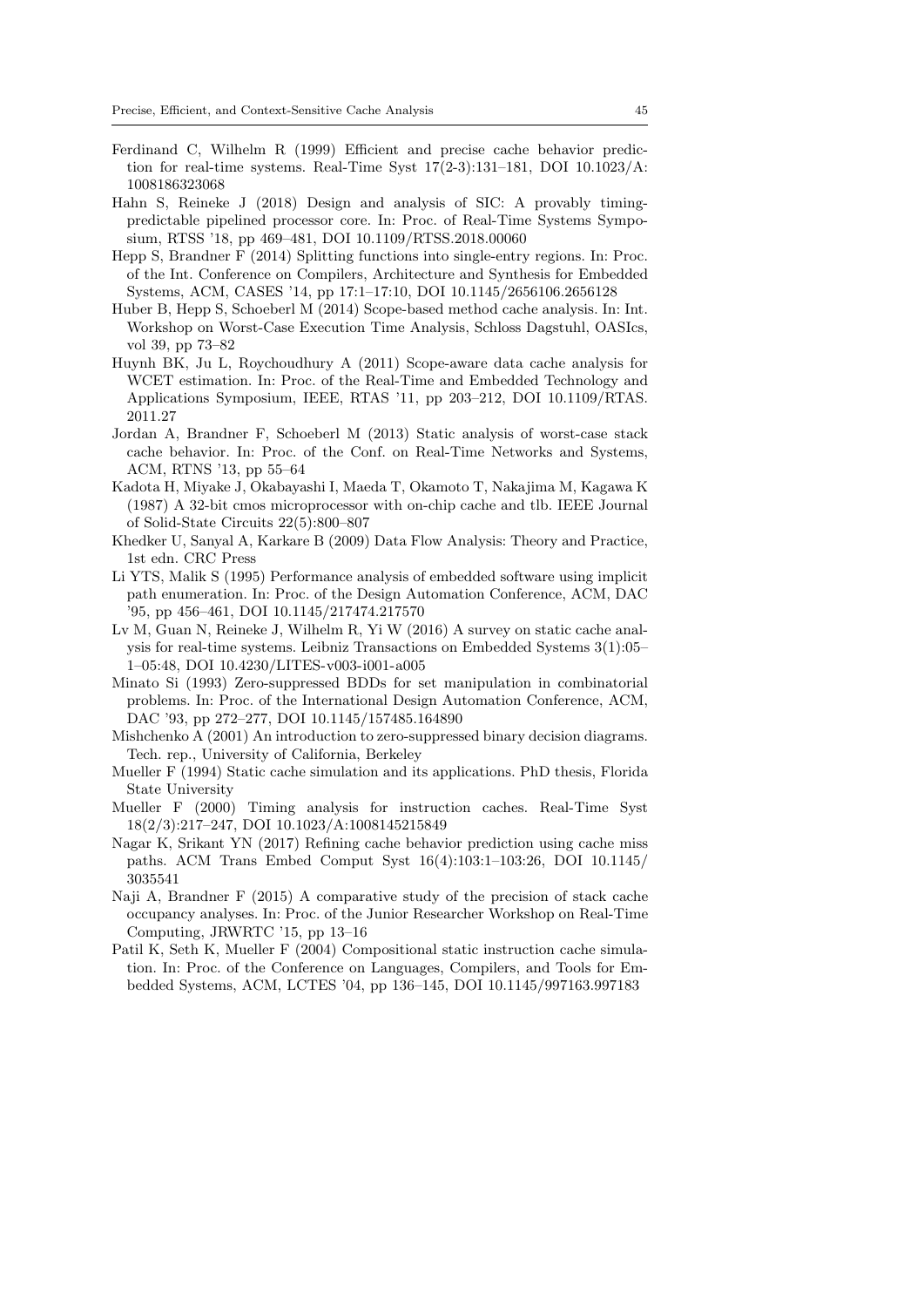Ferdinand C, Wilhelm R (1999) Efficient and precise cache behavior prediction for real-time systems. Real-Time Syst 17(2-3):131–181, DOI 10.1023/A:1008186323068

Hahn S, Reineke J (2018) Design and analysis of SIC: A provably timing-predictable pipelined processor core. In: Proc. of Real-Time Systems Symposium, RTSS '18, pp 469–481, DOI 10.1109/RTSS.2018.00060

Hepp S, Brandner F (2014) Splitting functions into single-entry regions. In: Proc. of the Int. Conference on Compilers, Architecture and Synthesis for Embedded Systems, ACM, CASES '14, pp 17:1–17:10, DOI 10.1145/2656106.2656128

Huber B, Hepp S, Schoeberl M (2014) Scope-based method cache analysis. In: Int. Workshop on Worst-Case Execution Time Analysis, Schloss Dagstuhl, OASIcs, vol 39, pp 73–82

Huynh BK, Ju L, Roychoudhury A (2011) Scope-aware data cache analysis for WCET estimation. In: Proc. of the Real-Time and Embedded Technology and Applications Symposium, IEEE, RTAS '11, pp 203–212, DOI 10.1109/RTAS.2011.27

Jordan A, Brandner F, Schoeberl M (2013) Static analysis of worst-case stack cache behavior. In: Proc. of the Conf. on Real-Time Networks and Systems, ACM, RTNS '13, pp 55–64

Kadota H, Miyake J, Okabayashi I, Maeda T, Okamoto T, Nakajima M, Kagawa K (1987) A 32-bit cmos microprocessor with on-chip cache and tlb. IEEE Journal of Solid-State Circuits 22(5):800–807

Khedker U, Sanyal A, Karkare B (2009) Data Flow Analysis: Theory and Practice, 1st edn. CRC Press

Li YTS, Malik S (1995) Performance analysis of embedded software using implicit path enumeration. In: Proc. of the Design Automation Conference, ACM, DAC '95, pp 456–461, DOI 10.1145/217474.217570

Lv M, Guan N, Reineke J, Wilhelm R, Yi W (2016) A survey on static cache analysis for real-time systems. Leibniz Transactions on Embedded Systems 3(1):05–1–05:48, DOI 10.4230/LITES-v003-i001-a005

Minato Si (1993) Zero-suppressed BDDs for set manipulation in combinatorial problems. In: Proc. of the International Design Automation Conference, ACM, DAC '93, pp 272–277, DOI 10.1145/157485.164890

Mishchenko A (2001) An introduction to zero-suppressed binary decision diagrams. Tech. rep., University of California, Berkeley

Mueller F (1994) Static cache simulation and its applications. PhD thesis, Florida State University

Mueller F (2000) Timing analysis for instruction caches. Real-Time Syst 18(2/3):217–247, DOI 10.1023/A:1008145215849

Nagar K, Srikant YN (2017) Refining cache behavior prediction using cache miss paths. ACM Trans Embed Comput Syst 16(4):103:1–103:26, DOI 10.1145/3035541

Naji A, Brandner F (2015) A comparative study of the precision of stack cache occupancy analyses. In: Proc. of the Junior Researcher Workshop on Real-Time Computing, JRWRTC '15, pp 13–16

Patil K, Seth K, Mueller F (2004) Compositional static instruction cache simulation. In: Proc. of the Conference on Languages, Compilers, and Tools for Embedded Systems, ACM, LCTES '04, pp 136–145, DOI 10.1145/997163.997183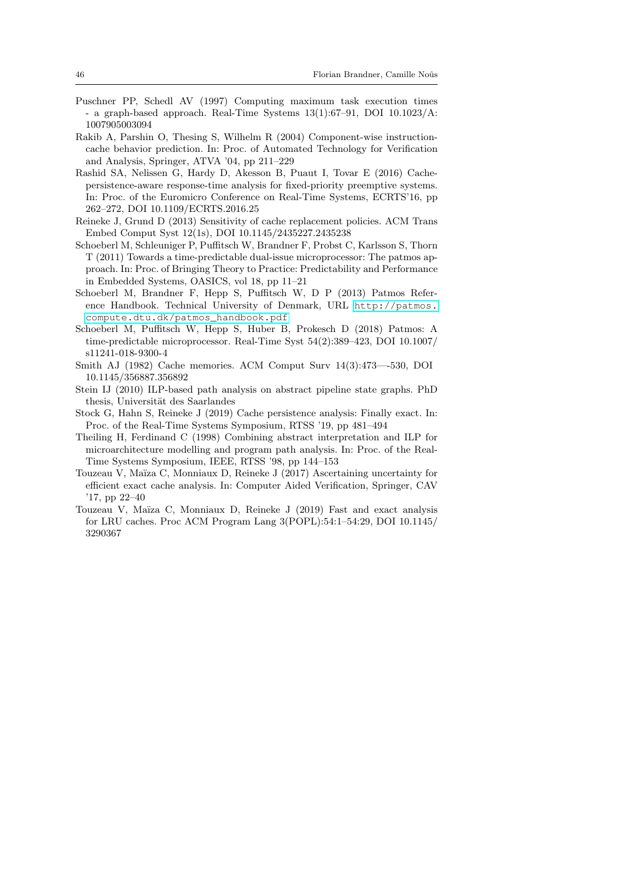Puschner PP, Schedl AV (1997) Computing maximum task execution times - a graph-based approach. Real-Time Systems 13(1):67–91, DOI 10.1023/A:1007905003094

Rakib A, Parshin O, Thesing S, Wilhelm R (2004) Component-wise instruction-cache behavior prediction. In: Proc. of Automated Technology for Verification and Analysis, Springer, ATVA '04, pp 211–229

Rashid SA, Nelissen G, Hardy D, Akesson B, Puaut I, Tovar E (2016) Cache-persistence-aware response-time analysis for fixed-priority preemptive systems. In: Proc. of the Euromicro Conference on Real-Time Systems, ECRTS'16, pp 262–272, DOI 10.1109/ECRTS.2016.25

Reineke J, Grund D (2013) Sensitivity of cache replacement policies. ACM Trans Embed Comput Syst 12(1s), DOI 10.1145/2435227.2435238

Schoeberl M, Schleuniger P, Puffitsch W, Brandner F, Probst C, Karlsson S, Thorn T (2011) Towards a time-predictable dual-issue microprocessor: The patmos approach. In: Proc. of Bringing Theory to Practice: Predictability and Performance in Embedded Systems, OASICS, vol 18, pp 11–21

Schoeberl M, Brandner F, Hepp S, Puffitsch W, D P (2013) Patmos Reference Handbook. Technical University of Denmark, URL http://patmos.compute.dtu.dk/patmos_handbook.pdf

Schoeberl M, Puffitsch W, Hepp S, Huber B, Prokesch D (2018) Patmos: A time-predictable microprocessor. Real-Time Syst 54(2):389–423, DOI 10.1007/s11241-018-9300-4

Smith AJ (1982) Cache memories. ACM Comput Surv 14(3):473—-530, DOI 10.1145/356887.356892

Stein IJ (2010) ILP-based path analysis on abstract pipeline state graphs. PhD thesis, Universität des Saarlandes

Stock G, Hahn S, Reineke J (2019) Cache persistence analysis: Finally exact. In: Proc. of the Real-Time Systems Symposium, RTSS '19, pp 481–494

Theiling H, Ferdinand C (1998) Combining abstract interpretation and ILP for microarchitecture modelling and program path analysis. In: Proc. of the Real-Time Systems Symposium, IEEE, RTSS '98, pp 144–153

Touzeau V, Maïza C, Monniaux D, Reineke J (2017) Ascertaining uncertainty for efficient exact cache analysis. In: Computer Aided Verification, Springer, CAV '17, pp 22–40

Touzeau V, Maïza C, Monniaux D, Reineke J (2019) Fast and exact analysis for LRU caches. Proc ACM Program Lang 3(POPL):54:1–54:29, DOI 10.1145/3290367